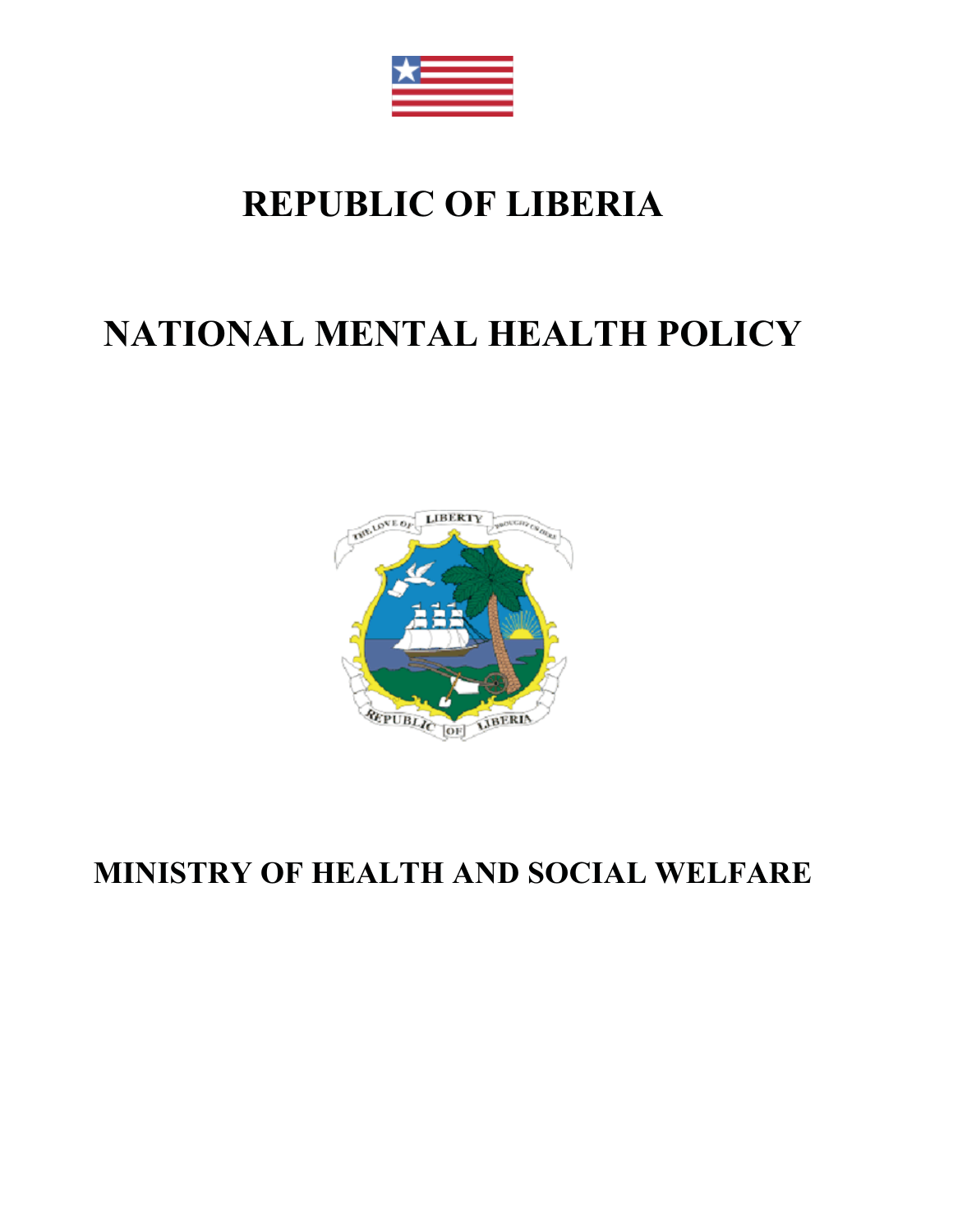# REPUBLIC OF LIBERIA

# NATIONAL MENTAL HEALTH POLICY

## MINISTRY OF HEALTH AND SOCIAL WELFARE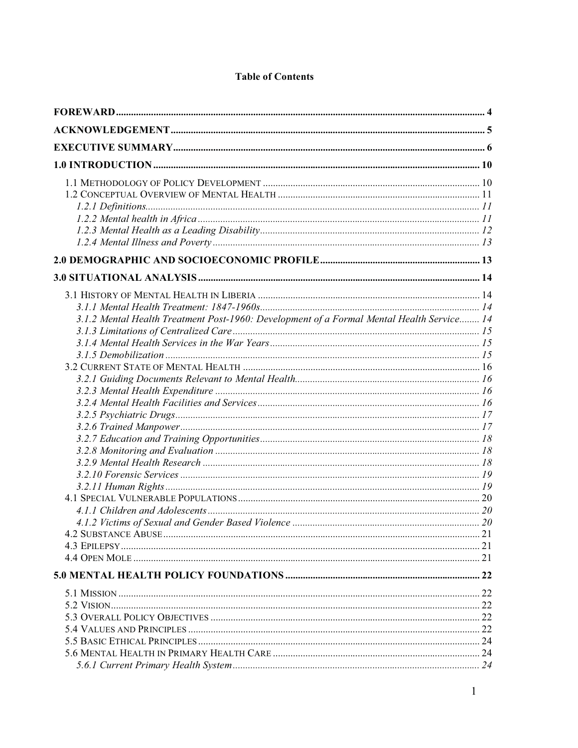**Table of Contents**

**FOREWARD** .......... 4

**ACKNOWLEDGEMENT** .......... 5

**EXECUTIVE SUMMARY** .......... 6

**1.0 INTRODUCTION** .......... 10

- 1.1 Methodology of Policy Development .......... 10
- 1.2 Conceptual Overview of Mental Health .......... 11
  - *1.2.1 Definitions* .......... *11*
  - *1.2.2 Mental health in Africa* .......... *11*
  - *1.2.3 Mental Health as a Leading Disability* .......... *12*
  - *1.2.4 Mental Illness and Poverty* .......... *13*

**2.0 DEMOGRAPHIC AND SOCIOECONOMIC PROFILE** .......... 13

**3.0 SITUATIONAL ANALYSIS** .......... 14

- 3.1 History of Mental Health in Liberia .......... 14
  - *3.1.1 Mental Health Treatment: 1847-1960s* .......... *14*
  - *3.1.2 Mental Health Treatment Post-1960: Development of a Formal Mental Health Service* .......... *14*
  - *3.1.3 Limitations of Centralized Care* .......... *15*
  - *3.1.4 Mental Health Services in the War Years* .......... *15*
  - *3.1.5 Demobilization* .......... *15*
- 3.2 Current State of Mental Health .......... 16
  - *3.2.1 Guiding Documents Relevant to Mental Health* .......... *16*
  - *3.2.3 Mental Health Expenditure* .......... *16*
  - *3.2.4 Mental Health Facilities and Services* .......... *16*
  - *3.2.5 Psychiatric Drugs* .......... *17*
  - *3.2.6 Trained Manpower* .......... *17*
  - *3.2.7 Education and Training Opportunities* .......... *18*
  - *3.2.8 Monitoring and Evaluation* .......... *18*
  - *3.2.9 Mental Health Research* .......... *18*
  - *3.2.10 Forensic Services* .......... *19*
  - *3.2.11 Human Rights* .......... *19*
- 4.1 Special Vulnerable Populations .......... 20
  - *4.1.1 Children and Adolescents* .......... *20*
  - *4.1.2 Victims of Sexual and Gender Based Violence* .......... *20*
- 4.2 Substance Abuse .......... 21
- 4.3 Epilepsy .......... 21
- 4.4 Open Mole .......... 21

**5.0 MENTAL HEALTH POLICY FOUNDATIONS** .......... 22

- 5.1 Mission .......... 22
- 5.2 Vision .......... 22
- 5.3 Overall Policy Objectives .......... 22
- 5.4 Values and Principles .......... 22
- 5.5 Basic Ethical Principles .......... 24
- 5.6 Mental Health in Primary Health Care .......... 24
  - *5.6.1 Current Primary Health System* .......... *24*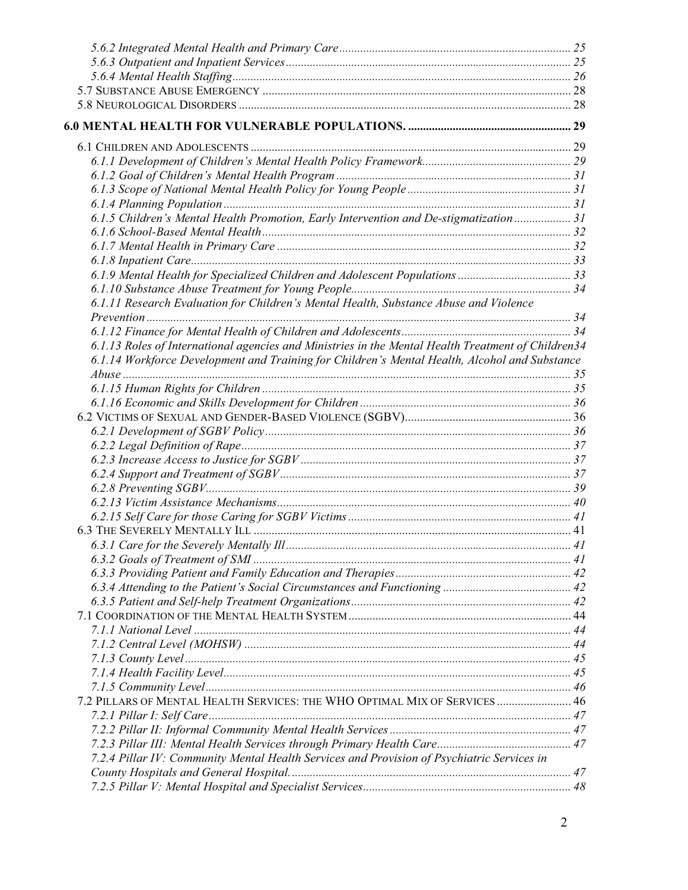*5.6.2 Integrated Mental Health and Primary Care* ........ 25
*5.6.3 Outpatient and Inpatient Services* ........ 25
*5.6.4 Mental Health Staffing* ........ 26
5.7 SUBSTANCE ABUSE EMERGENCY ........ 28
5.8 NEUROLOGICAL DISORDERS ........ 28

**6.0 MENTAL HEALTH FOR VULNERABLE POPULATIONS.** ........ **29**

6.1 CHILDREN AND ADOLESCENTS ........ 29
*6.1.1 Development of Children's Mental Health Policy Framework* ........ 29
*6.1.2 Goal of Children's Mental Health Program* ........ 31
*6.1.3 Scope of National Mental Health Policy for Young People* ........ 31
*6.1.4 Planning Population* ........ 31
*6.1.5 Children's Mental Health Promotion, Early Intervention and De-stigmatization* ........ 31
*6.1.6 School-Based Mental Health* ........ 32
*6.1.7 Mental Health in Primary Care* ........ 32
*6.1.8 Inpatient Care* ........ 33
*6.1.9 Mental Health for Specialized Children and Adolescent Populations* ........ 33
*6.1.10 Substance Abuse Treatment for Young People* ........ 34
*6.1.11 Research Evaluation for Children's Mental Health, Substance Abuse and Violence Prevention* ........ 34
*6.1.12 Finance for Mental Health of Children and Adolescents* ........ 34
*6.1.13 Roles of International agencies and Ministries in the Mental Health Treatment of Children* 34
*6.1.14 Workforce Development and Training for Children's Mental Health, Alcohol and Substance Abuse* ........ 35
*6.1.15 Human Rights for Children* ........ 35
*6.1.16 Economic and Skills Development for Children* ........ 36
6.2 VICTIMS OF SEXUAL AND GENDER-BASED VIOLENCE (SGBV) ........ 36
*6.2.1 Development of SGBV Policy* ........ 36
*6.2.2 Legal Definition of Rape* ........ 37
*6.2.3 Increase Access to Justice for SGBV* ........ 37
*6.2.4 Support and Treatment of SGBV* ........ 37
*6.2.8 Preventing SGBV* ........ 39
*6.2.13 Victim Assistance Mechanisms* ........ 40
*6.2.15 Self Care for those Caring for SGBV Victims* ........ 41
6.3 THE SEVERELY MENTALLY ILL ........ 41
*6.3.1 Care for the Severely Mentally Ill* ........ 41
*6.3.2 Goals of Treatment of SMI* ........ 41
*6.3.3 Providing Patient and Family Education and Therapies* ........ 42
*6.3.4 Attending to the Patient's Social Circumstances and Functioning* ........ 42
*6.3.5 Patient and Self-help Treatment Organizations* ........ 42
7.1 COORDINATION OF THE MENTAL HEALTH SYSTEM ........ 44
*7.1.1 National Level* ........ 44
*7.1.2 Central Level (MOHSW)* ........ 44
*7.1.3 County Level* ........ 45
*7.1.4 Health Facility Level* ........ 45
*7.1.5 Community Level* ........ 46
7.2 PILLARS OF MENTAL HEALTH SERVICES: THE WHO OPTIMAL MIX OF SERVICES ........ 46
*7.2.1 Pillar I: Self Care* ........ 47
*7.2.2 Pillar II: Informal Community Mental Health Services* ........ 47
*7.2.3 Pillar III: Mental Health Services through Primary Health Care* ........ 47
*7.2.4 Pillar IV: Community Mental Health Services and Provision of Psychiatric Services in County Hospitals and General Hospital.* ........ 47
*7.2.5 Pillar V: Mental Hospital and Specialist Services* ........ 48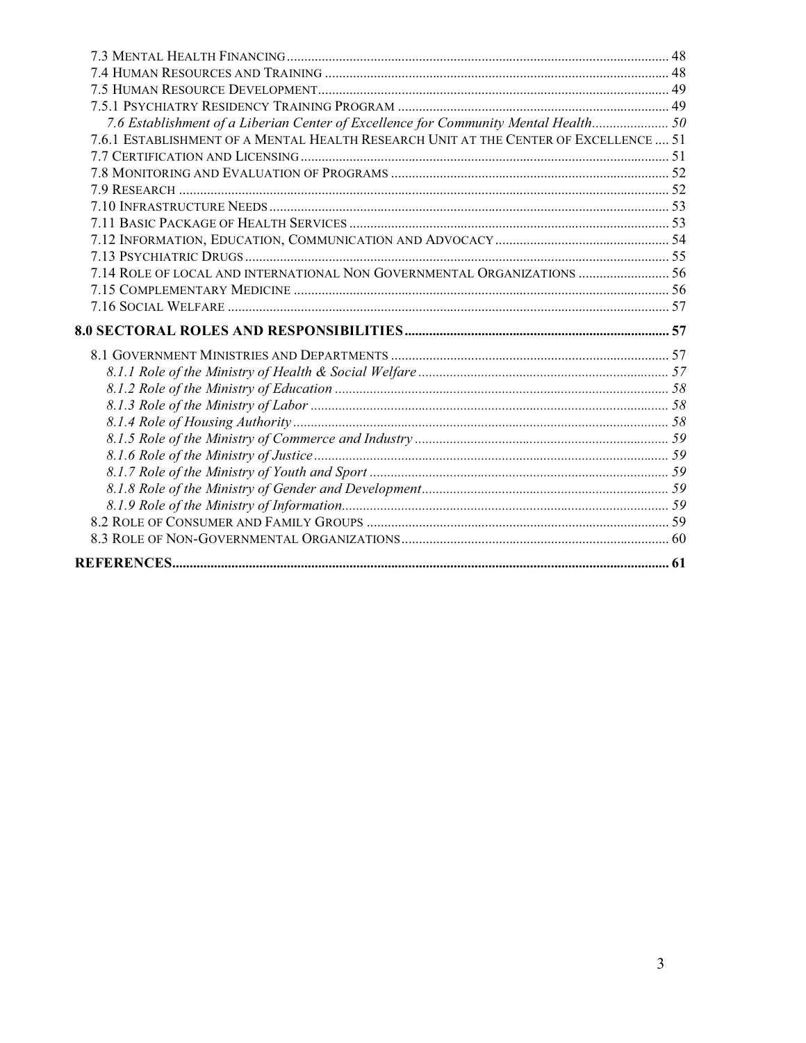7.3 Mental Health Financing ..... 48
7.4 Human Resources and Training ..... 48
7.5 Human Resource Development ..... 49
7.5.1 Psychiatry Residency Training Program ..... 49
*7.6 Establishment of a Liberian Center of Excellence for Community Mental Health ..... 50*
7.6.1 Establishment of a Mental Health Research Unit at the Center of Excellence ..... 51
7.7 Certification and Licensing ..... 51
7.8 Monitoring and Evaluation of Programs ..... 52
7.9 Research ..... 52
7.10 Infrastructure Needs ..... 53
7.11 Basic Package of Health Services ..... 53
7.12 Information, Education, Communication and Advocacy ..... 54
7.13 Psychiatric Drugs ..... 55
7.14 Role of local and international Non Governmental Organizations ..... 56
7.15 Complementary Medicine ..... 56
7.16 Social Welfare ..... 57

**8.0 SECTORAL ROLES AND RESPONSIBILITIES ..... 57**

8.1 Government Ministries and Departments ..... 57
*8.1.1 Role of the Ministry of Health & Social Welfare ..... 57*
*8.1.2 Role of the Ministry of Education ..... 58*
*8.1.3 Role of the Ministry of Labor ..... 58*
*8.1.4 Role of Housing Authority ..... 58*
*8.1.5 Role of the Ministry of Commerce and Industry ..... 59*
*8.1.6 Role of the Ministry of Justice ..... 59*
*8.1.7 Role of the Ministry of Youth and Sport ..... 59*
*8.1.8 Role of the Ministry of Gender and Development ..... 59*
*8.1.9 Role of the Ministry of Information ..... 59*
8.2 Role of Consumer and Family Groups ..... 59
8.3 Role of Non-Governmental Organizations ..... 60

**REFERENCES ..... 61**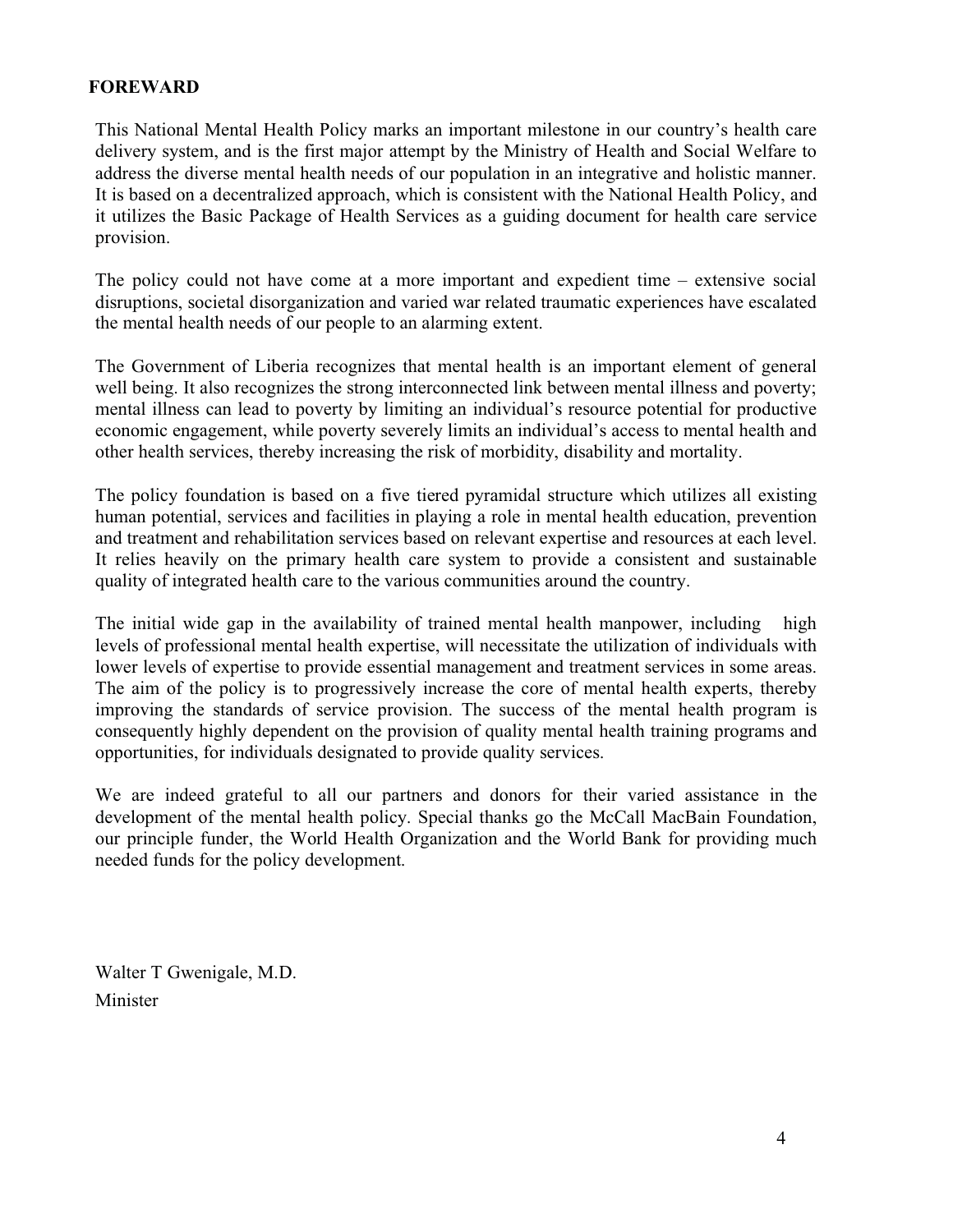## FOREWARD

This National Mental Health Policy marks an important milestone in our country's health care delivery system, and is the first major attempt by the Ministry of Health and Social Welfare to address the diverse mental health needs of our population in an integrative and holistic manner. It is based on a decentralized approach, which is consistent with the National Health Policy, and it utilizes the Basic Package of Health Services as a guiding document for health care service provision.

The policy could not have come at a more important and expedient time – extensive social disruptions, societal disorganization and varied war related traumatic experiences have escalated the mental health needs of our people to an alarming extent.

The Government of Liberia recognizes that mental health is an important element of general well being. It also recognizes the strong interconnected link between mental illness and poverty; mental illness can lead to poverty by limiting an individual's resource potential for productive economic engagement, while poverty severely limits an individual's access to mental health and other health services, thereby increasing the risk of morbidity, disability and mortality.

The policy foundation is based on a five tiered pyramidal structure which utilizes all existing human potential, services and facilities in playing a role in mental health education, prevention and treatment and rehabilitation services based on relevant expertise and resources at each level. It relies heavily on the primary health care system to provide a consistent and sustainable quality of integrated health care to the various communities around the country.

The initial wide gap in the availability of trained mental health manpower, including high levels of professional mental health expertise, will necessitate the utilization of individuals with lower levels of expertise to provide essential management and treatment services in some areas. The aim of the policy is to progressively increase the core of mental health experts, thereby improving the standards of service provision. The success of the mental health program is consequently highly dependent on the provision of quality mental health training programs and opportunities, for individuals designated to provide quality services.

We are indeed grateful to all our partners and donors for their varied assistance in the development of the mental health policy. Special thanks go the McCall MacBain Foundation, our principle funder, the World Health Organization and the World Bank for providing much needed funds for the policy development.

Walter T Gwenigale, M.D.
Minister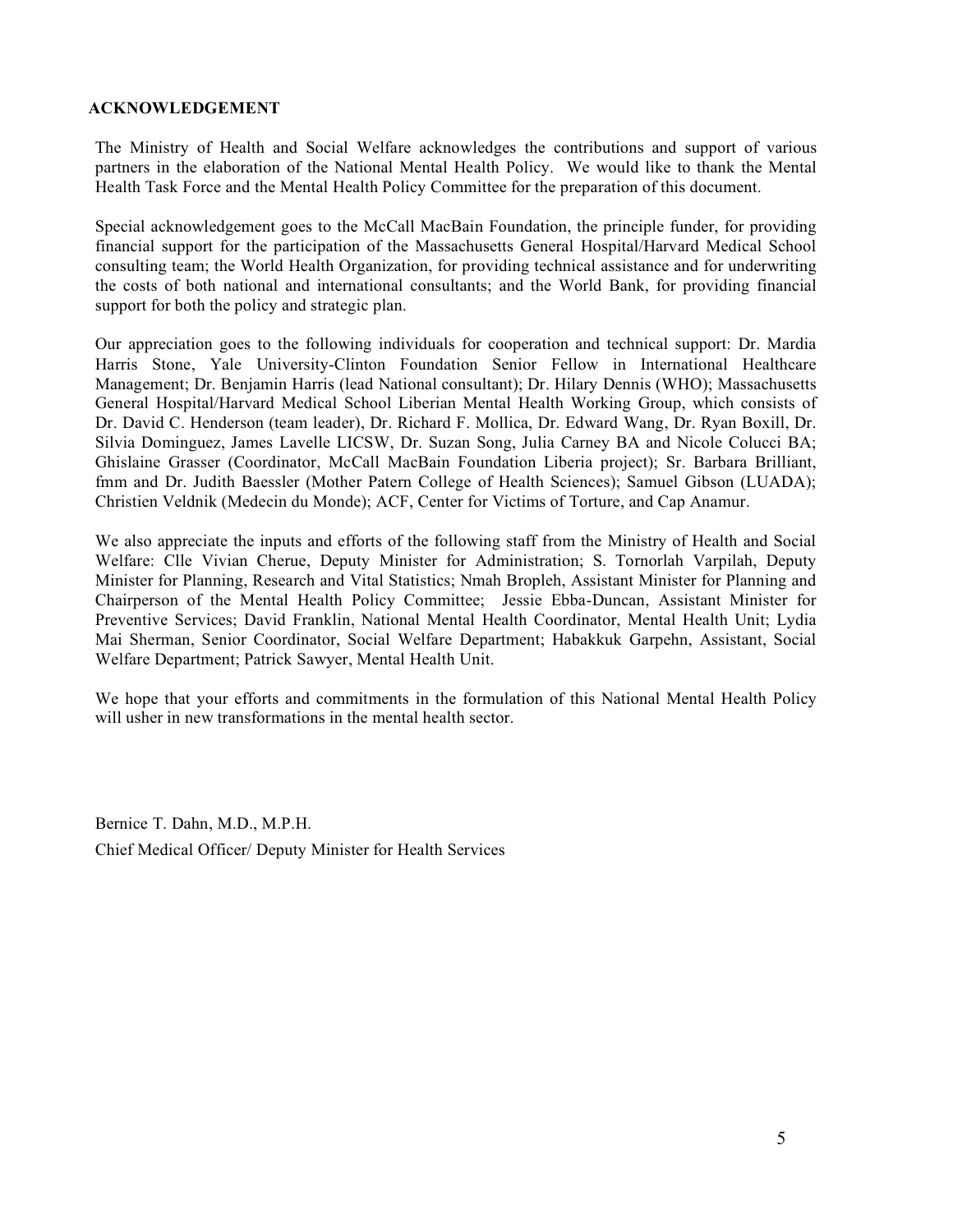## ACKNOWLEDGEMENT

The Ministry of Health and Social Welfare acknowledges the contributions and support of various partners in the elaboration of the National Mental Health Policy. We would like to thank the Mental Health Task Force and the Mental Health Policy Committee for the preparation of this document.

Special acknowledgement goes to the McCall MacBain Foundation, the principle funder, for providing financial support for the participation of the Massachusetts General Hospital/Harvard Medical School consulting team; the World Health Organization, for providing technical assistance and for underwriting the costs of both national and international consultants; and the World Bank, for providing financial support for both the policy and strategic plan.

Our appreciation goes to the following individuals for cooperation and technical support: Dr. Mardia Harris Stone, Yale University-Clinton Foundation Senior Fellow in International Healthcare Management; Dr. Benjamin Harris (lead National consultant); Dr. Hilary Dennis (WHO); Massachusetts General Hospital/Harvard Medical School Liberian Mental Health Working Group, which consists of Dr. David C. Henderson (team leader), Dr. Richard F. Mollica, Dr. Edward Wang, Dr. Ryan Boxill, Dr. Silvia Dominguez, James Lavelle LICSW, Dr. Suzan Song, Julia Carney BA and Nicole Colucci BA; Ghislaine Grasser (Coordinator, McCall MacBain Foundation Liberia project); Sr. Barbara Brilliant, fmm and Dr. Judith Baessler (Mother Patern College of Health Sciences); Samuel Gibson (LUADA); Christien Veldnik (Medecin du Monde); ACF, Center for Victims of Torture, and Cap Anamur.

We also appreciate the inputs and efforts of the following staff from the Ministry of Health and Social Welfare: Clle Vivian Cherue, Deputy Minister for Administration; S. Tornorlah Varpilah, Deputy Minister for Planning, Research and Vital Statistics; Nmah Bropleh, Assistant Minister for Planning and Chairperson of the Mental Health Policy Committee; Jessie Ebba-Duncan, Assistant Minister for Preventive Services; David Franklin, National Mental Health Coordinator, Mental Health Unit; Lydia Mai Sherman, Senior Coordinator, Social Welfare Department; Habakkuk Garpehn, Assistant, Social Welfare Department; Patrick Sawyer, Mental Health Unit.

We hope that your efforts and commitments in the formulation of this National Mental Health Policy will usher in new transformations in the mental health sector.

Bernice T. Dahn, M.D., M.P.H.
Chief Medical Officer/ Deputy Minister for Health Services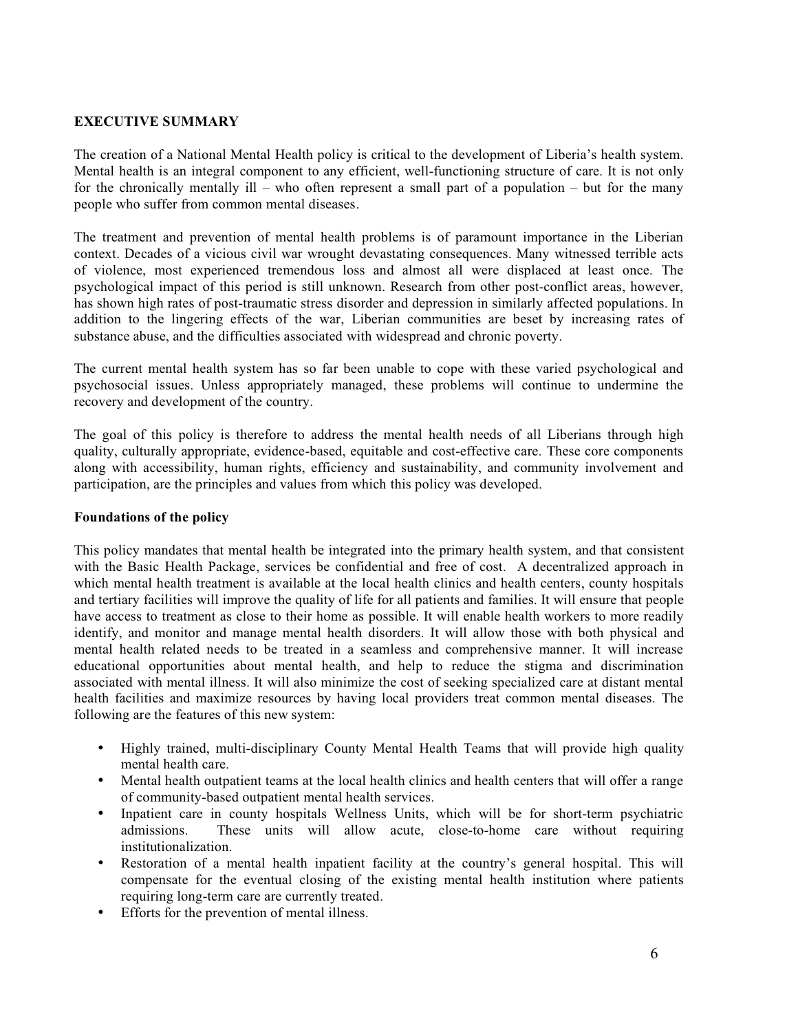## EXECUTIVE SUMMARY

The creation of a National Mental Health policy is critical to the development of Liberia's health system. Mental health is an integral component to any efficient, well-functioning structure of care. It is not only for the chronically mentally ill – who often represent a small part of a population – but for the many people who suffer from common mental diseases.

The treatment and prevention of mental health problems is of paramount importance in the Liberian context. Decades of a vicious civil war wrought devastating consequences. Many witnessed terrible acts of violence, most experienced tremendous loss and almost all were displaced at least once. The psychological impact of this period is still unknown. Research from other post-conflict areas, however, has shown high rates of post-traumatic stress disorder and depression in similarly affected populations. In addition to the lingering effects of the war, Liberian communities are beset by increasing rates of substance abuse, and the difficulties associated with widespread and chronic poverty.

The current mental health system has so far been unable to cope with these varied psychological and psychosocial issues. Unless appropriately managed, these problems will continue to undermine the recovery and development of the country.

The goal of this policy is therefore to address the mental health needs of all Liberians through high quality, culturally appropriate, evidence-based, equitable and cost-effective care. These core components along with accessibility, human rights, efficiency and sustainability, and community involvement and participation, are the principles and values from which this policy was developed.

### Foundations of the policy

This policy mandates that mental health be integrated into the primary health system, and that consistent with the Basic Health Package, services be confidential and free of cost. A decentralized approach in which mental health treatment is available at the local health clinics and health centers, county hospitals and tertiary facilities will improve the quality of life for all patients and families. It will ensure that people have access to treatment as close to their home as possible. It will enable health workers to more readily identify, and monitor and manage mental health disorders. It will allow those with both physical and mental health related needs to be treated in a seamless and comprehensive manner. It will increase educational opportunities about mental health, and help to reduce the stigma and discrimination associated with mental illness. It will also minimize the cost of seeking specialized care at distant mental health facilities and maximize resources by having local providers treat common mental diseases. The following are the features of this new system:

- Highly trained, multi-disciplinary County Mental Health Teams that will provide high quality mental health care.
- Mental health outpatient teams at the local health clinics and health centers that will offer a range of community-based outpatient mental health services.
- Inpatient care in county hospitals Wellness Units, which will be for short-term psychiatric admissions. These units will allow acute, close-to-home care without requiring institutionalization.
- Restoration of a mental health inpatient facility at the country's general hospital. This will compensate for the eventual closing of the existing mental health institution where patients requiring long-term care are currently treated.
- Efforts for the prevention of mental illness.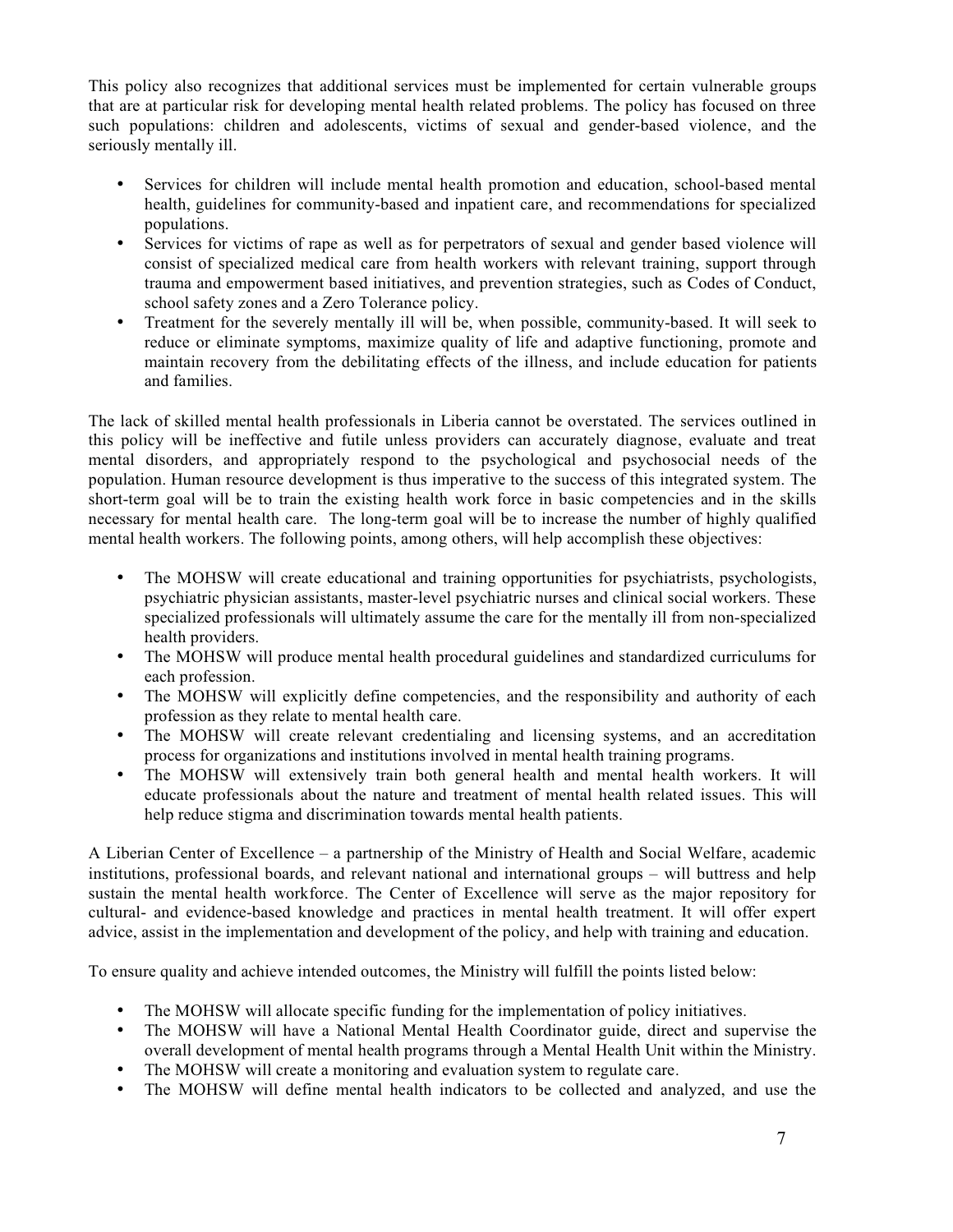This policy also recognizes that additional services must be implemented for certain vulnerable groups that are at particular risk for developing mental health related problems. The policy has focused on three such populations: children and adolescents, victims of sexual and gender-based violence, and the seriously mentally ill.

- Services for children will include mental health promotion and education, school-based mental health, guidelines for community-based and inpatient care, and recommendations for specialized populations.
- Services for victims of rape as well as for perpetrators of sexual and gender based violence will consist of specialized medical care from health workers with relevant training, support through trauma and empowerment based initiatives, and prevention strategies, such as Codes of Conduct, school safety zones and a Zero Tolerance policy.
- Treatment for the severely mentally ill will be, when possible, community-based. It will seek to reduce or eliminate symptoms, maximize quality of life and adaptive functioning, promote and maintain recovery from the debilitating effects of the illness, and include education for patients and families.

The lack of skilled mental health professionals in Liberia cannot be overstated. The services outlined in this policy will be ineffective and futile unless providers can accurately diagnose, evaluate and treat mental disorders, and appropriately respond to the psychological and psychosocial needs of the population. Human resource development is thus imperative to the success of this integrated system. The short-term goal will be to train the existing health work force in basic competencies and in the skills necessary for mental health care. The long-term goal will be to increase the number of highly qualified mental health workers. The following points, among others, will help accomplish these objectives:

- The MOHSW will create educational and training opportunities for psychiatrists, psychologists, psychiatric physician assistants, master-level psychiatric nurses and clinical social workers. These specialized professionals will ultimately assume the care for the mentally ill from non-specialized health providers.
- The MOHSW will produce mental health procedural guidelines and standardized curriculums for each profession.
- The MOHSW will explicitly define competencies, and the responsibility and authority of each profession as they relate to mental health care.
- The MOHSW will create relevant credentialing and licensing systems, and an accreditation process for organizations and institutions involved in mental health training programs.
- The MOHSW will extensively train both general health and mental health workers. It will educate professionals about the nature and treatment of mental health related issues. This will help reduce stigma and discrimination towards mental health patients.

A Liberian Center of Excellence – a partnership of the Ministry of Health and Social Welfare, academic institutions, professional boards, and relevant national and international groups – will buttress and help sustain the mental health workforce. The Center of Excellence will serve as the major repository for cultural- and evidence-based knowledge and practices in mental health treatment. It will offer expert advice, assist in the implementation and development of the policy, and help with training and education.

To ensure quality and achieve intended outcomes, the Ministry will fulfill the points listed below:

- The MOHSW will allocate specific funding for the implementation of policy initiatives.
- The MOHSW will have a National Mental Health Coordinator guide, direct and supervise the overall development of mental health programs through a Mental Health Unit within the Ministry.
- The MOHSW will create a monitoring and evaluation system to regulate care.
- The MOHSW will define mental health indicators to be collected and analyzed, and use the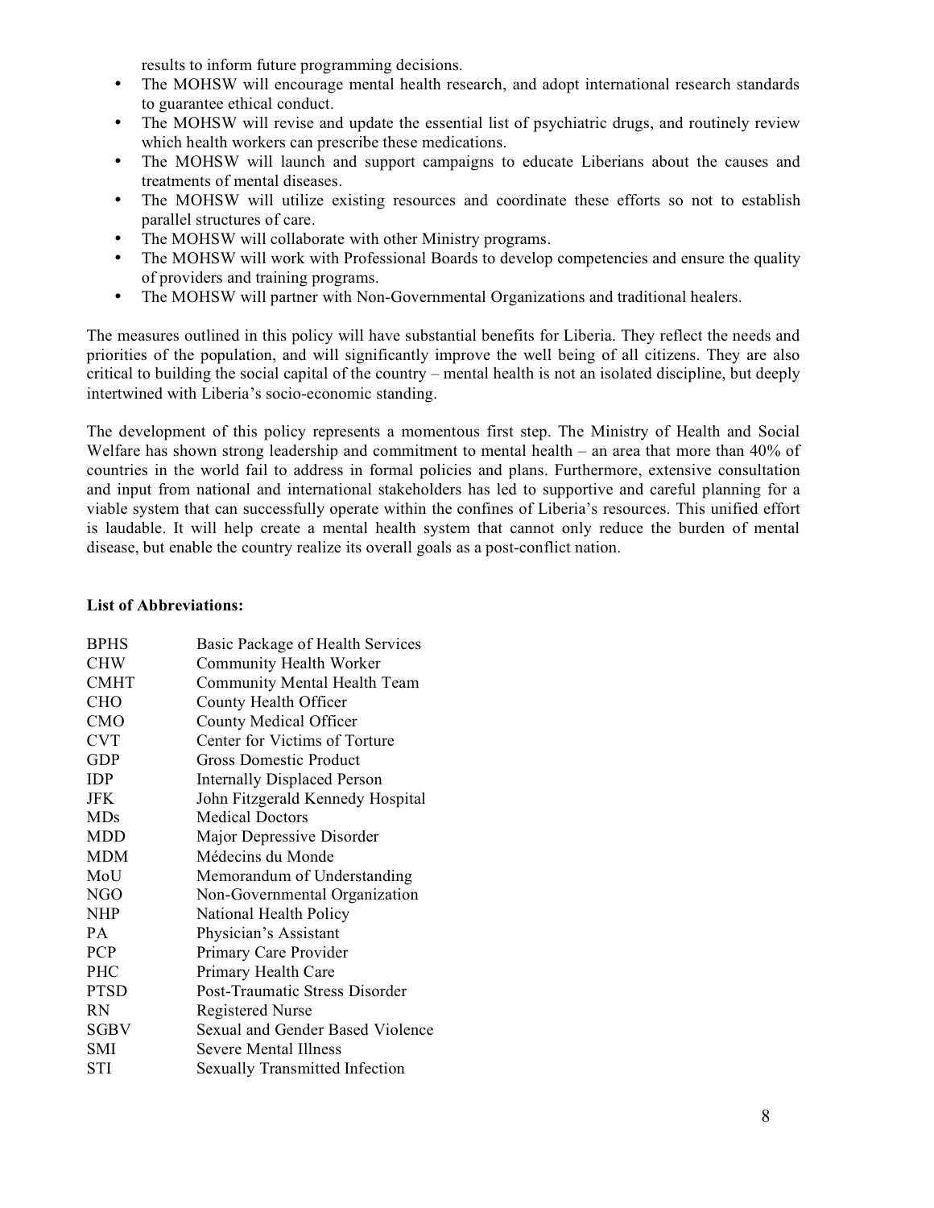results to inform future programming decisions.

- The MOHSW will encourage mental health research, and adopt international research standards to guarantee ethical conduct.
- The MOHSW will revise and update the essential list of psychiatric drugs, and routinely review which health workers can prescribe these medications.
- The MOHSW will launch and support campaigns to educate Liberians about the causes and treatments of mental diseases.
- The MOHSW will utilize existing resources and coordinate these efforts so not to establish parallel structures of care.
- The MOHSW will collaborate with other Ministry programs.
- The MOHSW will work with Professional Boards to develop competencies and ensure the quality of providers and training programs.
- The MOHSW will partner with Non-Governmental Organizations and traditional healers.

The measures outlined in this policy will have substantial benefits for Liberia. They reflect the needs and priorities of the population, and will significantly improve the well being of all citizens. They are also critical to building the social capital of the country – mental health is not an isolated discipline, but deeply intertwined with Liberia's socio-economic standing.

The development of this policy represents a momentous first step. The Ministry of Health and Social Welfare has shown strong leadership and commitment to mental health – an area that more than 40% of countries in the world fail to address in formal policies and plans. Furthermore, extensive consultation and input from national and international stakeholders has led to supportive and careful planning for a viable system that can successfully operate within the confines of Liberia's resources. This unified effort is laudable. It will help create a mental health system that cannot only reduce the burden of mental disease, but enable the country realize its overall goals as a post-conflict nation.

**List of Abbreviations:**

| | |
|---|---|
| BPHS | Basic Package of Health Services |
| CHW | Community Health Worker |
| CMHT | Community Mental Health Team |
| CHO | County Health Officer |
| CMO | County Medical Officer |
| CVT | Center for Victims of Torture |
| GDP | Gross Domestic Product |
| IDP | Internally Displaced Person |
| JFK | John Fitzgerald Kennedy Hospital |
| MDs | Medical Doctors |
| MDD | Major Depressive Disorder |
| MDM | Médecins du Monde |
| MoU | Memorandum of Understanding |
| NGO | Non-Governmental Organization |
| NHP | National Health Policy |
| PA | Physician's Assistant |
| PCP | Primary Care Provider |
| PHC | Primary Health Care |
| PTSD | Post-Traumatic Stress Disorder |
| RN | Registered Nurse |
| SGBV | Sexual and Gender Based Violence |
| SMI | Severe Mental Illness |
| STI | Sexually Transmitted Infection |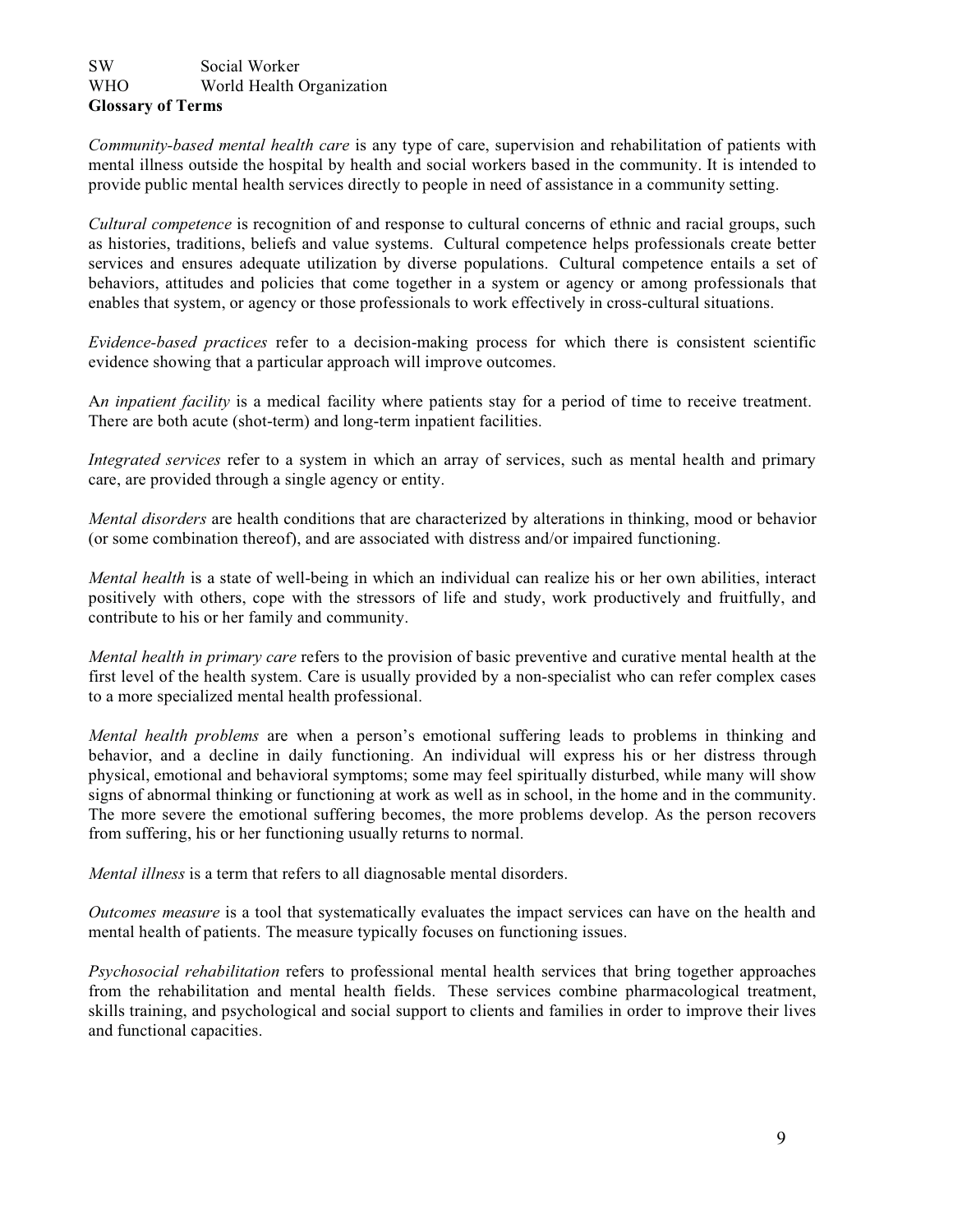| | |
|---|---|
| SW | Social Worker |
| WHO | World Health Organization |

**Glossary of Terms**

*Community-based mental health care* is any type of care, supervision and rehabilitation of patients with mental illness outside the hospital by health and social workers based in the community. It is intended to provide public mental health services directly to people in need of assistance in a community setting.

*Cultural competence* is recognition of and response to cultural concerns of ethnic and racial groups, such as histories, traditions, beliefs and value systems. Cultural competence helps professionals create better services and ensures adequate utilization by diverse populations. Cultural competence entails a set of behaviors, attitudes and policies that come together in a system or agency or among professionals that enables that system, or agency or those professionals to work effectively in cross-cultural situations.

*Evidence-based practices* refer to a decision-making process for which there is consistent scientific evidence showing that a particular approach will improve outcomes.

A*n inpatient facility* is a medical facility where patients stay for a period of time to receive treatment. There are both acute (shot-term) and long-term inpatient facilities.

*Integrated services* refer to a system in which an array of services, such as mental health and primary care, are provided through a single agency or entity.

*Mental disorders* are health conditions that are characterized by alterations in thinking, mood or behavior (or some combination thereof), and are associated with distress and/or impaired functioning.

*Mental health* is a state of well-being in which an individual can realize his or her own abilities, interact positively with others, cope with the stressors of life and study, work productively and fruitfully, and contribute to his or her family and community.

*Mental health in primary care* refers to the provision of basic preventive and curative mental health at the first level of the health system. Care is usually provided by a non-specialist who can refer complex cases to a more specialized mental health professional.

*Mental health problems* are when a person's emotional suffering leads to problems in thinking and behavior, and a decline in daily functioning. An individual will express his or her distress through physical, emotional and behavioral symptoms; some may feel spiritually disturbed, while many will show signs of abnormal thinking or functioning at work as well as in school, in the home and in the community. The more severe the emotional suffering becomes, the more problems develop. As the person recovers from suffering, his or her functioning usually returns to normal.

*Mental illness* is a term that refers to all diagnosable mental disorders.

*Outcomes measure* is a tool that systematically evaluates the impact services can have on the health and mental health of patients. The measure typically focuses on functioning issues.

*Psychosocial rehabilitation* refers to professional mental health services that bring together approaches from the rehabilitation and mental health fields. These services combine pharmacological treatment, skills training, and psychological and social support to clients and families in order to improve their lives and functional capacities.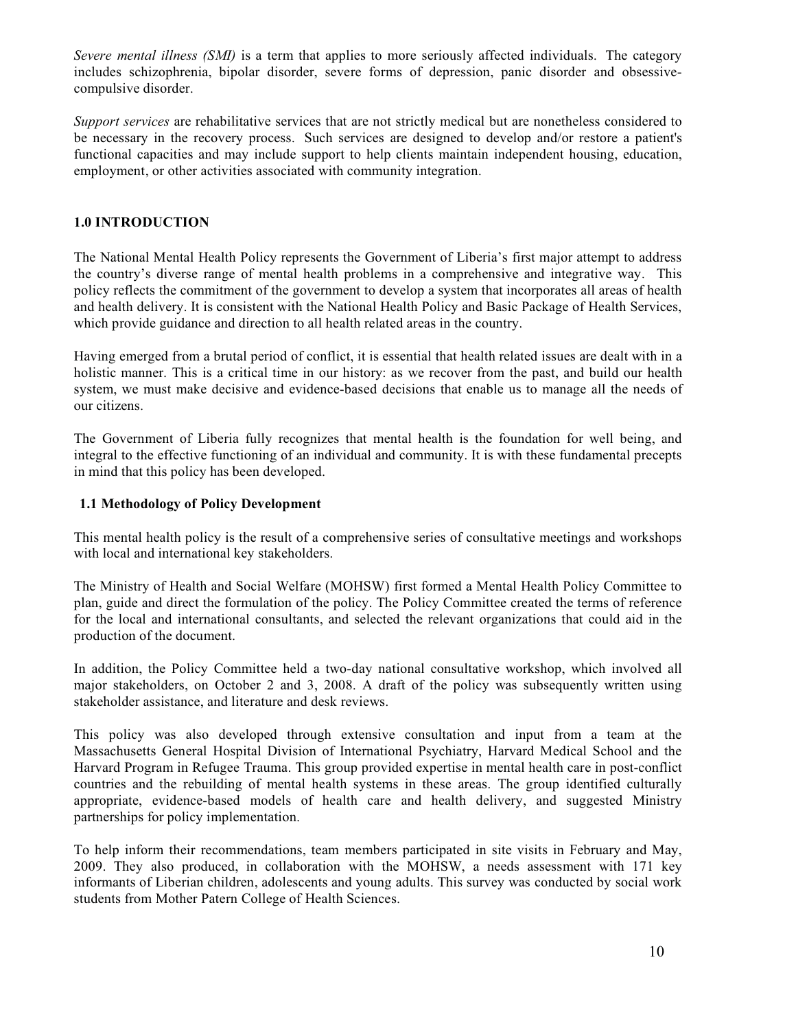*Severe mental illness (SMI)* is a term that applies to more seriously affected individuals. The category includes schizophrenia, bipolar disorder, severe forms of depression, panic disorder and obsessive-compulsive disorder.

*Support services* are rehabilitative services that are not strictly medical but are nonetheless considered to be necessary in the recovery process. Such services are designed to develop and/or restore a patient's functional capacities and may include support to help clients maintain independent housing, education, employment, or other activities associated with community integration.

## 1.0 INTRODUCTION

The National Mental Health Policy represents the Government of Liberia's first major attempt to address the country's diverse range of mental health problems in a comprehensive and integrative way. This policy reflects the commitment of the government to develop a system that incorporates all areas of health and health delivery. It is consistent with the National Health Policy and Basic Package of Health Services, which provide guidance and direction to all health related areas in the country.

Having emerged from a brutal period of conflict, it is essential that health related issues are dealt with in a holistic manner. This is a critical time in our history: as we recover from the past, and build our health system, we must make decisive and evidence-based decisions that enable us to manage all the needs of our citizens.

The Government of Liberia fully recognizes that mental health is the foundation for well being, and integral to the effective functioning of an individual and community. It is with these fundamental precepts in mind that this policy has been developed.

### 1.1 Methodology of Policy Development

This mental health policy is the result of a comprehensive series of consultative meetings and workshops with local and international key stakeholders.

The Ministry of Health and Social Welfare (MOHSW) first formed a Mental Health Policy Committee to plan, guide and direct the formulation of the policy. The Policy Committee created the terms of reference for the local and international consultants, and selected the relevant organizations that could aid in the production of the document.

In addition, the Policy Committee held a two-day national consultative workshop, which involved all major stakeholders, on October 2 and 3, 2008. A draft of the policy was subsequently written using stakeholder assistance, and literature and desk reviews.

This policy was also developed through extensive consultation and input from a team at the Massachusetts General Hospital Division of International Psychiatry, Harvard Medical School and the Harvard Program in Refugee Trauma. This group provided expertise in mental health care in post-conflict countries and the rebuilding of mental health systems in these areas. The group identified culturally appropriate, evidence-based models of health care and health delivery, and suggested Ministry partnerships for policy implementation.

To help inform their recommendations, team members participated in site visits in February and May, 2009. They also produced, in collaboration with the MOHSW, a needs assessment with 171 key informants of Liberian children, adolescents and young adults. This survey was conducted by social work students from Mother Patern College of Health Sciences.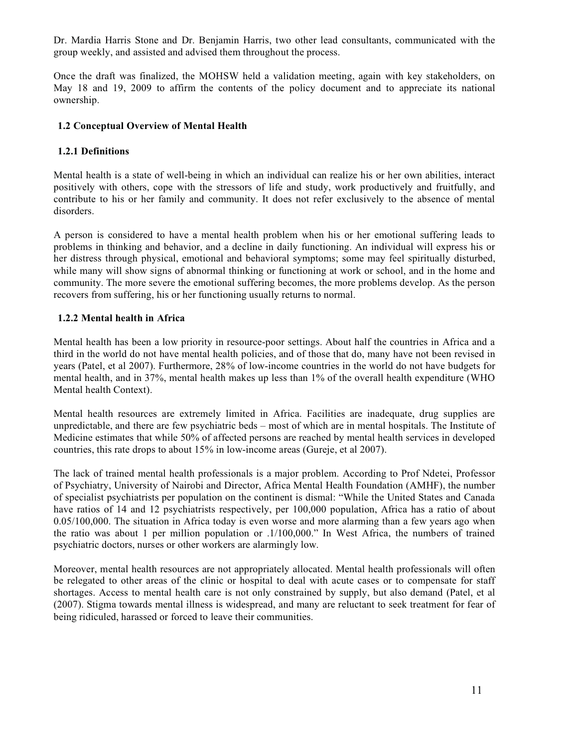Dr. Mardia Harris Stone and Dr. Benjamin Harris, two other lead consultants, communicated with the group weekly, and assisted and advised them throughout the process.

Once the draft was finalized, the MOHSW held a validation meeting, again with key stakeholders, on May 18 and 19, 2009 to affirm the contents of the policy document and to appreciate its national ownership.

### 1.2 Conceptual Overview of Mental Health

#### 1.2.1 Definitions

Mental health is a state of well-being in which an individual can realize his or her own abilities, interact positively with others, cope with the stressors of life and study, work productively and fruitfully, and contribute to his or her family and community. It does not refer exclusively to the absence of mental disorders.

A person is considered to have a mental health problem when his or her emotional suffering leads to problems in thinking and behavior, and a decline in daily functioning. An individual will express his or her distress through physical, emotional and behavioral symptoms; some may feel spiritually disturbed, while many will show signs of abnormal thinking or functioning at work or school, and in the home and community. The more severe the emotional suffering becomes, the more problems develop. As the person recovers from suffering, his or her functioning usually returns to normal.

#### 1.2.2 Mental health in Africa

Mental health has been a low priority in resource-poor settings. About half the countries in Africa and a third in the world do not have mental health policies, and of those that do, many have not been revised in years (Patel, et al 2007). Furthermore, 28% of low-income countries in the world do not have budgets for mental health, and in 37%, mental health makes up less than 1% of the overall health expenditure (WHO Mental health Context).

Mental health resources are extremely limited in Africa. Facilities are inadequate, drug supplies are unpredictable, and there are few psychiatric beds – most of which are in mental hospitals. The Institute of Medicine estimates that while 50% of affected persons are reached by mental health services in developed countries, this rate drops to about 15% in low-income areas (Gureje, et al 2007).

The lack of trained mental health professionals is a major problem. According to Prof Ndetei, Professor of Psychiatry, University of Nairobi and Director, Africa Mental Health Foundation (AMHF), the number of specialist psychiatrists per population on the continent is dismal: "While the United States and Canada have ratios of 14 and 12 psychiatrists respectively, per 100,000 population, Africa has a ratio of about 0.05/100,000. The situation in Africa today is even worse and more alarming than a few years ago when the ratio was about 1 per million population or .1/100,000." In West Africa, the numbers of trained psychiatric doctors, nurses or other workers are alarmingly low.

Moreover, mental health resources are not appropriately allocated. Mental health professionals will often be relegated to other areas of the clinic or hospital to deal with acute cases or to compensate for staff shortages. Access to mental health care is not only constrained by supply, but also demand (Patel, et al (2007). Stigma towards mental illness is widespread, and many are reluctant to seek treatment for fear of being ridiculed, harassed or forced to leave their communities.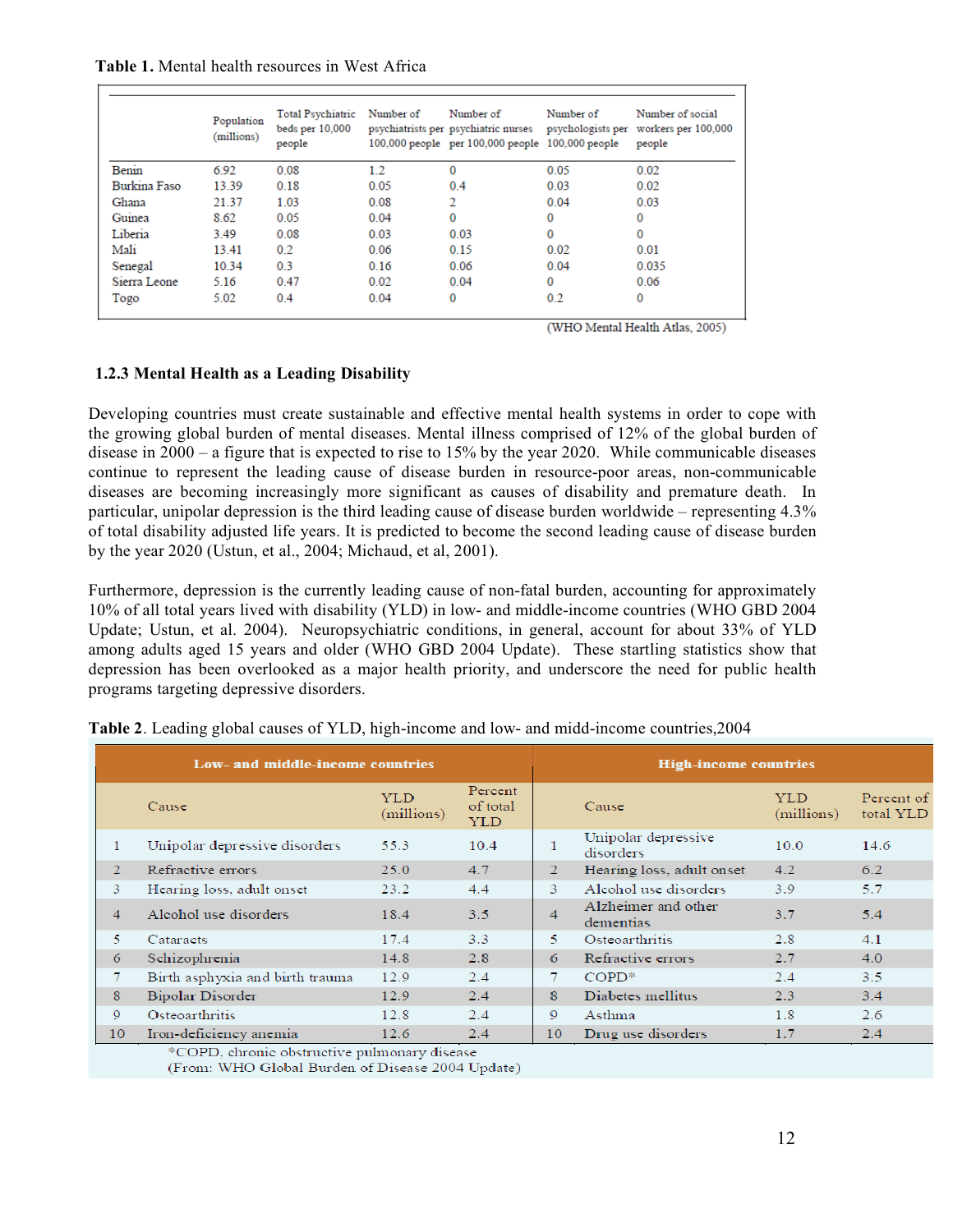**Table 1.** Mental health resources in West Africa

| | Population (millions) | Total Psychiatric beds per 10,000 people | Number of psychiatrists per 100,000 people | Number of psychiatric nurses per 100,000 people | Number of psychologists per 100,000 people | Number of social workers per 100,000 people |
|---|---|---|---|---|---|---|
| Benin | 6.92 | 0.08 | 1.2 | 0 | 0.05 | 0.02 |
| Burkina Faso | 13.39 | 0.18 | 0.05 | 0.4 | 0.03 | 0.02 |
| Ghana | 21.37 | 1.03 | 0.08 | 2 | 0.04 | 0.03 |
| Guinea | 8.62 | 0.05 | 0.04 | 0 | 0 | 0 |
| Liberia | 3.49 | 0.08 | 0.03 | 0.03 | 0 | 0 |
| Mali | 13.41 | 0.2 | 0.06 | 0.15 | 0.02 | 0.01 |
| Senegal | 10.34 | 0.3 | 0.16 | 0.06 | 0.04 | 0.035 |
| Sierra Leone | 5.16 | 0.47 | 0.02 | 0.04 | 0 | 0.06 |
| Togo | 5.02 | 0.4 | 0.04 | 0 | 0.2 | 0 |

(WHO Mental Health Atlas, 2005)

### 1.2.3 Mental Health as a Leading Disability

Developing countries must create sustainable and effective mental health systems in order to cope with the growing global burden of mental diseases. Mental illness comprised of 12% of the global burden of disease in 2000 – a figure that is expected to rise to 15% by the year 2020. While communicable diseases continue to represent the leading cause of disease burden in resource-poor areas, non-communicable diseases are becoming increasingly more significant as causes of disability and premature death. In particular, unipolar depression is the third leading cause of disease burden worldwide – representing 4.3% of total disability adjusted life years. It is predicted to become the second leading cause of disease burden by the year 2020 (Ustun, et al., 2004; Michaud, et al, 2001).

Furthermore, depression is the currently leading cause of non-fatal burden, accounting for approximately 10% of all total years lived with disability (YLD) in low- and middle-income countries (WHO GBD 2004 Update; Ustun, et al. 2004). Neuropsychiatric conditions, in general, account for about 33% of YLD among adults aged 15 years and older (WHO GBD 2004 Update). These startling statistics show that depression has been overlooked as a major health priority, and underscore the need for public health programs targeting depressive disorders.

**Table 2**. Leading global causes of YLD, high-income and low- and midd-income countries,2004

| Low- and middle-income countries | | | | High-income countries | | | |
|---|---|---|---|---|---|---|---|
| | Cause | YLD (millions) | Percent of total YLD | | Cause | YLD (millions) | Percent of total YLD |
| 1 | Unipolar depressive disorders | 55.3 | 10.4 | 1 | Unipolar depressive disorders | 10.0 | 14.6 |
| 2 | Refractive errors | 25.0 | 4.7 | 2 | Hearing loss, adult onset | 4.2 | 6.2 |
| 3 | Hearing loss, adult onset | 23.2 | 4.4 | 3 | Alcohol use disorders | 3.9 | 5.7 |
| 4 | Alcohol use disorders | 18.4 | 3.5 | 4 | Alzheimer and other dementias | 3.7 | 5.4 |
| 5 | Cataracts | 17.4 | 3.3 | 5 | Osteoarthritis | 2.8 | 4.1 |
| 6 | Schizophrenia | 14.8 | 2.8 | 6 | Refractive errors | 2.7 | 4.0 |
| 7 | Birth asphyxia and birth trauma | 12.9 | 2.4 | 7 | COPD* | 2.4 | 3.5 |
| 8 | Bipolar Disorder | 12.9 | 2.4 | 8 | Diabetes mellitus | 2.3 | 3.4 |
| 9 | Osteoarthritis | 12.8 | 2.4 | 9 | Asthma | 1.8 | 2.6 |
| 10 | Iron-deficiency anemia | 12.6 | 2.4 | 10 | Drug use disorders | 1.7 | 2.4 |

*COPD, chronic obstructive pulmonary disease
(From: WHO Global Burden of Disease 2004 Update)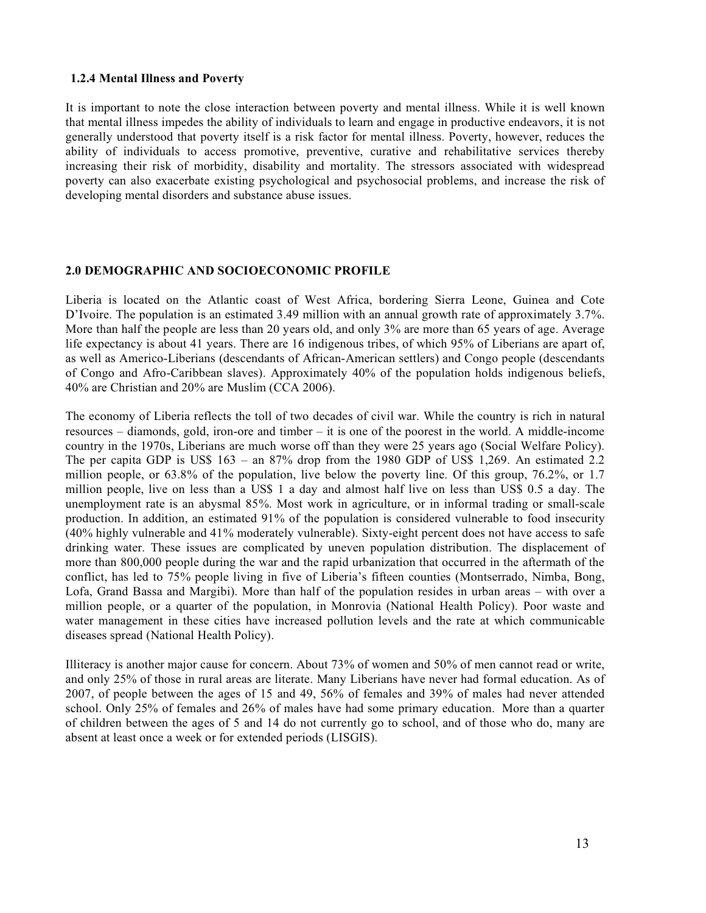### 1.2.4 Mental Illness and Poverty

It is important to note the close interaction between poverty and mental illness. While it is well known that mental illness impedes the ability of individuals to learn and engage in productive endeavors, it is not generally understood that poverty itself is a risk factor for mental illness. Poverty, however, reduces the ability of individuals to access promotive, preventive, curative and rehabilitative services thereby increasing their risk of morbidity, disability and mortality. The stressors associated with widespread poverty can also exacerbate existing psychological and psychosocial problems, and increase the risk of developing mental disorders and substance abuse issues.

## 2.0 DEMOGRAPHIC AND SOCIOECONOMIC PROFILE

Liberia is located on the Atlantic coast of West Africa, bordering Sierra Leone, Guinea and Cote D'Ivoire. The population is an estimated 3.49 million with an annual growth rate of approximately 3.7%. More than half the people are less than 20 years old, and only 3% are more than 65 years of age. Average life expectancy is about 41 years. There are 16 indigenous tribes, of which 95% of Liberians are apart of, as well as Americo-Liberians (descendants of African-American settlers) and Congo people (descendants of Congo and Afro-Caribbean slaves). Approximately 40% of the population holds indigenous beliefs, 40% are Christian and 20% are Muslim (CCA 2006).

The economy of Liberia reflects the toll of two decades of civil war. While the country is rich in natural resources – diamonds, gold, iron-ore and timber – it is one of the poorest in the world. A middle-income country in the 1970s, Liberians are much worse off than they were 25 years ago (Social Welfare Policy). The per capita GDP is US$ 163 – an 87% drop from the 1980 GDP of US$ 1,269. An estimated 2.2 million people, or 63.8% of the population, live below the poverty line. Of this group, 76.2%, or 1.7 million people, live on less than a US$ 1 a day and almost half live on less than US$ 0.5 a day. The unemployment rate is an abysmal 85%. Most work in agriculture, or in informal trading or small-scale production. In addition, an estimated 91% of the population is considered vulnerable to food insecurity (40% highly vulnerable and 41% moderately vulnerable). Sixty-eight percent does not have access to safe drinking water. These issues are complicated by uneven population distribution. The displacement of more than 800,000 people during the war and the rapid urbanization that occurred in the aftermath of the conflict, has led to 75% people living in five of Liberia's fifteen counties (Montserrado, Nimba, Bong, Lofa, Grand Bassa and Margibi). More than half of the population resides in urban areas – with over a million people, or a quarter of the population, in Monrovia (National Health Policy). Poor waste and water management in these cities have increased pollution levels and the rate at which communicable diseases spread (National Health Policy).

Illiteracy is another major cause for concern. About 73% of women and 50% of men cannot read or write, and only 25% of those in rural areas are literate. Many Liberians have never had formal education. As of 2007, of people between the ages of 15 and 49, 56% of females and 39% of males had never attended school. Only 25% of females and 26% of males have had some primary education. More than a quarter of children between the ages of 5 and 14 do not currently go to school, and of those who do, many are absent at least once a week or for extended periods (LISGIS).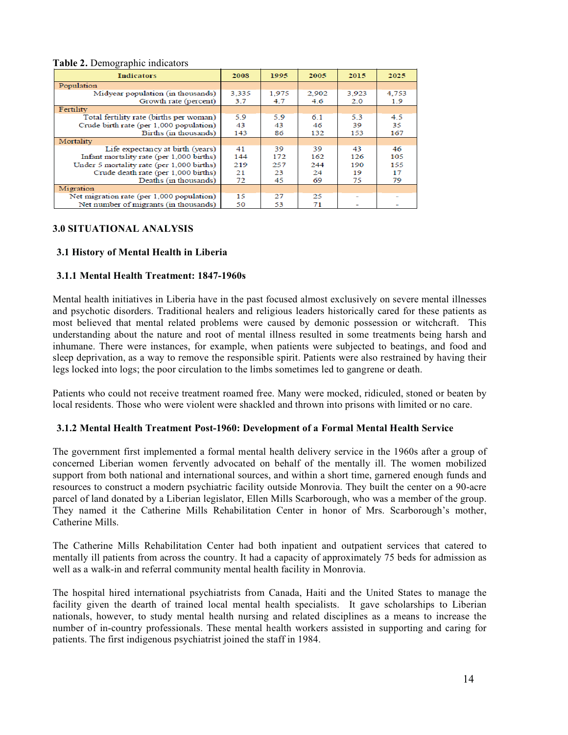**Table 2.** Demographic indicators

| Indicators | 2008 | 1995 | 2005 | 2015 | 2025 |
|---|---|---|---|---|---|
| Population | | | | | |
| Midyear population (in thousands) | 3,335 | 1,975 | 2,902 | 3,923 | 4,753 |
| Growth rate (percent) | 3.7 | 4.7 | 4.6 | 2.0 | 1.9 |
| Fertility | | | | | |
| Total fertility rate (births per woman) | 5.9 | 5.9 | 6.1 | 5.3 | 4.5 |
| Crude birth rate (per 1,000 population) | 43 | 43 | 46 | 39 | 35 |
| Births (in thousands) | 143 | 86 | 132 | 153 | 167 |
| Mortality | | | | | |
| Life expectancy at birth (years) | 41 | 39 | 39 | 43 | 46 |
| Infant mortality rate (per 1,000 births) | 144 | 172 | 162 | 126 | 105 |
| Under 5 mortality rate (per 1,000 births) | 219 | 257 | 244 | 190 | 155 |
| Crude death rate (per 1,000 births) | 21 | 23 | 24 | 19 | 17 |
| Deaths (in thousands) | 72 | 45 | 69 | 75 | 79 |
| Migration | | | | | |
| Net migration rate (per 1,000 population) | 15 | 27 | 25 | - | - |
| Net number of migrants (in thousands) | 50 | 53 | 71 | - | - |

## 3.0 SITUATIONAL ANALYSIS

### 3.1 History of Mental Health in Liberia

#### 3.1.1 Mental Health Treatment: 1847-1960s

Mental health initiatives in Liberia have in the past focused almost exclusively on severe mental illnesses and psychotic disorders. Traditional healers and religious leaders historically cared for these patients as most believed that mental related problems were caused by demonic possession or witchcraft. This understanding about the nature and root of mental illness resulted in some treatments being harsh and inhumane. There were instances, for example, when patients were subjected to beatings, and food and sleep deprivation, as a way to remove the responsible spirit. Patients were also restrained by having their legs locked into logs; the poor circulation to the limbs sometimes led to gangrene or death.

Patients who could not receive treatment roamed free. Many were mocked, ridiculed, stoned or beaten by local residents. Those who were violent were shackled and thrown into prisons with limited or no care.

#### 3.1.2 Mental Health Treatment Post-1960: Development of a Formal Mental Health Service

The government first implemented a formal mental health delivery service in the 1960s after a group of concerned Liberian women fervently advocated on behalf of the mentally ill. The women mobilized support from both national and international sources, and within a short time, garnered enough funds and resources to construct a modern psychiatric facility outside Monrovia. They built the center on a 90-acre parcel of land donated by a Liberian legislator, Ellen Mills Scarborough, who was a member of the group. They named it the Catherine Mills Rehabilitation Center in honor of Mrs. Scarborough's mother, Catherine Mills.

The Catherine Mills Rehabilitation Center had both inpatient and outpatient services that catered to mentally ill patients from across the country. It had a capacity of approximately 75 beds for admission as well as a walk-in and referral community mental health facility in Monrovia.

The hospital hired international psychiatrists from Canada, Haiti and the United States to manage the facility given the dearth of trained local mental health specialists. It gave scholarships to Liberian nationals, however, to study mental health nursing and related disciplines as a means to increase the number of in-country professionals. These mental health workers assisted in supporting and caring for patients. The first indigenous psychiatrist joined the staff in 1984.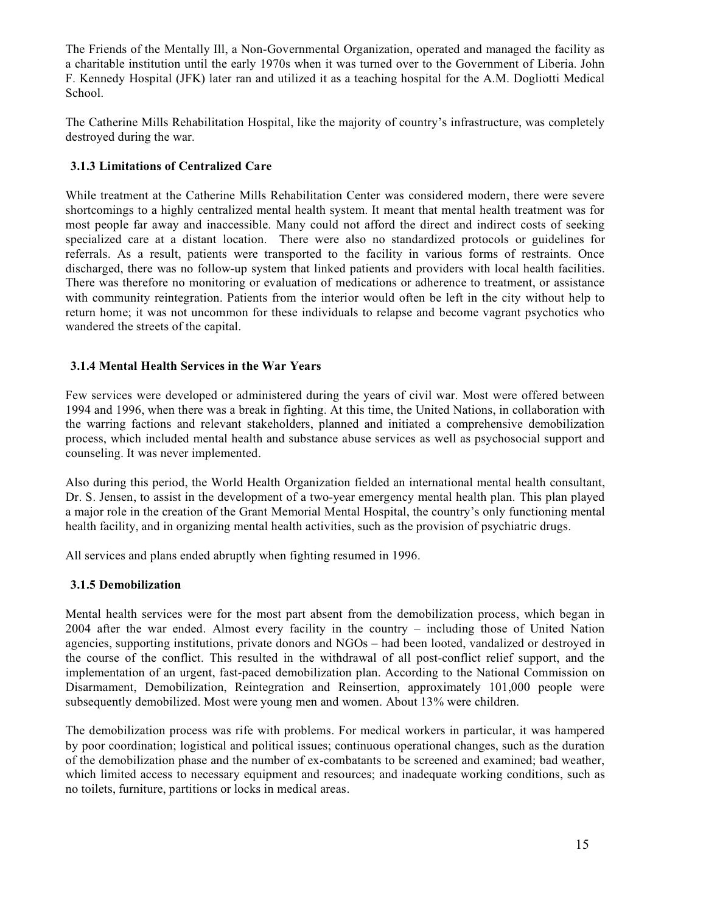The Friends of the Mentally Ill, a Non-Governmental Organization, operated and managed the facility as a charitable institution until the early 1970s when it was turned over to the Government of Liberia. John F. Kennedy Hospital (JFK) later ran and utilized it as a teaching hospital for the A.M. Dogliotti Medical School.

The Catherine Mills Rehabilitation Hospital, like the majority of country's infrastructure, was completely destroyed during the war.

### 3.1.3 Limitations of Centralized Care

While treatment at the Catherine Mills Rehabilitation Center was considered modern, there were severe shortcomings to a highly centralized mental health system. It meant that mental health treatment was for most people far away and inaccessible. Many could not afford the direct and indirect costs of seeking specialized care at a distant location. There were also no standardized protocols or guidelines for referrals. As a result, patients were transported to the facility in various forms of restraints. Once discharged, there was no follow-up system that linked patients and providers with local health facilities. There was therefore no monitoring or evaluation of medications or adherence to treatment, or assistance with community reintegration. Patients from the interior would often be left in the city without help to return home; it was not uncommon for these individuals to relapse and become vagrant psychotics who wandered the streets of the capital.

### 3.1.4 Mental Health Services in the War Years

Few services were developed or administered during the years of civil war. Most were offered between 1994 and 1996, when there was a break in fighting. At this time, the United Nations, in collaboration with the warring factions and relevant stakeholders, planned and initiated a comprehensive demobilization process, which included mental health and substance abuse services as well as psychosocial support and counseling. It was never implemented.

Also during this period, the World Health Organization fielded an international mental health consultant, Dr. S. Jensen, to assist in the development of a two-year emergency mental health plan. This plan played a major role in the creation of the Grant Memorial Mental Hospital, the country's only functioning mental health facility, and in organizing mental health activities, such as the provision of psychiatric drugs.

All services and plans ended abruptly when fighting resumed in 1996.

### 3.1.5 Demobilization

Mental health services were for the most part absent from the demobilization process, which began in 2004 after the war ended. Almost every facility in the country – including those of United Nation agencies, supporting institutions, private donors and NGOs – had been looted, vandalized or destroyed in the course of the conflict. This resulted in the withdrawal of all post-conflict relief support, and the implementation of an urgent, fast-paced demobilization plan. According to the National Commission on Disarmament, Demobilization, Reintegration and Reinsertion, approximately 101,000 people were subsequently demobilized. Most were young men and women. About 13% were children.

The demobilization process was rife with problems. For medical workers in particular, it was hampered by poor coordination; logistical and political issues; continuous operational changes, such as the duration of the demobilization phase and the number of ex-combatants to be screened and examined; bad weather, which limited access to necessary equipment and resources; and inadequate working conditions, such as no toilets, furniture, partitions or locks in medical areas.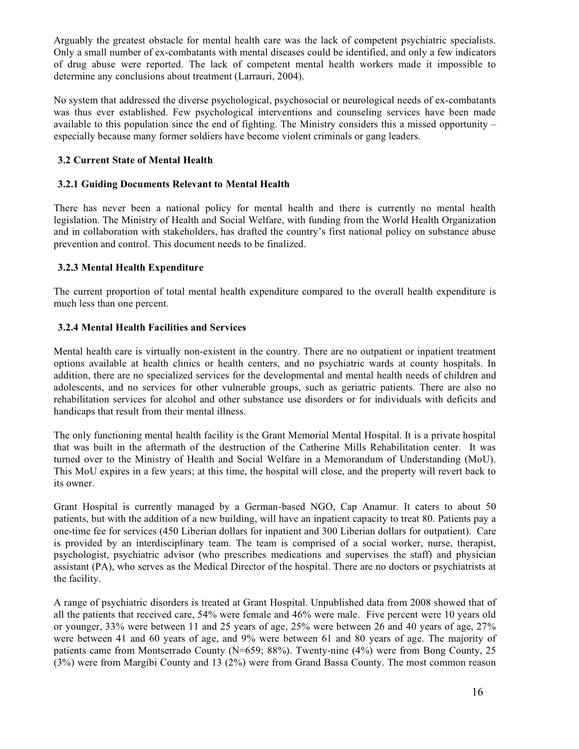Arguably the greatest obstacle for mental health care was the lack of competent psychiatric specialists. Only a small number of ex-combatants with mental diseases could be identified, and only a few indicators of drug abuse were reported. The lack of competent mental health workers made it impossible to determine any conclusions about treatment (Larrauri, 2004).

No system that addressed the diverse psychological, psychosocial or neurological needs of ex-combatants was thus ever established. Few psychological interventions and counseling services have been made available to this population since the end of fighting. The Ministry considers this a missed opportunity – especially because many former soldiers have become violent criminals or gang leaders.

### 3.2 Current State of Mental Health

#### 3.2.1 Guiding Documents Relevant to Mental Health

There has never been a national policy for mental health and there is currently no mental health legislation. The Ministry of Health and Social Welfare, with funding from the World Health Organization and in collaboration with stakeholders, has drafted the country's first national policy on substance abuse prevention and control. This document needs to be finalized.

#### 3.2.3 Mental Health Expenditure

The current proportion of total mental health expenditure compared to the overall health expenditure is much less than one percent.

#### 3.2.4 Mental Health Facilities and Services

Mental health care is virtually non-existent in the country. There are no outpatient or inpatient treatment options available at health clinics or health centers, and no psychiatric wards at county hospitals. In addition, there are no specialized services for the developmental and mental health needs of children and adolescents, and no services for other vulnerable groups, such as geriatric patients. There are also no rehabilitation services for alcohol and other substance use disorders or for individuals with deficits and handicaps that result from their mental illness.

The only functioning mental health facility is the Grant Memorial Mental Hospital. It is a private hospital that was built in the aftermath of the destruction of the Catherine Mills Rehabilitation center. It was turned over to the Ministry of Health and Social Welfare in a Memorandum of Understanding (MoU). This MoU expires in a few years; at this time, the hospital will close, and the property will revert back to its owner.

Grant Hospital is currently managed by a German-based NGO, Cap Anamur. It caters to about 50 patients, but with the addition of a new building, will have an inpatient capacity to treat 80. Patients pay a one-time fee for services (450 Liberian dollars for inpatient and 300 Liberian dollars for outpatient). Care is provided by an interdisciplinary team. The team is comprised of a social worker, nurse, therapist, psychologist, psychiatric advisor (who prescribes medications and supervises the staff) and physician assistant (PA), who serves as the Medical Director of the hospital. There are no doctors or psychiatrists at the facility.

A range of psychiatric disorders is treated at Grant Hospital. Unpublished data from 2008 showed that of all the patients that received care, 54% were female and 46% were male. Five percent were 10 years old or younger, 33% were between 11 and 25 years of age, 25% were between 26 and 40 years of age, 27% were between 41 and 60 years of age, and 9% were between 61 and 80 years of age. The majority of patients came from Montserrado County (N=659; 88%). Twenty-nine (4%) were from Bong County, 25 (3%) were from Margibi County and 13 (2%) were from Grand Bassa County. The most common reason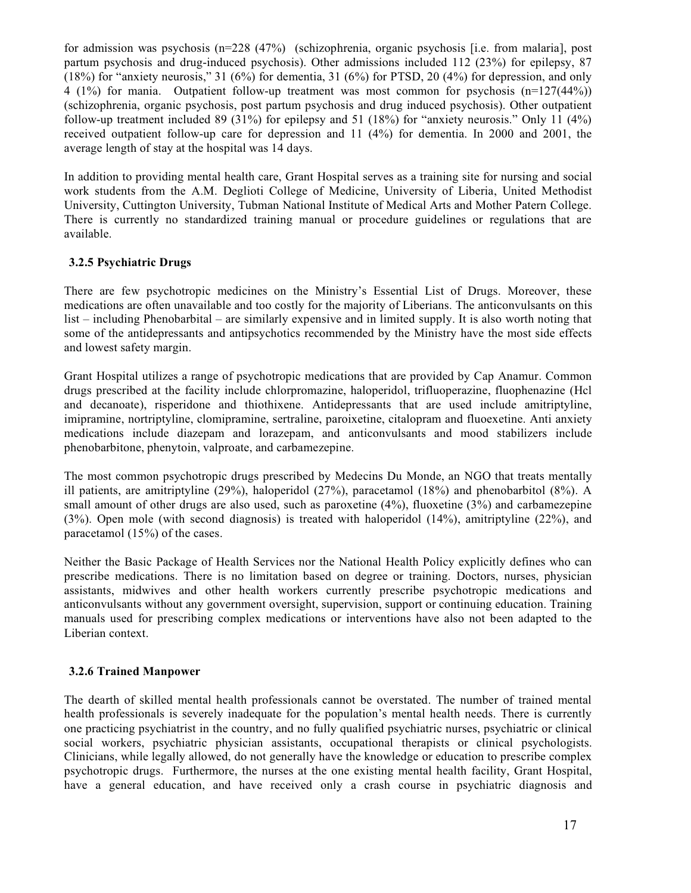for admission was psychosis (n=228 (47%) (schizophrenia, organic psychosis [i.e. from malaria], post partum psychosis and drug-induced psychosis). Other admissions included 112 (23%) for epilepsy, 87 (18%) for "anxiety neurosis," 31 (6%) for dementia, 31 (6%) for PTSD, 20 (4%) for depression, and only 4 (1%) for mania. Outpatient follow-up treatment was most common for psychosis (n=127(44%)) (schizophrenia, organic psychosis, post partum psychosis and drug induced psychosis). Other outpatient follow-up treatment included 89 (31%) for epilepsy and 51 (18%) for "anxiety neurosis." Only 11 (4%) received outpatient follow-up care for depression and 11 (4%) for dementia. In 2000 and 2001, the average length of stay at the hospital was 14 days.

In addition to providing mental health care, Grant Hospital serves as a training site for nursing and social work students from the A.M. Deglioti College of Medicine, University of Liberia, United Methodist University, Cuttington University, Tubman National Institute of Medical Arts and Mother Patern College. There is currently no standardized training manual or procedure guidelines or regulations that are available.

### 3.2.5 Psychiatric Drugs

There are few psychotropic medicines on the Ministry's Essential List of Drugs. Moreover, these medications are often unavailable and too costly for the majority of Liberians. The anticonvulsants on this list – including Phenobarbital – are similarly expensive and in limited supply. It is also worth noting that some of the antidepressants and antipsychotics recommended by the Ministry have the most side effects and lowest safety margin.

Grant Hospital utilizes a range of psychotropic medications that are provided by Cap Anamur. Common drugs prescribed at the facility include chlorpromazine, haloperidol, trifluoperazine, fluophenazine (Hcl and decanoate), risperidone and thiothixene. Antidepressants that are used include amitriptyline, imipramine, nortriptyline, clomipramine, sertraline, paroixetine, citalopram and fluoexetine. Anti anxiety medications include diazepam and lorazepam, and anticonvulsants and mood stabilizers include phenobarbitone, phenytoin, valproate, and carbamezepine.

The most common psychotropic drugs prescribed by Medecins Du Monde, an NGO that treats mentally ill patients, are amitriptyline (29%), haloperidol (27%), paracetamol (18%) and phenobarbitol (8%). A small amount of other drugs are also used, such as paroxetine (4%), fluoxetine (3%) and carbamezepine (3%). Open mole (with second diagnosis) is treated with haloperidol (14%), amitriptyline (22%), and paracetamol (15%) of the cases.

Neither the Basic Package of Health Services nor the National Health Policy explicitly defines who can prescribe medications. There is no limitation based on degree or training. Doctors, nurses, physician assistants, midwives and other health workers currently prescribe psychotropic medications and anticonvulsants without any government oversight, supervision, support or continuing education. Training manuals used for prescribing complex medications or interventions have also not been adapted to the Liberian context.

### 3.2.6 Trained Manpower

The dearth of skilled mental health professionals cannot be overstated. The number of trained mental health professionals is severely inadequate for the population's mental health needs. There is currently one practicing psychiatrist in the country, and no fully qualified psychiatric nurses, psychiatric or clinical social workers, psychiatric physician assistants, occupational therapists or clinical psychologists. Clinicians, while legally allowed, do not generally have the knowledge or education to prescribe complex psychotropic drugs. Furthermore, the nurses at the one existing mental health facility, Grant Hospital, have a general education, and have received only a crash course in psychiatric diagnosis and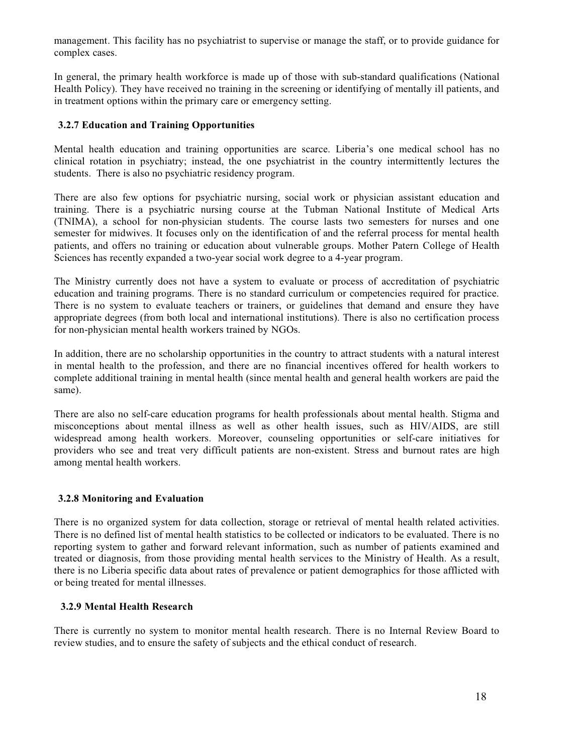management. This facility has no psychiatrist to supervise or manage the staff, or to provide guidance for complex cases.

In general, the primary health workforce is made up of those with sub-standard qualifications (National Health Policy). They have received no training in the screening or identifying of mentally ill patients, and in treatment options within the primary care or emergency setting.

### 3.2.7 Education and Training Opportunities

Mental health education and training opportunities are scarce. Liberia's one medical school has no clinical rotation in psychiatry; instead, the one psychiatrist in the country intermittently lectures the students. There is also no psychiatric residency program.

There are also few options for psychiatric nursing, social work or physician assistant education and training. There is a psychiatric nursing course at the Tubman National Institute of Medical Arts (TNIMA), a school for non-physician students. The course lasts two semesters for nurses and one semester for midwives. It focuses only on the identification of and the referral process for mental health patients, and offers no training or education about vulnerable groups. Mother Patern College of Health Sciences has recently expanded a two-year social work degree to a 4-year program.

The Ministry currently does not have a system to evaluate or process of accreditation of psychiatric education and training programs. There is no standard curriculum or competencies required for practice. There is no system to evaluate teachers or trainers, or guidelines that demand and ensure they have appropriate degrees (from both local and international institutions). There is also no certification process for non-physician mental health workers trained by NGOs.

In addition, there are no scholarship opportunities in the country to attract students with a natural interest in mental health to the profession, and there are no financial incentives offered for health workers to complete additional training in mental health (since mental health and general health workers are paid the same).

There are also no self-care education programs for health professionals about mental health. Stigma and misconceptions about mental illness as well as other health issues, such as HIV/AIDS, are still widespread among health workers. Moreover, counseling opportunities or self-care initiatives for providers who see and treat very difficult patients are non-existent. Stress and burnout rates are high among mental health workers.

### 3.2.8 Monitoring and Evaluation

There is no organized system for data collection, storage or retrieval of mental health related activities. There is no defined list of mental health statistics to be collected or indicators to be evaluated. There is no reporting system to gather and forward relevant information, such as number of patients examined and treated or diagnosis, from those providing mental health services to the Ministry of Health. As a result, there is no Liberia specific data about rates of prevalence or patient demographics for those afflicted with or being treated for mental illnesses.

### 3.2.9 Mental Health Research

There is currently no system to monitor mental health research. There is no Internal Review Board to review studies, and to ensure the safety of subjects and the ethical conduct of research.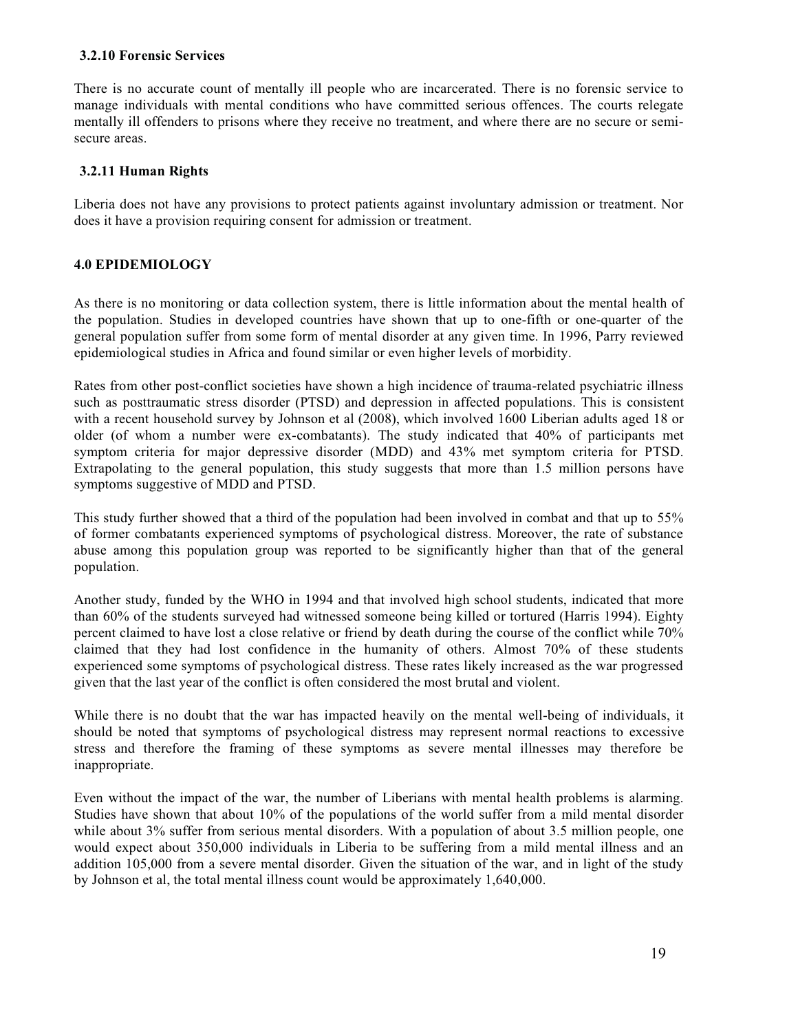### 3.2.10 Forensic Services

There is no accurate count of mentally ill people who are incarcerated. There is no forensic service to manage individuals with mental conditions who have committed serious offences. The courts relegate mentally ill offenders to prisons where they receive no treatment, and where there are no secure or semi-secure areas.

### 3.2.11 Human Rights

Liberia does not have any provisions to protect patients against involuntary admission or treatment. Nor does it have a provision requiring consent for admission or treatment.

## 4.0 EPIDEMIOLOGY

As there is no monitoring or data collection system, there is little information about the mental health of the population. Studies in developed countries have shown that up to one-fifth or one-quarter of the general population suffer from some form of mental disorder at any given time. In 1996, Parry reviewed epidemiological studies in Africa and found similar or even higher levels of morbidity.

Rates from other post-conflict societies have shown a high incidence of trauma-related psychiatric illness such as posttraumatic stress disorder (PTSD) and depression in affected populations. This is consistent with a recent household survey by Johnson et al (2008), which involved 1600 Liberian adults aged 18 or older (of whom a number were ex-combatants). The study indicated that 40% of participants met symptom criteria for major depressive disorder (MDD) and 43% met symptom criteria for PTSD. Extrapolating to the general population, this study suggests that more than 1.5 million persons have symptoms suggestive of MDD and PTSD.

This study further showed that a third of the population had been involved in combat and that up to 55% of former combatants experienced symptoms of psychological distress. Moreover, the rate of substance abuse among this population group was reported to be significantly higher than that of the general population.

Another study, funded by the WHO in 1994 and that involved high school students, indicated that more than 60% of the students surveyed had witnessed someone being killed or tortured (Harris 1994). Eighty percent claimed to have lost a close relative or friend by death during the course of the conflict while 70% claimed that they had lost confidence in the humanity of others. Almost 70% of these students experienced some symptoms of psychological distress. These rates likely increased as the war progressed given that the last year of the conflict is often considered the most brutal and violent.

While there is no doubt that the war has impacted heavily on the mental well-being of individuals, it should be noted that symptoms of psychological distress may represent normal reactions to excessive stress and therefore the framing of these symptoms as severe mental illnesses may therefore be inappropriate.

Even without the impact of the war, the number of Liberians with mental health problems is alarming. Studies have shown that about 10% of the populations of the world suffer from a mild mental disorder while about 3% suffer from serious mental disorders. With a population of about 3.5 million people, one would expect about 350,000 individuals in Liberia to be suffering from a mild mental illness and an addition 105,000 from a severe mental disorder. Given the situation of the war, and in light of the study by Johnson et al, the total mental illness count would be approximately 1,640,000.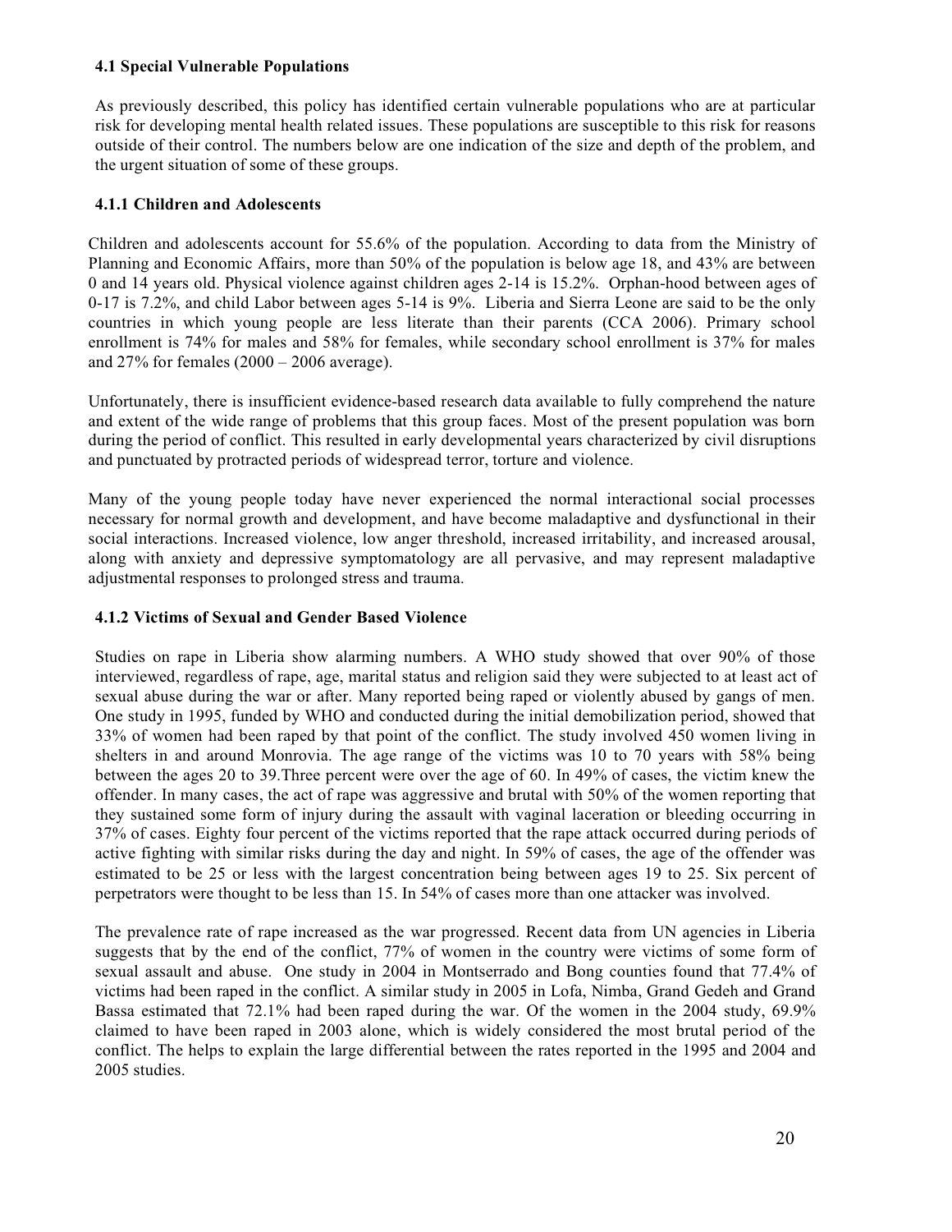### 4.1 Special Vulnerable Populations

As previously described, this policy has identified certain vulnerable populations who are at particular risk for developing mental health related issues. These populations are susceptible to this risk for reasons outside of their control. The numbers below are one indication of the size and depth of the problem, and the urgent situation of some of these groups.

#### 4.1.1 Children and Adolescents

Children and adolescents account for 55.6% of the population. According to data from the Ministry of Planning and Economic Affairs, more than 50% of the population is below age 18, and 43% are between 0 and 14 years old. Physical violence against children ages 2-14 is 15.2%. Orphan-hood between ages of 0-17 is 7.2%, and child Labor between ages 5-14 is 9%. Liberia and Sierra Leone are said to be the only countries in which young people are less literate than their parents (CCA 2006). Primary school enrollment is 74% for males and 58% for females, while secondary school enrollment is 37% for males and 27% for females (2000 – 2006 average).

Unfortunately, there is insufficient evidence-based research data available to fully comprehend the nature and extent of the wide range of problems that this group faces. Most of the present population was born during the period of conflict. This resulted in early developmental years characterized by civil disruptions and punctuated by protracted periods of widespread terror, torture and violence.

Many of the young people today have never experienced the normal interactional social processes necessary for normal growth and development, and have become maladaptive and dysfunctional in their social interactions. Increased violence, low anger threshold, increased irritability, and increased arousal, along with anxiety and depressive symptomatology are all pervasive, and may represent maladaptive adjustmental responses to prolonged stress and trauma.

#### 4.1.2 Victims of Sexual and Gender Based Violence

Studies on rape in Liberia show alarming numbers. A WHO study showed that over 90% of those interviewed, regardless of rape, age, marital status and religion said they were subjected to at least act of sexual abuse during the war or after. Many reported being raped or violently abused by gangs of men. One study in 1995, funded by WHO and conducted during the initial demobilization period, showed that 33% of women had been raped by that point of the conflict. The study involved 450 women living in shelters in and around Monrovia. The age range of the victims was 10 to 70 years with 58% being between the ages 20 to 39.Three percent were over the age of 60. In 49% of cases, the victim knew the offender. In many cases, the act of rape was aggressive and brutal with 50% of the women reporting that they sustained some form of injury during the assault with vaginal laceration or bleeding occurring in 37% of cases. Eighty four percent of the victims reported that the rape attack occurred during periods of active fighting with similar risks during the day and night. In 59% of cases, the age of the offender was estimated to be 25 or less with the largest concentration being between ages 19 to 25. Six percent of perpetrators were thought to be less than 15. In 54% of cases more than one attacker was involved.

The prevalence rate of rape increased as the war progressed. Recent data from UN agencies in Liberia suggests that by the end of the conflict, 77% of women in the country were victims of some form of sexual assault and abuse. One study in 2004 in Montserrado and Bong counties found that 77.4% of victims had been raped in the conflict. A similar study in 2005 in Lofa, Nimba, Grand Gedeh and Grand Bassa estimated that 72.1% had been raped during the war. Of the women in the 2004 study, 69.9% claimed to have been raped in 2003 alone, which is widely considered the most brutal period of the conflict. The helps to explain the large differential between the rates reported in the 1995 and 2004 and 2005 studies.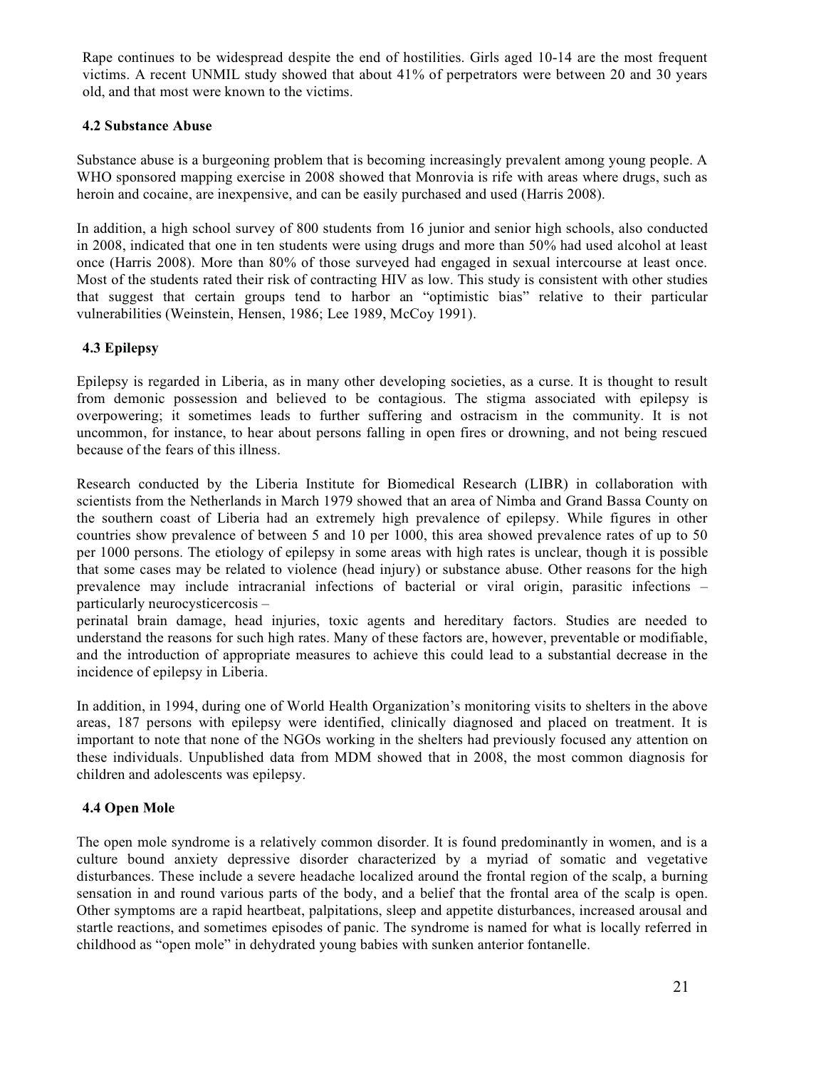Rape continues to be widespread despite the end of hostilities. Girls aged 10-14 are the most frequent victims. A recent UNMIL study showed that about 41% of perpetrators were between 20 and 30 years old, and that most were known to the victims.

### 4.2 Substance Abuse

Substance abuse is a burgeoning problem that is becoming increasingly prevalent among young people. A WHO sponsored mapping exercise in 2008 showed that Monrovia is rife with areas where drugs, such as heroin and cocaine, are inexpensive, and can be easily purchased and used (Harris 2008).

In addition, a high school survey of 800 students from 16 junior and senior high schools, also conducted in 2008, indicated that one in ten students were using drugs and more than 50% had used alcohol at least once (Harris 2008). More than 80% of those surveyed had engaged in sexual intercourse at least once. Most of the students rated their risk of contracting HIV as low. This study is consistent with other studies that suggest that certain groups tend to harbor an "optimistic bias" relative to their particular vulnerabilities (Weinstein, Hensen, 1986; Lee 1989, McCoy 1991).

### 4.3 Epilepsy

Epilepsy is regarded in Liberia, as in many other developing societies, as a curse. It is thought to result from demonic possession and believed to be contagious. The stigma associated with epilepsy is overpowering; it sometimes leads to further suffering and ostracism in the community. It is not uncommon, for instance, to hear about persons falling in open fires or drowning, and not being rescued because of the fears of this illness.

Research conducted by the Liberia Institute for Biomedical Research (LIBR) in collaboration with scientists from the Netherlands in March 1979 showed that an area of Nimba and Grand Bassa County on the southern coast of Liberia had an extremely high prevalence of epilepsy. While figures in other countries show prevalence of between 5 and 10 per 1000, this area showed prevalence rates of up to 50 per 1000 persons. The etiology of epilepsy in some areas with high rates is unclear, though it is possible that some cases may be related to violence (head injury) or substance abuse. Other reasons for the high prevalence may include intracranial infections of bacterial or viral origin, parasitic infections – particularly neurocysticercosis – perinatal brain damage, head injuries, toxic agents and hereditary factors. Studies are needed to understand the reasons for such high rates. Many of these factors are, however, preventable or modifiable, and the introduction of appropriate measures to achieve this could lead to a substantial decrease in the incidence of epilepsy in Liberia.

In addition, in 1994, during one of World Health Organization's monitoring visits to shelters in the above areas, 187 persons with epilepsy were identified, clinically diagnosed and placed on treatment. It is important to note that none of the NGOs working in the shelters had previously focused any attention on these individuals. Unpublished data from MDM showed that in 2008, the most common diagnosis for children and adolescents was epilepsy.

### 4.4 Open Mole

The open mole syndrome is a relatively common disorder. It is found predominantly in women, and is a culture bound anxiety depressive disorder characterized by a myriad of somatic and vegetative disturbances. These include a severe headache localized around the frontal region of the scalp, a burning sensation in and round various parts of the body, and a belief that the frontal area of the scalp is open. Other symptoms are a rapid heartbeat, palpitations, sleep and appetite disturbances, increased arousal and startle reactions, and sometimes episodes of panic. The syndrome is named for what is locally referred in childhood as "open mole" in dehydrated young babies with sunken anterior fontanelle.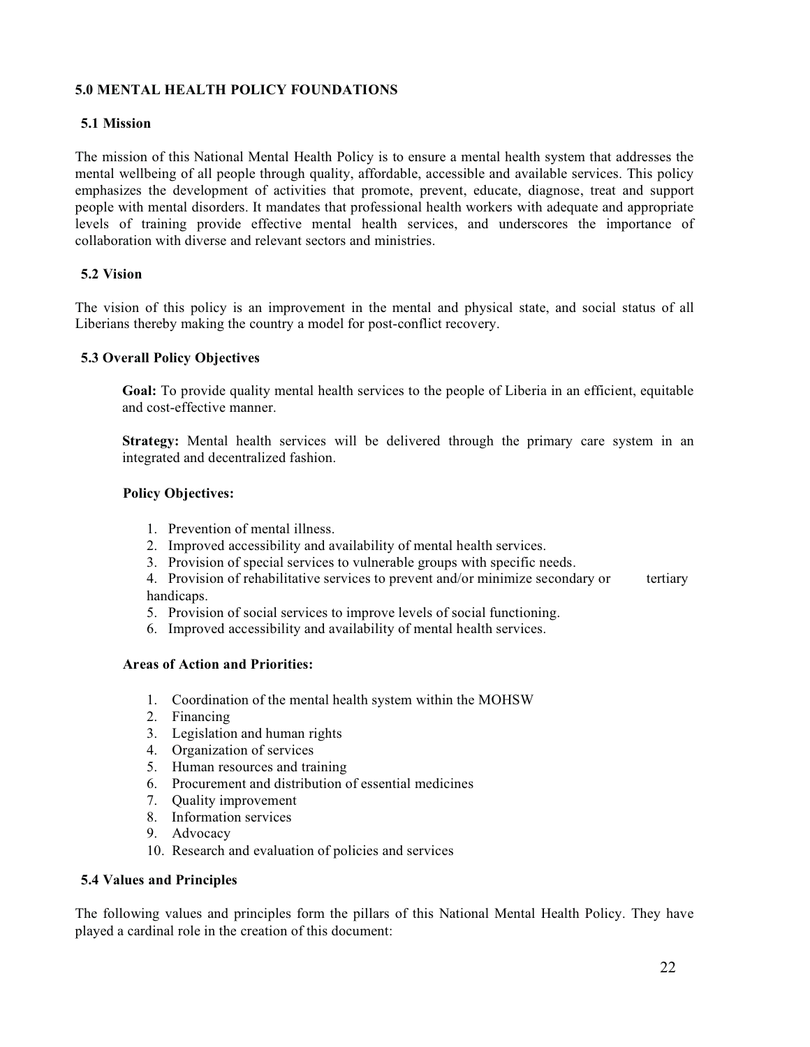## 5.0 MENTAL HEALTH POLICY FOUNDATIONS

### 5.1 Mission

The mission of this National Mental Health Policy is to ensure a mental health system that addresses the mental wellbeing of all people through quality, affordable, accessible and available services. This policy emphasizes the development of activities that promote, prevent, educate, diagnose, treat and support people with mental disorders. It mandates that professional health workers with adequate and appropriate levels of training provide effective mental health services, and underscores the importance of collaboration with diverse and relevant sectors and ministries.

### 5.2 Vision

The vision of this policy is an improvement in the mental and physical state, and social status of all Liberians thereby making the country a model for post-conflict recovery.

### 5.3 Overall Policy Objectives

**Goal:** To provide quality mental health services to the people of Liberia in an efficient, equitable and cost-effective manner.

**Strategy:** Mental health services will be delivered through the primary care system in an integrated and decentralized fashion.

**Policy Objectives:**

1. Prevention of mental illness.
2. Improved accessibility and availability of mental health services.
3. Provision of special services to vulnerable groups with specific needs.
4. Provision of rehabilitative services to prevent and/or minimize secondary or tertiary handicaps.
5. Provision of social services to improve levels of social functioning.
6. Improved accessibility and availability of mental health services.

**Areas of Action and Priorities:**

1. Coordination of the mental health system within the MOHSW
2. Financing
3. Legislation and human rights
4. Organization of services
5. Human resources and training
6. Procurement and distribution of essential medicines
7. Quality improvement
8. Information services
9. Advocacy
10. Research and evaluation of policies and services

### 5.4 Values and Principles

The following values and principles form the pillars of this National Mental Health Policy. They have played a cardinal role in the creation of this document: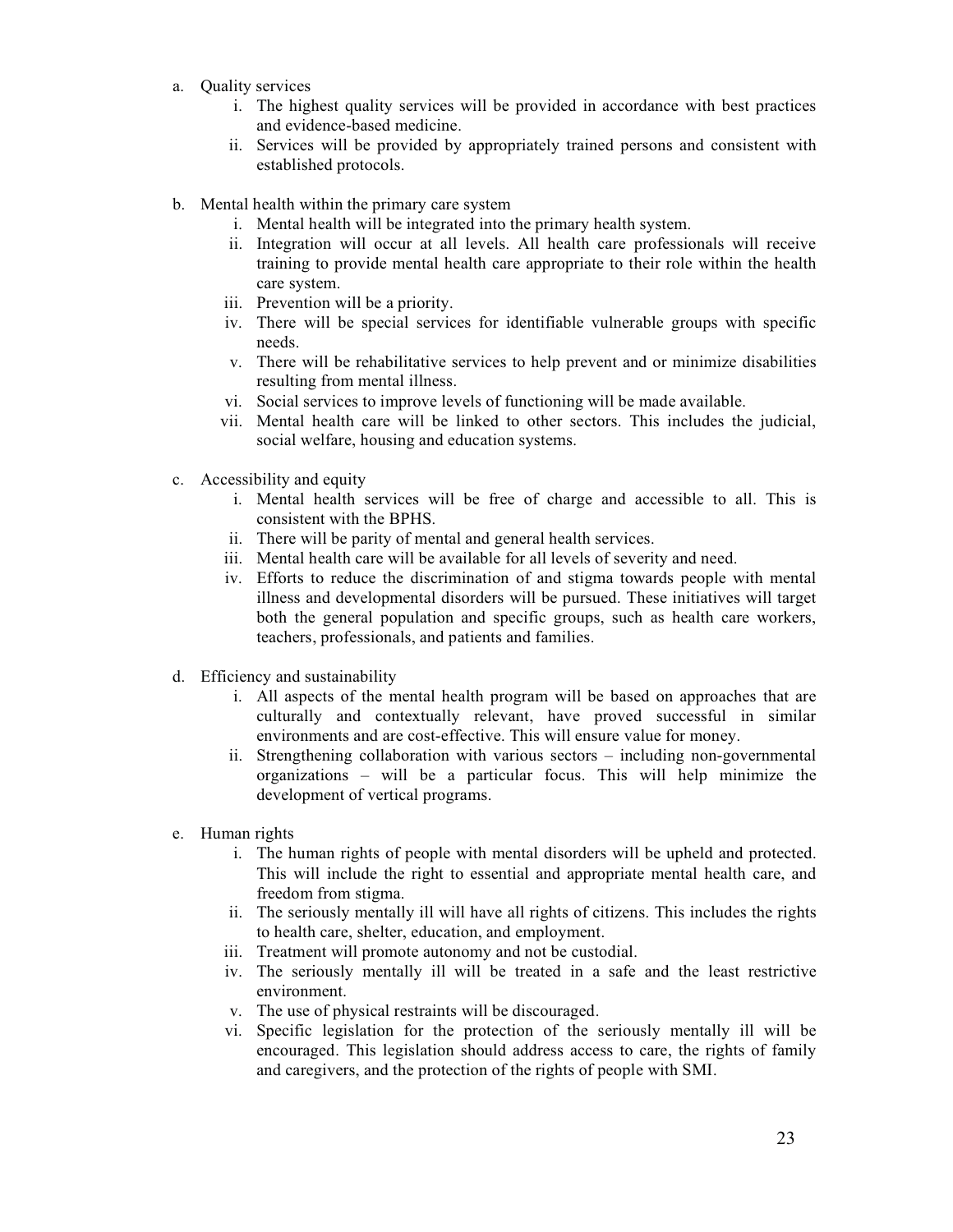a. Quality services
    i. The highest quality services will be provided in accordance with best practices and evidence-based medicine.
    ii. Services will be provided by appropriately trained persons and consistent with established protocols.

b. Mental health within the primary care system
    i. Mental health will be integrated into the primary health system.
    ii. Integration will occur at all levels. All health care professionals will receive training to provide mental health care appropriate to their role within the health care system.
    iii. Prevention will be a priority.
    iv. There will be special services for identifiable vulnerable groups with specific needs.
    v. There will be rehabilitative services to help prevent and or minimize disabilities resulting from mental illness.
    vi. Social services to improve levels of functioning will be made available.
    vii. Mental health care will be linked to other sectors. This includes the judicial, social welfare, housing and education systems.

c. Accessibility and equity
    i. Mental health services will be free of charge and accessible to all. This is consistent with the BPHS.
    ii. There will be parity of mental and general health services.
    iii. Mental health care will be available for all levels of severity and need.
    iv. Efforts to reduce the discrimination of and stigma towards people with mental illness and developmental disorders will be pursued. These initiatives will target both the general population and specific groups, such as health care workers, teachers, professionals, and patients and families.

d. Efficiency and sustainability
    i. All aspects of the mental health program will be based on approaches that are culturally and contextually relevant, have proved successful in similar environments and are cost-effective. This will ensure value for money.
    ii. Strengthening collaboration with various sectors – including non-governmental organizations – will be a particular focus. This will help minimize the development of vertical programs.

e. Human rights
    i. The human rights of people with mental disorders will be upheld and protected. This will include the right to essential and appropriate mental health care, and freedom from stigma.
    ii. The seriously mentally ill will have all rights of citizens. This includes the rights to health care, shelter, education, and employment.
    iii. Treatment will promote autonomy and not be custodial.
    iv. The seriously mentally ill will be treated in a safe and the least restrictive environment.
    v. The use of physical restraints will be discouraged.
    vi. Specific legislation for the protection of the seriously mentally ill will be encouraged. This legislation should address access to care, the rights of family and caregivers, and the protection of the rights of people with SMI.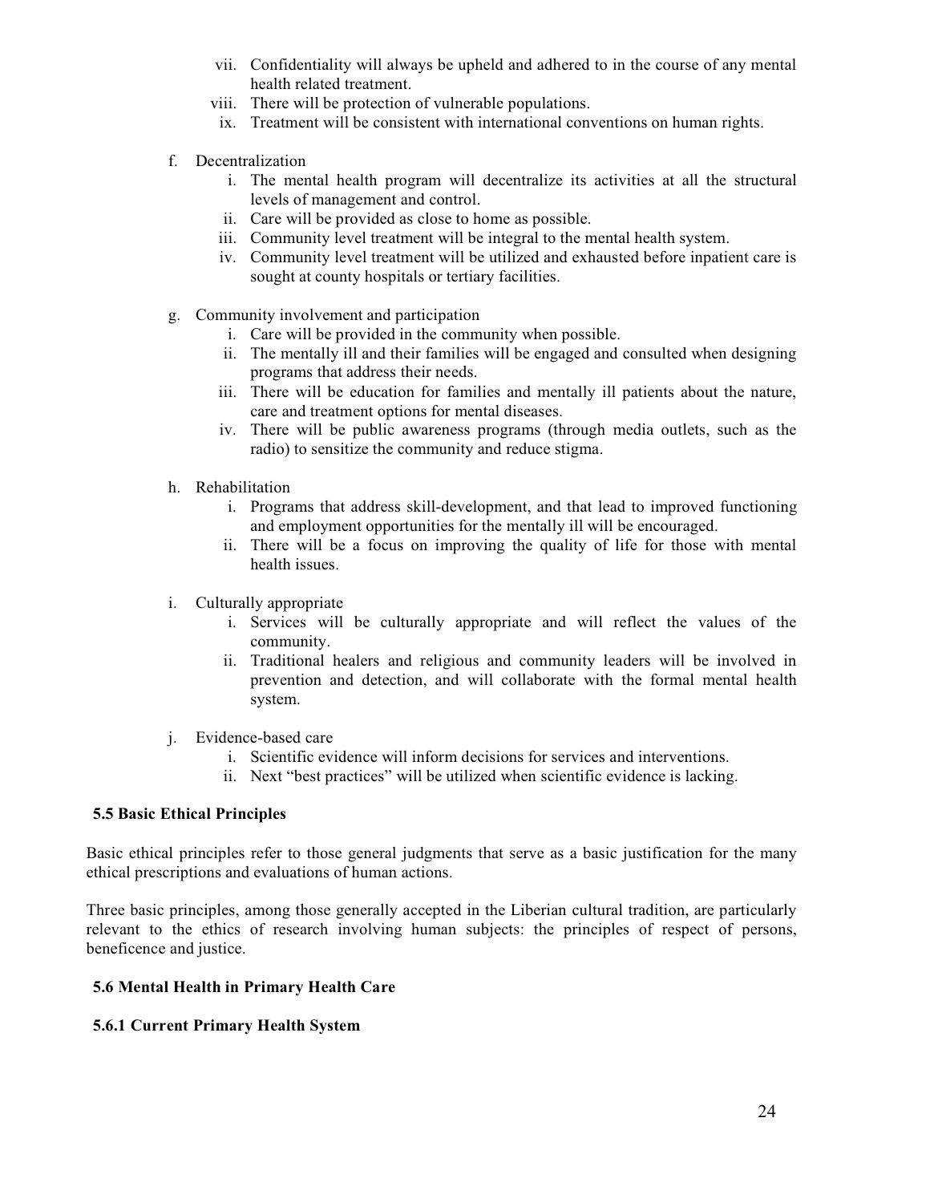vii. Confidentiality will always be upheld and adhered to in the course of any mental health related treatment.
  viii. There will be protection of vulnerable populations.
  ix. Treatment will be consistent with international conventions on human rights.

f. Decentralization
  i. The mental health program will decentralize its activities at all the structural levels of management and control.
  ii. Care will be provided as close to home as possible.
  iii. Community level treatment will be integral to the mental health system.
  iv. Community level treatment will be utilized and exhausted before inpatient care is sought at county hospitals or tertiary facilities.

g. Community involvement and participation
  i. Care will be provided in the community when possible.
  ii. The mentally ill and their families will be engaged and consulted when designing programs that address their needs.
  iii. There will be education for families and mentally ill patients about the nature, care and treatment options for mental diseases.
  iv. There will be public awareness programs (through media outlets, such as the radio) to sensitize the community and reduce stigma.

h. Rehabilitation
  i. Programs that address skill-development, and that lead to improved functioning and employment opportunities for the mentally ill will be encouraged.
  ii. There will be a focus on improving the quality of life for those with mental health issues.

i. Culturally appropriate
  i. Services will be culturally appropriate and will reflect the values of the community.
  ii. Traditional healers and religious and community leaders will be involved in prevention and detection, and will collaborate with the formal mental health system.

j. Evidence-based care
  i. Scientific evidence will inform decisions for services and interventions.
  ii. Next "best practices" will be utilized when scientific evidence is lacking.

### 5.5 Basic Ethical Principles

Basic ethical principles refer to those general judgments that serve as a basic justification for the many ethical prescriptions and evaluations of human actions.

Three basic principles, among those generally accepted in the Liberian cultural tradition, are particularly relevant to the ethics of research involving human subjects: the principles of respect of persons, beneficence and justice.

### 5.6 Mental Health in Primary Health Care

#### 5.6.1 Current Primary Health System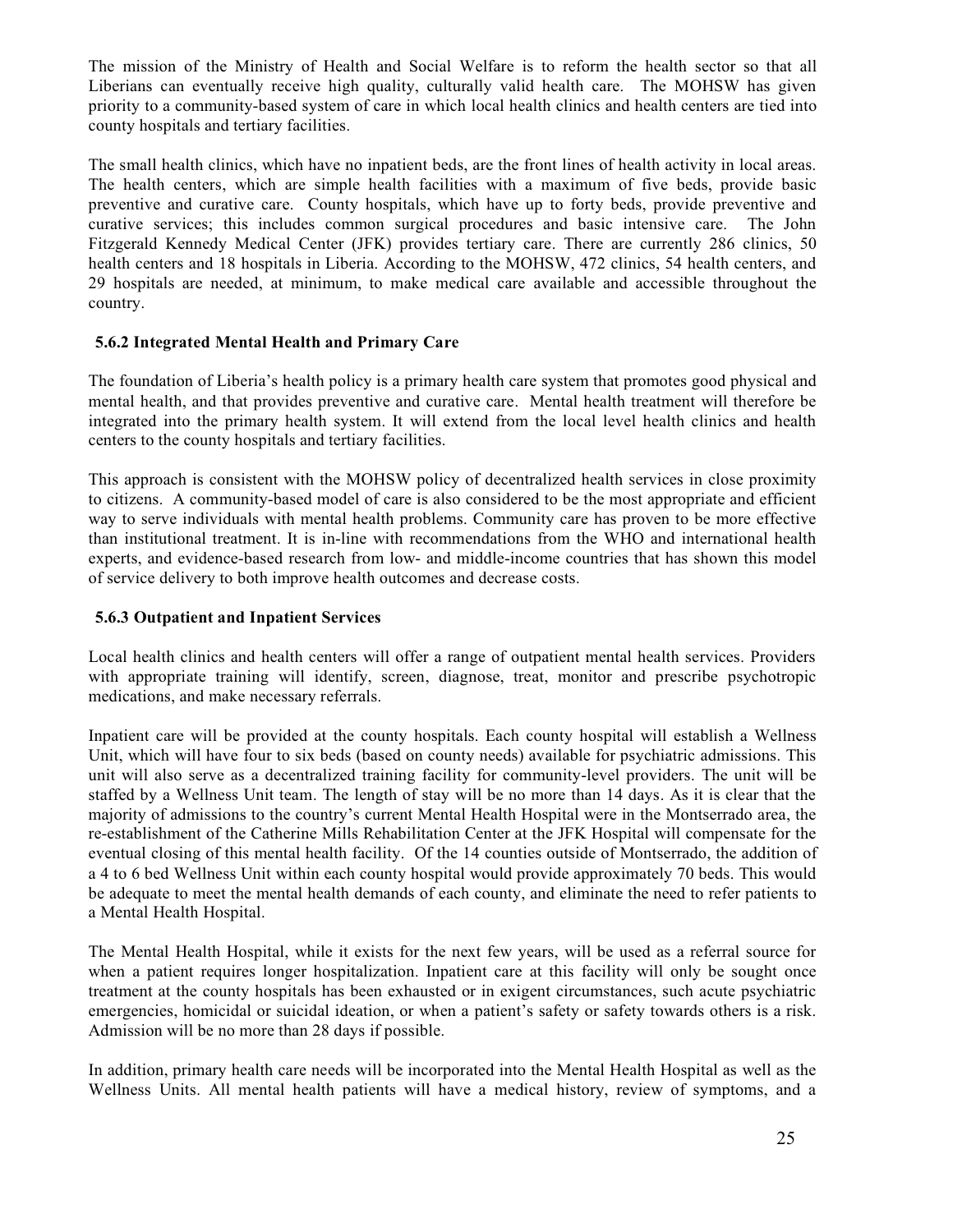The mission of the Ministry of Health and Social Welfare is to reform the health sector so that all Liberians can eventually receive high quality, culturally valid health care. The MOHSW has given priority to a community-based system of care in which local health clinics and health centers are tied into county hospitals and tertiary facilities.

The small health clinics, which have no inpatient beds, are the front lines of health activity in local areas. The health centers, which are simple health facilities with a maximum of five beds, provide basic preventive and curative care. County hospitals, which have up to forty beds, provide preventive and curative services; this includes common surgical procedures and basic intensive care. The John Fitzgerald Kennedy Medical Center (JFK) provides tertiary care. There are currently 286 clinics, 50 health centers and 18 hospitals in Liberia. According to the MOHSW, 472 clinics, 54 health centers, and 29 hospitals are needed, at minimum, to make medical care available and accessible throughout the country.

### 5.6.2 Integrated Mental Health and Primary Care

The foundation of Liberia's health policy is a primary health care system that promotes good physical and mental health, and that provides preventive and curative care. Mental health treatment will therefore be integrated into the primary health system. It will extend from the local level health clinics and health centers to the county hospitals and tertiary facilities.

This approach is consistent with the MOHSW policy of decentralized health services in close proximity to citizens. A community-based model of care is also considered to be the most appropriate and efficient way to serve individuals with mental health problems. Community care has proven to be more effective than institutional treatment. It is in-line with recommendations from the WHO and international health experts, and evidence-based research from low- and middle-income countries that has shown this model of service delivery to both improve health outcomes and decrease costs.

### 5.6.3 Outpatient and Inpatient Services

Local health clinics and health centers will offer a range of outpatient mental health services. Providers with appropriate training will identify, screen, diagnose, treat, monitor and prescribe psychotropic medications, and make necessary referrals.

Inpatient care will be provided at the county hospitals. Each county hospital will establish a Wellness Unit, which will have four to six beds (based on county needs) available for psychiatric admissions. This unit will also serve as a decentralized training facility for community-level providers. The unit will be staffed by a Wellness Unit team. The length of stay will be no more than 14 days. As it is clear that the majority of admissions to the country's current Mental Health Hospital were in the Montserrado area, the re-establishment of the Catherine Mills Rehabilitation Center at the JFK Hospital will compensate for the eventual closing of this mental health facility. Of the 14 counties outside of Montserrado, the addition of a 4 to 6 bed Wellness Unit within each county hospital would provide approximately 70 beds. This would be adequate to meet the mental health demands of each county, and eliminate the need to refer patients to a Mental Health Hospital.

The Mental Health Hospital, while it exists for the next few years, will be used as a referral source for when a patient requires longer hospitalization. Inpatient care at this facility will only be sought once treatment at the county hospitals has been exhausted or in exigent circumstances, such acute psychiatric emergencies, homicidal or suicidal ideation, or when a patient's safety or safety towards others is a risk. Admission will be no more than 28 days if possible.

In addition, primary health care needs will be incorporated into the Mental Health Hospital as well as the Wellness Units. All mental health patients will have a medical history, review of symptoms, and a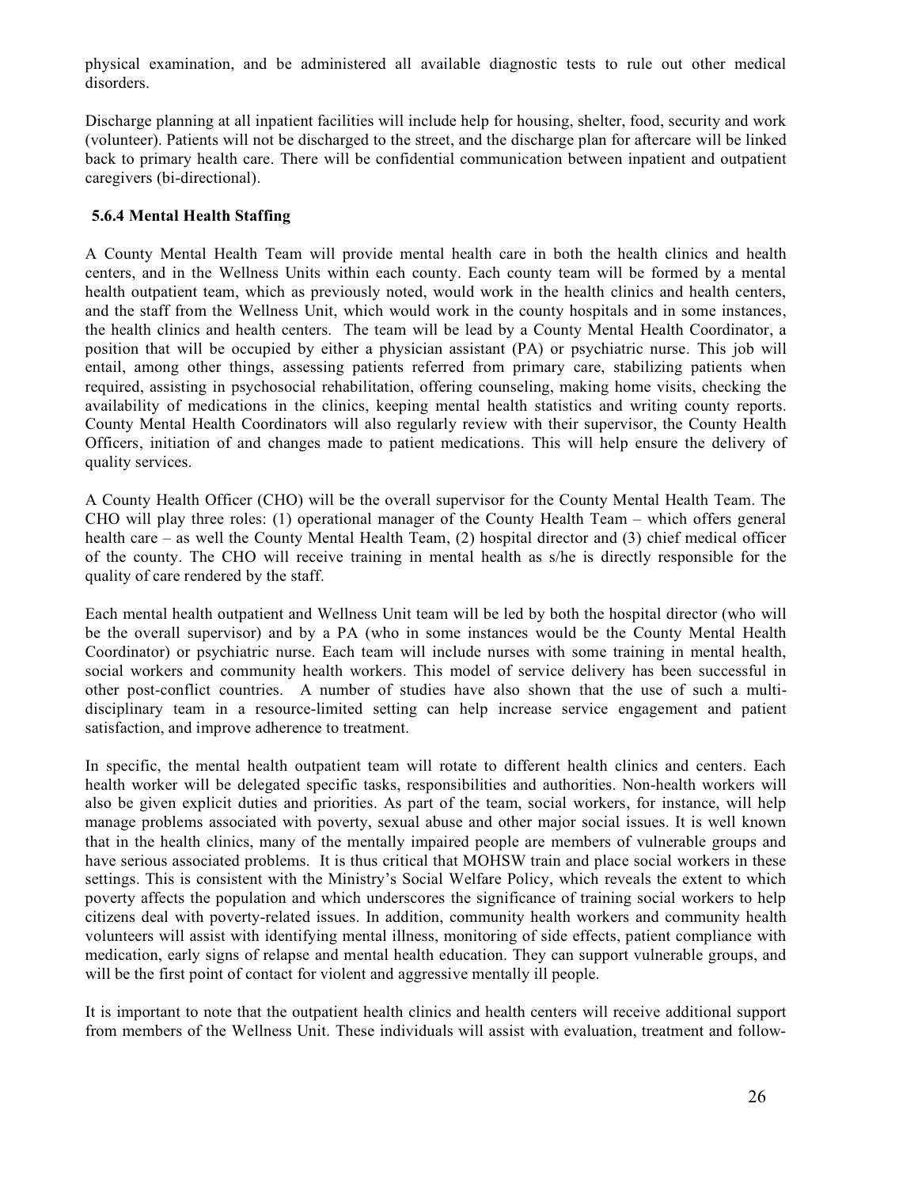physical examination, and be administered all available diagnostic tests to rule out other medical disorders.

Discharge planning at all inpatient facilities will include help for housing, shelter, food, security and work (volunteer). Patients will not be discharged to the street, and the discharge plan for aftercare will be linked back to primary health care. There will be confidential communication between inpatient and outpatient caregivers (bi-directional).

### 5.6.4 Mental Health Staffing

A County Mental Health Team will provide mental health care in both the health clinics and health centers, and in the Wellness Units within each county. Each county team will be formed by a mental health outpatient team, which as previously noted, would work in the health clinics and health centers, and the staff from the Wellness Unit, which would work in the county hospitals and in some instances, the health clinics and health centers. The team will be lead by a County Mental Health Coordinator, a position that will be occupied by either a physician assistant (PA) or psychiatric nurse. This job will entail, among other things, assessing patients referred from primary care, stabilizing patients when required, assisting in psychosocial rehabilitation, offering counseling, making home visits, checking the availability of medications in the clinics, keeping mental health statistics and writing county reports. County Mental Health Coordinators will also regularly review with their supervisor, the County Health Officers, initiation of and changes made to patient medications. This will help ensure the delivery of quality services.

A County Health Officer (CHO) will be the overall supervisor for the County Mental Health Team. The CHO will play three roles: (1) operational manager of the County Health Team – which offers general health care – as well the County Mental Health Team, (2) hospital director and (3) chief medical officer of the county. The CHO will receive training in mental health as s/he is directly responsible for the quality of care rendered by the staff.

Each mental health outpatient and Wellness Unit team will be led by both the hospital director (who will be the overall supervisor) and by a PA (who in some instances would be the County Mental Health Coordinator) or psychiatric nurse. Each team will include nurses with some training in mental health, social workers and community health workers. This model of service delivery has been successful in other post-conflict countries. A number of studies have also shown that the use of such a multi-disciplinary team in a resource-limited setting can help increase service engagement and patient satisfaction, and improve adherence to treatment.

In specific, the mental health outpatient team will rotate to different health clinics and centers. Each health worker will be delegated specific tasks, responsibilities and authorities. Non-health workers will also be given explicit duties and priorities. As part of the team, social workers, for instance, will help manage problems associated with poverty, sexual abuse and other major social issues. It is well known that in the health clinics, many of the mentally impaired people are members of vulnerable groups and have serious associated problems. It is thus critical that MOHSW train and place social workers in these settings. This is consistent with the Ministry's Social Welfare Policy, which reveals the extent to which poverty affects the population and which underscores the significance of training social workers to help citizens deal with poverty-related issues. In addition, community health workers and community health volunteers will assist with identifying mental illness, monitoring of side effects, patient compliance with medication, early signs of relapse and mental health education. They can support vulnerable groups, and will be the first point of contact for violent and aggressive mentally ill people.

It is important to note that the outpatient health clinics and health centers will receive additional support from members of the Wellness Unit. These individuals will assist with evaluation, treatment and follow-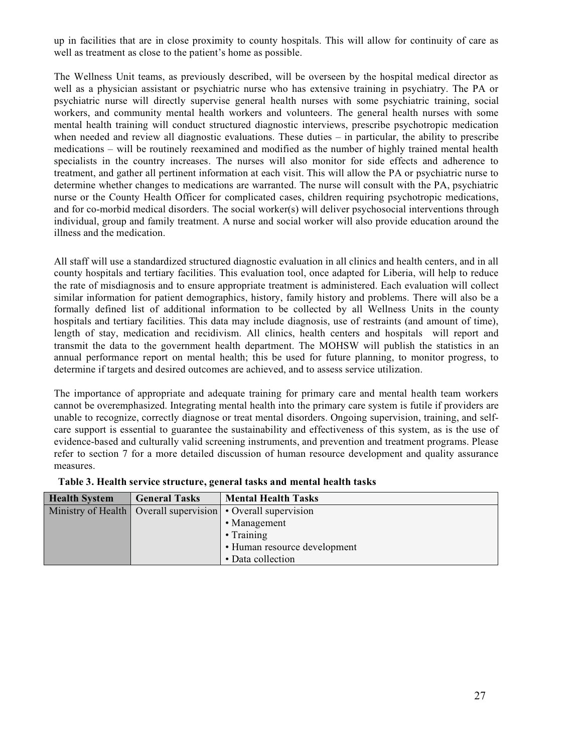up in facilities that are in close proximity to county hospitals. This will allow for continuity of care as well as treatment as close to the patient's home as possible.

The Wellness Unit teams, as previously described, will be overseen by the hospital medical director as well as a physician assistant or psychiatric nurse who has extensive training in psychiatry. The PA or psychiatric nurse will directly supervise general health nurses with some psychiatric training, social workers, and community mental health workers and volunteers. The general health nurses with some mental health training will conduct structured diagnostic interviews, prescribe psychotropic medication when needed and review all diagnostic evaluations. These duties – in particular, the ability to prescribe medications – will be routinely reexamined and modified as the number of highly trained mental health specialists in the country increases. The nurses will also monitor for side effects and adherence to treatment, and gather all pertinent information at each visit. This will allow the PA or psychiatric nurse to determine whether changes to medications are warranted. The nurse will consult with the PA, psychiatric nurse or the County Health Officer for complicated cases, children requiring psychotropic medications, and for co-morbid medical disorders. The social worker(s) will deliver psychosocial interventions through individual, group and family treatment. A nurse and social worker will also provide education around the illness and the medication.

All staff will use a standardized structured diagnostic evaluation in all clinics and health centers, and in all county hospitals and tertiary facilities. This evaluation tool, once adapted for Liberia, will help to reduce the rate of misdiagnosis and to ensure appropriate treatment is administered. Each evaluation will collect similar information for patient demographics, history, family history and problems. There will also be a formally defined list of additional information to be collected by all Wellness Units in the county hospitals and tertiary facilities. This data may include diagnosis, use of restraints (and amount of time), length of stay, medication and recidivism. All clinics, health centers and hospitals will report and transmit the data to the government health department. The MOHSW will publish the statistics in an annual performance report on mental health; this be used for future planning, to monitor progress, to determine if targets and desired outcomes are achieved, and to assess service utilization.

The importance of appropriate and adequate training for primary care and mental health team workers cannot be overemphasized. Integrating mental health into the primary care system is futile if providers are unable to recognize, correctly diagnose or treat mental disorders. Ongoing supervision, training, and self-care support is essential to guarantee the sustainability and effectiveness of this system, as is the use of evidence-based and culturally valid screening instruments, and prevention and treatment programs. Please refer to section 7 for a more detailed discussion of human resource development and quality assurance measures.

**Table 3. Health service structure, general tasks and mental health tasks**

| Health System | General Tasks | Mental Health Tasks |
|---|---|---|
| Ministry of Health | Overall supervision | • Overall supervision<br>• Management<br>• Training<br>• Human resource development<br>• Data collection |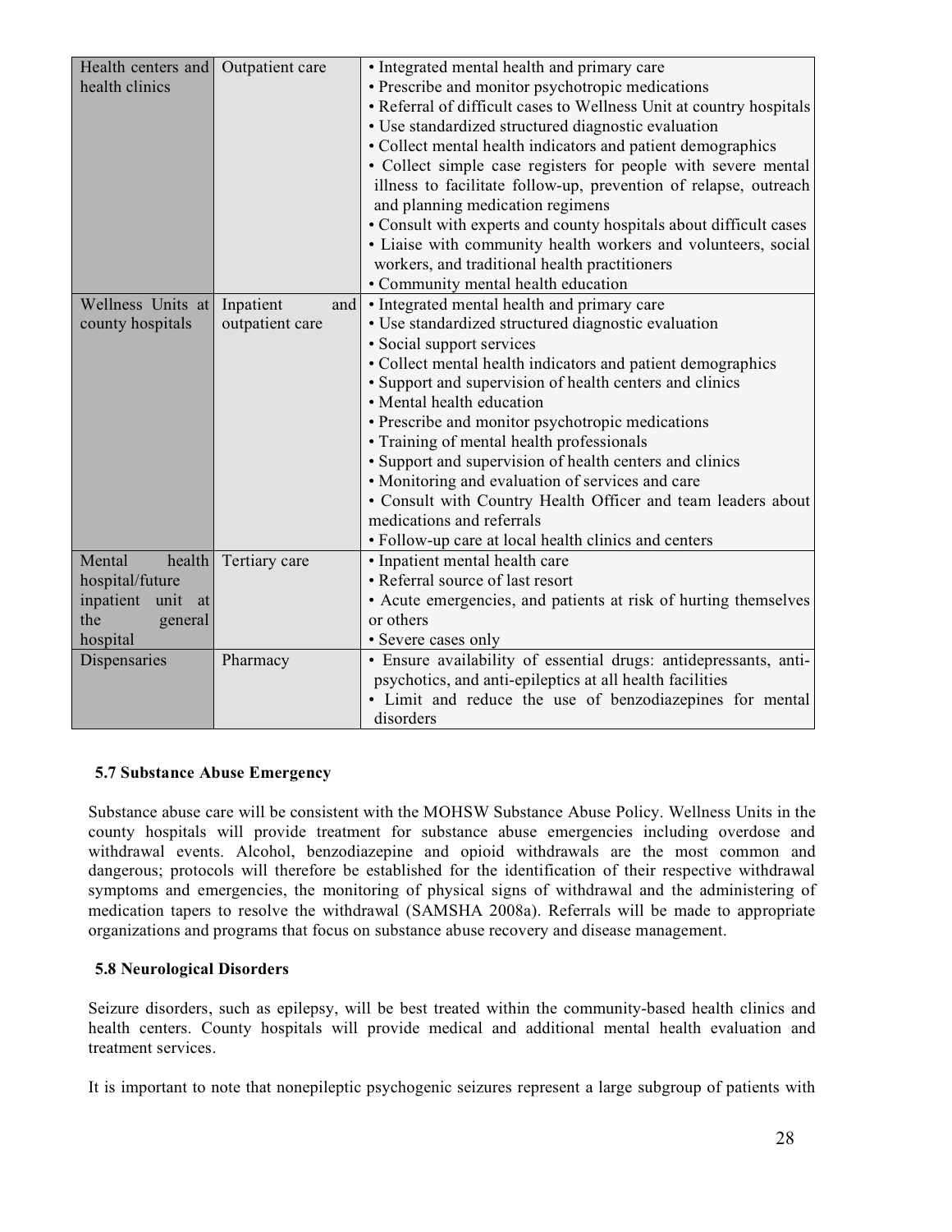| | | |
|---|---|---|
| Health centers and health clinics | Outpatient care | • Integrated mental health and primary care<br>• Prescribe and monitor psychotropic medications<br>• Referral of difficult cases to Wellness Unit at country hospitals<br>• Use standardized structured diagnostic evaluation<br>• Collect mental health indicators and patient demographics<br>• Collect simple case registers for people with severe mental illness to facilitate follow-up, prevention of relapse, outreach and planning medication regimens<br>• Consult with experts and county hospitals about difficult cases<br>• Liaise with community health workers and volunteers, social workers, and traditional health practitioners<br>• Community mental health education |
| Wellness Units at county hospitals | Inpatient and outpatient care | • Integrated mental health and primary care<br>• Use standardized structured diagnostic evaluation<br>• Social support services<br>• Collect mental health indicators and patient demographics<br>• Support and supervision of health centers and clinics<br>• Mental health education<br>• Prescribe and monitor psychotropic medications<br>• Training of mental health professionals<br>• Support and supervision of health centers and clinics<br>• Monitoring and evaluation of services and care<br>• Consult with Country Health Officer and team leaders about medications and referrals<br>• Follow-up care at local health clinics and centers |
| Mental health hospital/future inpatient unit at the general hospital | Tertiary care | • Inpatient mental health care<br>• Referral source of last resort<br>• Acute emergencies, and patients at risk of hurting themselves or others<br>• Severe cases only |
| Dispensaries | Pharmacy | • Ensure availability of essential drugs: antidepressants, anti-psychotics, and anti-epileptics at all health facilities<br>• Limit and reduce the use of benzodiazepines for mental disorders |

### 5.7 Substance Abuse Emergency

Substance abuse care will be consistent with the MOHSW Substance Abuse Policy. Wellness Units in the county hospitals will provide treatment for substance abuse emergencies including overdose and withdrawal events. Alcohol, benzodiazepine and opioid withdrawals are the most common and dangerous; protocols will therefore be established for the identification of their respective withdrawal symptoms and emergencies, the monitoring of physical signs of withdrawal and the administering of medication tapers to resolve the withdrawal (SAMSHA 2008a). Referrals will be made to appropriate organizations and programs that focus on substance abuse recovery and disease management.

### 5.8 Neurological Disorders

Seizure disorders, such as epilepsy, will be best treated within the community-based health clinics and health centers. County hospitals will provide medical and additional mental health evaluation and treatment services.

It is important to note that nonepileptic psychogenic seizures represent a large subgroup of patients with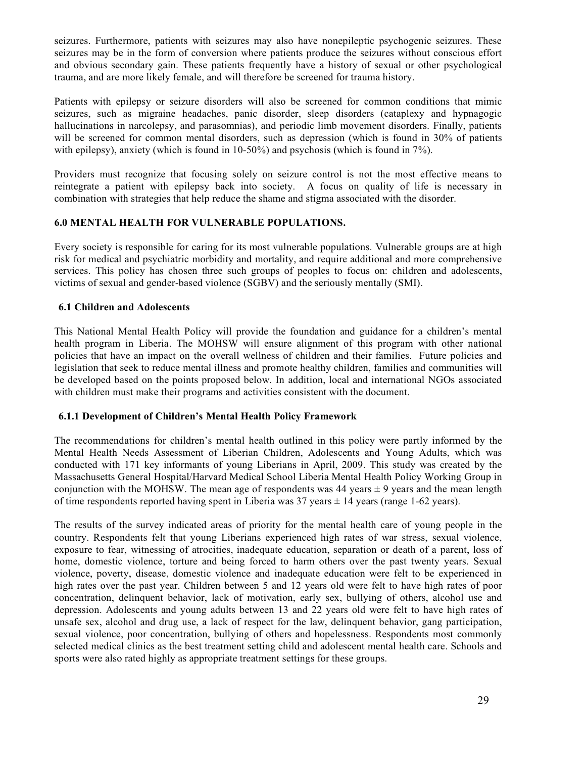seizures. Furthermore, patients with seizures may also have nonepileptic psychogenic seizures. These seizures may be in the form of conversion where patients produce the seizures without conscious effort and obvious secondary gain. These patients frequently have a history of sexual or other psychological trauma, and are more likely female, and will therefore be screened for trauma history.

Patients with epilepsy or seizure disorders will also be screened for common conditions that mimic seizures, such as migraine headaches, panic disorder, sleep disorders (cataplexy and hypnagogic hallucinations in narcolepsy, and parasomnias), and periodic limb movement disorders. Finally, patients will be screened for common mental disorders, such as depression (which is found in 30% of patients with epilepsy), anxiety (which is found in 10-50%) and psychosis (which is found in 7%).

Providers must recognize that focusing solely on seizure control is not the most effective means to reintegrate a patient with epilepsy back into society. A focus on quality of life is necessary in combination with strategies that help reduce the shame and stigma associated with the disorder.

## 6.0 MENTAL HEALTH FOR VULNERABLE POPULATIONS.

Every society is responsible for caring for its most vulnerable populations. Vulnerable groups are at high risk for medical and psychiatric morbidity and mortality, and require additional and more comprehensive services. This policy has chosen three such groups of peoples to focus on: children and adolescents, victims of sexual and gender-based violence (SGBV) and the seriously mentally (SMI).

### 6.1 Children and Adolescents

This National Mental Health Policy will provide the foundation and guidance for a children's mental health program in Liberia. The MOHSW will ensure alignment of this program with other national policies that have an impact on the overall wellness of children and their families. Future policies and legislation that seek to reduce mental illness and promote healthy children, families and communities will be developed based on the points proposed below. In addition, local and international NGOs associated with children must make their programs and activities consistent with the document.

#### 6.1.1 Development of Children's Mental Health Policy Framework

The recommendations for children's mental health outlined in this policy were partly informed by the Mental Health Needs Assessment of Liberian Children, Adolescents and Young Adults, which was conducted with 171 key informants of young Liberians in April, 2009. This study was created by the Massachusetts General Hospital/Harvard Medical School Liberia Mental Health Policy Working Group in conjunction with the MOHSW. The mean age of respondents was 44 years ± 9 years and the mean length of time respondents reported having spent in Liberia was 37 years ± 14 years (range 1-62 years).

The results of the survey indicated areas of priority for the mental health care of young people in the country. Respondents felt that young Liberians experienced high rates of war stress, sexual violence, exposure to fear, witnessing of atrocities, inadequate education, separation or death of a parent, loss of home, domestic violence, torture and being forced to harm others over the past twenty years. Sexual violence, poverty, disease, domestic violence and inadequate education were felt to be experienced in high rates over the past year. Children between 5 and 12 years old were felt to have high rates of poor concentration, delinquent behavior, lack of motivation, early sex, bullying of others, alcohol use and depression. Adolescents and young adults between 13 and 22 years old were felt to have high rates of unsafe sex, alcohol and drug use, a lack of respect for the law, delinquent behavior, gang participation, sexual violence, poor concentration, bullying of others and hopelessness. Respondents most commonly selected medical clinics as the best treatment setting child and adolescent mental health care. Schools and sports were also rated highly as appropriate treatment settings for these groups.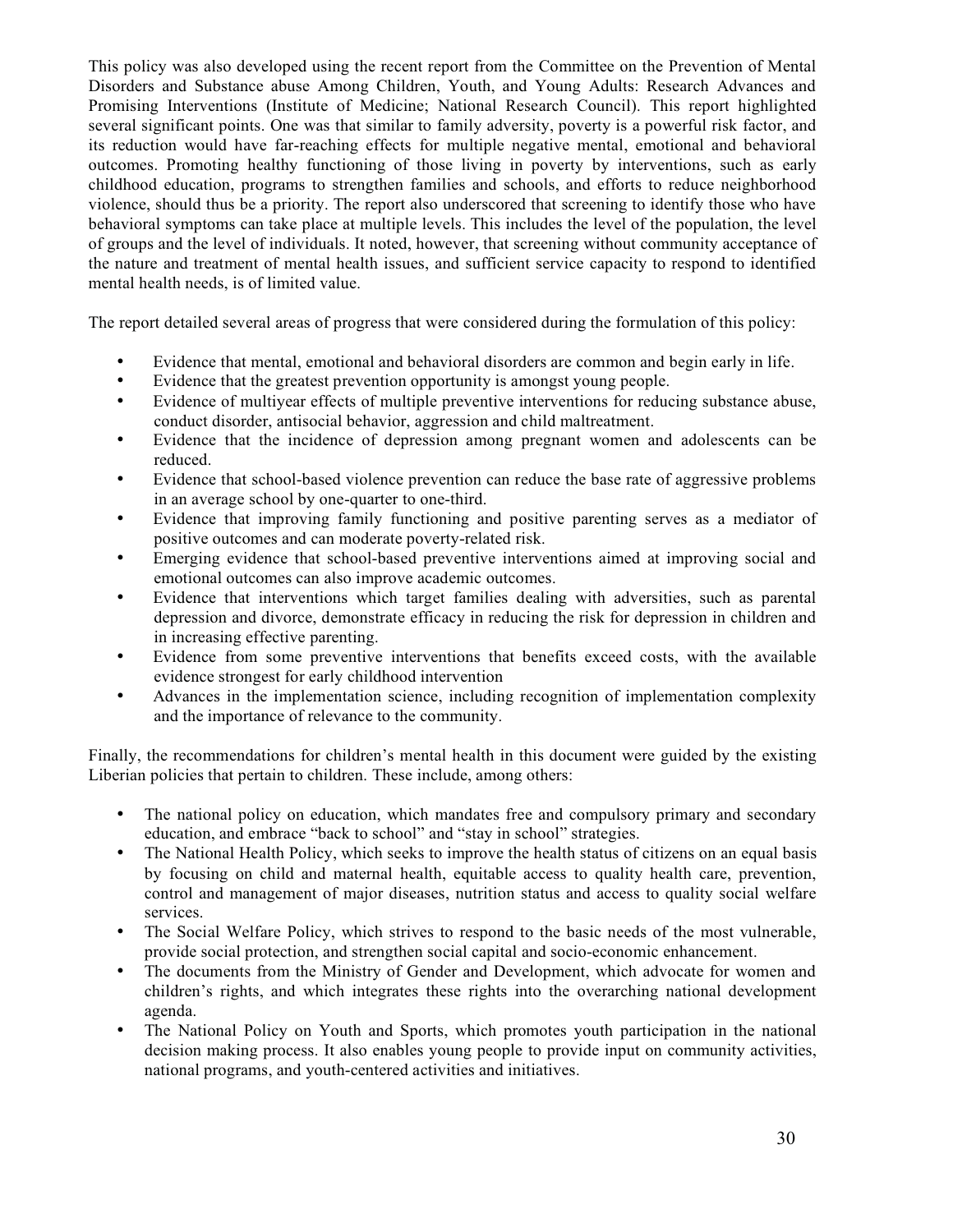This policy was also developed using the recent report from the Committee on the Prevention of Mental Disorders and Substance abuse Among Children, Youth, and Young Adults: Research Advances and Promising Interventions (Institute of Medicine; National Research Council). This report highlighted several significant points. One was that similar to family adversity, poverty is a powerful risk factor, and its reduction would have far-reaching effects for multiple negative mental, emotional and behavioral outcomes. Promoting healthy functioning of those living in poverty by interventions, such as early childhood education, programs to strengthen families and schools, and efforts to reduce neighborhood violence, should thus be a priority. The report also underscored that screening to identify those who have behavioral symptoms can take place at multiple levels. This includes the level of the population, the level of groups and the level of individuals. It noted, however, that screening without community acceptance of the nature and treatment of mental health issues, and sufficient service capacity to respond to identified mental health needs, is of limited value.

The report detailed several areas of progress that were considered during the formulation of this policy:

- Evidence that mental, emotional and behavioral disorders are common and begin early in life.
- Evidence that the greatest prevention opportunity is amongst young people.
- Evidence of multiyear effects of multiple preventive interventions for reducing substance abuse, conduct disorder, antisocial behavior, aggression and child maltreatment.
- Evidence that the incidence of depression among pregnant women and adolescents can be reduced.
- Evidence that school-based violence prevention can reduce the base rate of aggressive problems in an average school by one-quarter to one-third.
- Evidence that improving family functioning and positive parenting serves as a mediator of positive outcomes and can moderate poverty-related risk.
- Emerging evidence that school-based preventive interventions aimed at improving social and emotional outcomes can also improve academic outcomes.
- Evidence that interventions which target families dealing with adversities, such as parental depression and divorce, demonstrate efficacy in reducing the risk for depression in children and in increasing effective parenting.
- Evidence from some preventive interventions that benefits exceed costs, with the available evidence strongest for early childhood intervention
- Advances in the implementation science, including recognition of implementation complexity and the importance of relevance to the community.

Finally, the recommendations for children's mental health in this document were guided by the existing Liberian policies that pertain to children. These include, among others:

- The national policy on education, which mandates free and compulsory primary and secondary education, and embrace "back to school" and "stay in school" strategies.
- The National Health Policy, which seeks to improve the health status of citizens on an equal basis by focusing on child and maternal health, equitable access to quality health care, prevention, control and management of major diseases, nutrition status and access to quality social welfare services.
- The Social Welfare Policy, which strives to respond to the basic needs of the most vulnerable, provide social protection, and strengthen social capital and socio-economic enhancement.
- The documents from the Ministry of Gender and Development, which advocate for women and children's rights, and which integrates these rights into the overarching national development agenda.
- The National Policy on Youth and Sports, which promotes youth participation in the national decision making process. It also enables young people to provide input on community activities, national programs, and youth-centered activities and initiatives.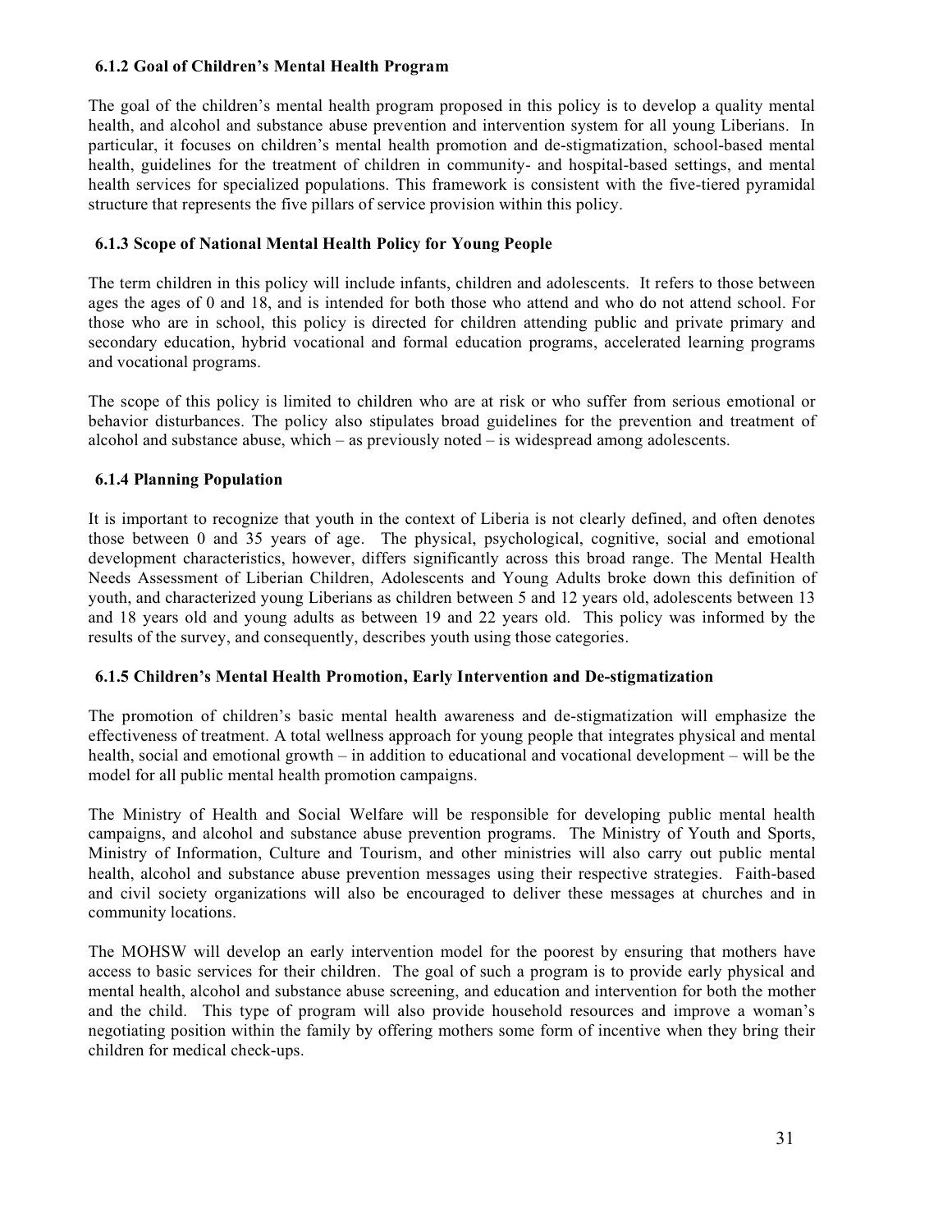### 6.1.2 Goal of Children's Mental Health Program

The goal of the children's mental health program proposed in this policy is to develop a quality mental health, and alcohol and substance abuse prevention and intervention system for all young Liberians. In particular, it focuses on children's mental health promotion and de-stigmatization, school-based mental health, guidelines for the treatment of children in community- and hospital-based settings, and mental health services for specialized populations. This framework is consistent with the five-tiered pyramidal structure that represents the five pillars of service provision within this policy.

### 6.1.3 Scope of National Mental Health Policy for Young People

The term children in this policy will include infants, children and adolescents. It refers to those between ages the ages of 0 and 18, and is intended for both those who attend and who do not attend school. For those who are in school, this policy is directed for children attending public and private primary and secondary education, hybrid vocational and formal education programs, accelerated learning programs and vocational programs.

The scope of this policy is limited to children who are at risk or who suffer from serious emotional or behavior disturbances. The policy also stipulates broad guidelines for the prevention and treatment of alcohol and substance abuse, which – as previously noted – is widespread among adolescents.

### 6.1.4 Planning Population

It is important to recognize that youth in the context of Liberia is not clearly defined, and often denotes those between 0 and 35 years of age. The physical, psychological, cognitive, social and emotional development characteristics, however, differs significantly across this broad range. The Mental Health Needs Assessment of Liberian Children, Adolescents and Young Adults broke down this definition of youth, and characterized young Liberians as children between 5 and 12 years old, adolescents between 13 and 18 years old and young adults as between 19 and 22 years old. This policy was informed by the results of the survey, and consequently, describes youth using those categories.

### 6.1.5 Children's Mental Health Promotion, Early Intervention and De-stigmatization

The promotion of children's basic mental health awareness and de-stigmatization will emphasize the effectiveness of treatment. A total wellness approach for young people that integrates physical and mental health, social and emotional growth – in addition to educational and vocational development – will be the model for all public mental health promotion campaigns.

The Ministry of Health and Social Welfare will be responsible for developing public mental health campaigns, and alcohol and substance abuse prevention programs. The Ministry of Youth and Sports, Ministry of Information, Culture and Tourism, and other ministries will also carry out public mental health, alcohol and substance abuse prevention messages using their respective strategies. Faith-based and civil society organizations will also be encouraged to deliver these messages at churches and in community locations.

The MOHSW will develop an early intervention model for the poorest by ensuring that mothers have access to basic services for their children. The goal of such a program is to provide early physical and mental health, alcohol and substance abuse screening, and education and intervention for both the mother and the child. This type of program will also provide household resources and improve a woman's negotiating position within the family by offering mothers some form of incentive when they bring their children for medical check-ups.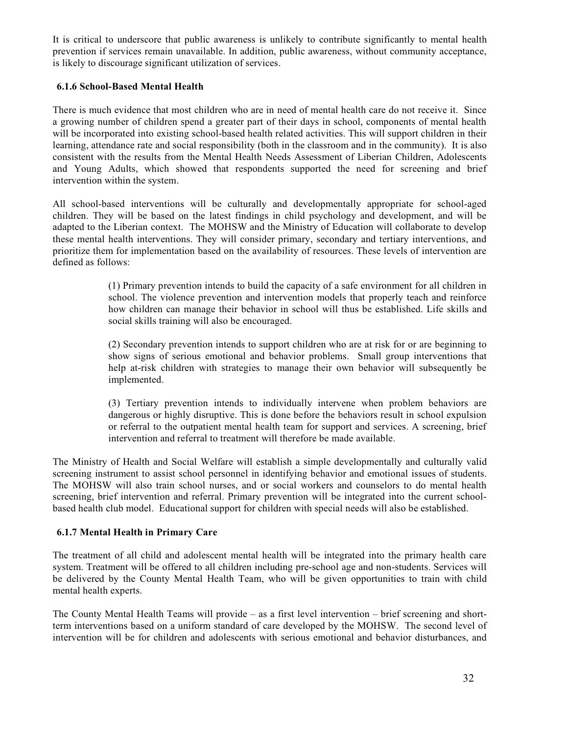It is critical to underscore that public awareness is unlikely to contribute significantly to mental health prevention if services remain unavailable. In addition, public awareness, without community acceptance, is likely to discourage significant utilization of services.

### 6.1.6 School-Based Mental Health

There is much evidence that most children who are in need of mental health care do not receive it. Since a growing number of children spend a greater part of their days in school, components of mental health will be incorporated into existing school-based health related activities. This will support children in their learning, attendance rate and social responsibility (both in the classroom and in the community). It is also consistent with the results from the Mental Health Needs Assessment of Liberian Children, Adolescents and Young Adults, which showed that respondents supported the need for screening and brief intervention within the system.

All school-based interventions will be culturally and developmentally appropriate for school-aged children. They will be based on the latest findings in child psychology and development, and will be adapted to the Liberian context. The MOHSW and the Ministry of Education will collaborate to develop these mental health interventions. They will consider primary, secondary and tertiary interventions, and prioritize them for implementation based on the availability of resources. These levels of intervention are defined as follows:

> (1) Primary prevention intends to build the capacity of a safe environment for all children in school. The violence prevention and intervention models that properly teach and reinforce how children can manage their behavior in school will thus be established. Life skills and social skills training will also be encouraged.
>
> (2) Secondary prevention intends to support children who are at risk for or are beginning to show signs of serious emotional and behavior problems. Small group interventions that help at-risk children with strategies to manage their own behavior will subsequently be implemented.
>
> (3) Tertiary prevention intends to individually intervene when problem behaviors are dangerous or highly disruptive. This is done before the behaviors result in school expulsion or referral to the outpatient mental health team for support and services. A screening, brief intervention and referral to treatment will therefore be made available.

The Ministry of Health and Social Welfare will establish a simple developmentally and culturally valid screening instrument to assist school personnel in identifying behavior and emotional issues of students. The MOHSW will also train school nurses, and or social workers and counselors to do mental health screening, brief intervention and referral. Primary prevention will be integrated into the current school-based health club model. Educational support for children with special needs will also be established.

### 6.1.7 Mental Health in Primary Care

The treatment of all child and adolescent mental health will be integrated into the primary health care system. Treatment will be offered to all children including pre-school age and non-students. Services will be delivered by the County Mental Health Team, who will be given opportunities to train with child mental health experts.

The County Mental Health Teams will provide – as a first level intervention – brief screening and short-term interventions based on a uniform standard of care developed by the MOHSW. The second level of intervention will be for children and adolescents with serious emotional and behavior disturbances, and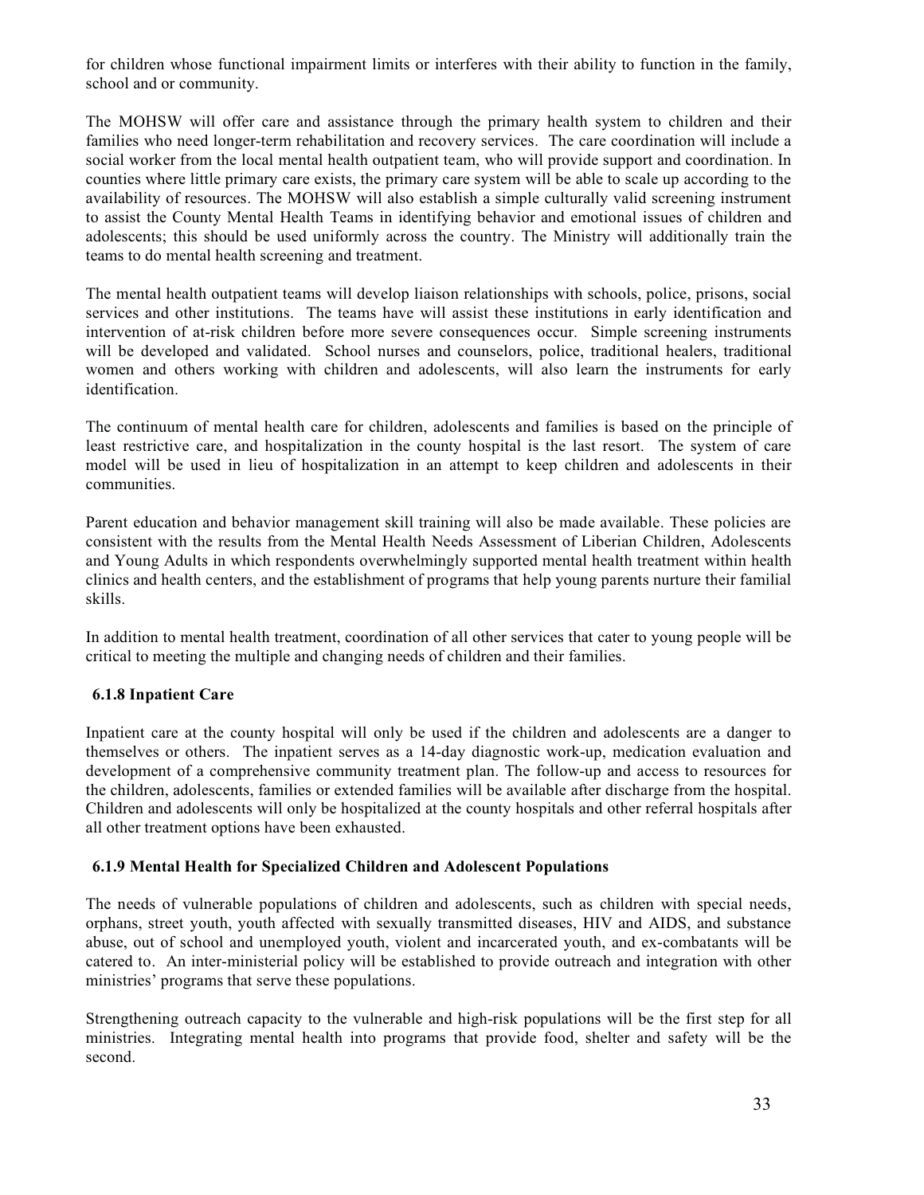for children whose functional impairment limits or interferes with their ability to function in the family, school and or community.

The MOHSW will offer care and assistance through the primary health system to children and their families who need longer-term rehabilitation and recovery services. The care coordination will include a social worker from the local mental health outpatient team, who will provide support and coordination. In counties where little primary care exists, the primary care system will be able to scale up according to the availability of resources. The MOHSW will also establish a simple culturally valid screening instrument to assist the County Mental Health Teams in identifying behavior and emotional issues of children and adolescents; this should be used uniformly across the country. The Ministry will additionally train the teams to do mental health screening and treatment.

The mental health outpatient teams will develop liaison relationships with schools, police, prisons, social services and other institutions. The teams have will assist these institutions in early identification and intervention of at-risk children before more severe consequences occur. Simple screening instruments will be developed and validated. School nurses and counselors, police, traditional healers, traditional women and others working with children and adolescents, will also learn the instruments for early identification.

The continuum of mental health care for children, adolescents and families is based on the principle of least restrictive care, and hospitalization in the county hospital is the last resort. The system of care model will be used in lieu of hospitalization in an attempt to keep children and adolescents in their communities.

Parent education and behavior management skill training will also be made available. These policies are consistent with the results from the Mental Health Needs Assessment of Liberian Children, Adolescents and Young Adults in which respondents overwhelmingly supported mental health treatment within health clinics and health centers, and the establishment of programs that help young parents nurture their familial skills.

In addition to mental health treatment, coordination of all other services that cater to young people will be critical to meeting the multiple and changing needs of children and their families.

### 6.1.8 Inpatient Care

Inpatient care at the county hospital will only be used if the children and adolescents are a danger to themselves or others. The inpatient serves as a 14-day diagnostic work-up, medication evaluation and development of a comprehensive community treatment plan. The follow-up and access to resources for the children, adolescents, families or extended families will be available after discharge from the hospital. Children and adolescents will only be hospitalized at the county hospitals and other referral hospitals after all other treatment options have been exhausted.

### 6.1.9 Mental Health for Specialized Children and Adolescent Populations

The needs of vulnerable populations of children and adolescents, such as children with special needs, orphans, street youth, youth affected with sexually transmitted diseases, HIV and AIDS, and substance abuse, out of school and unemployed youth, violent and incarcerated youth, and ex-combatants will be catered to. An inter-ministerial policy will be established to provide outreach and integration with other ministries' programs that serve these populations.

Strengthening outreach capacity to the vulnerable and high-risk populations will be the first step for all ministries. Integrating mental health into programs that provide food, shelter and safety will be the second.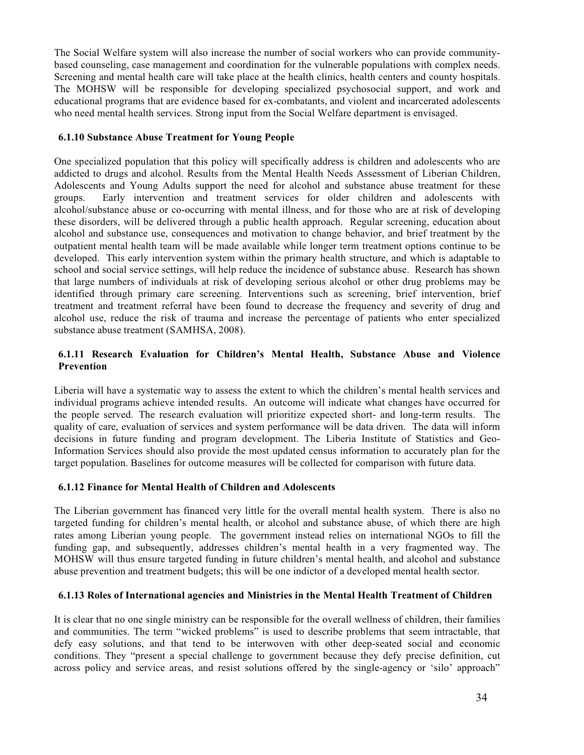The Social Welfare system will also increase the number of social workers who can provide community-based counseling, case management and coordination for the vulnerable populations with complex needs. Screening and mental health care will take place at the health clinics, health centers and county hospitals. The MOHSW will be responsible for developing specialized psychosocial support, and work and educational programs that are evidence based for ex-combatants, and violent and incarcerated adolescents who need mental health services. Strong input from the Social Welfare department is envisaged.

### 6.1.10 Substance Abuse Treatment for Young People

One specialized population that this policy will specifically address is children and adolescents who are addicted to drugs and alcohol. Results from the Mental Health Needs Assessment of Liberian Children, Adolescents and Young Adults support the need for alcohol and substance abuse treatment for these groups. Early intervention and treatment services for older children and adolescents with alcohol/substance abuse or co-occurring with mental illness, and for those who are at risk of developing these disorders, will be delivered through a public health approach. Regular screening, education about alcohol and substance use, consequences and motivation to change behavior, and brief treatment by the outpatient mental health team will be made available while longer term treatment options continue to be developed. This early intervention system within the primary health structure, and which is adaptable to school and social service settings, will help reduce the incidence of substance abuse. Research has shown that large numbers of individuals at risk of developing serious alcohol or other drug problems may be identified through primary care screening. Interventions such as screening, brief intervention, brief treatment and treatment referral have been found to decrease the frequency and severity of drug and alcohol use, reduce the risk of trauma and increase the percentage of patients who enter specialized substance abuse treatment (SAMHSA, 2008).

### 6.1.11 Research Evaluation for Children's Mental Health, Substance Abuse and Violence Prevention

Liberia will have a systematic way to assess the extent to which the children's mental health services and individual programs achieve intended results. An outcome will indicate what changes have occurred for the people served. The research evaluation will prioritize expected short- and long-term results. The quality of care, evaluation of services and system performance will be data driven. The data will inform decisions in future funding and program development. The Liberia Institute of Statistics and Geo-Information Services should also provide the most updated census information to accurately plan for the target population. Baselines for outcome measures will be collected for comparison with future data.

### 6.1.12 Finance for Mental Health of Children and Adolescents

The Liberian government has financed very little for the overall mental health system. There is also no targeted funding for children's mental health, or alcohol and substance abuse, of which there are high rates among Liberian young people. The government instead relies on international NGOs to fill the funding gap, and subsequently, addresses children's mental health in a very fragmented way. The MOHSW will thus ensure targeted funding in future children's mental health, and alcohol and substance abuse prevention and treatment budgets; this will be one indictor of a developed mental health sector.

### 6.1.13 Roles of International agencies and Ministries in the Mental Health Treatment of Children

It is clear that no one single ministry can be responsible for the overall wellness of children, their families and communities. The term "wicked problems" is used to describe problems that seem intractable, that defy easy solutions, and that tend to be interwoven with other deep-seated social and economic conditions. They "present a special challenge to government because they defy precise definition, cut across policy and service areas, and resist solutions offered by the single-agency or 'silo' approach"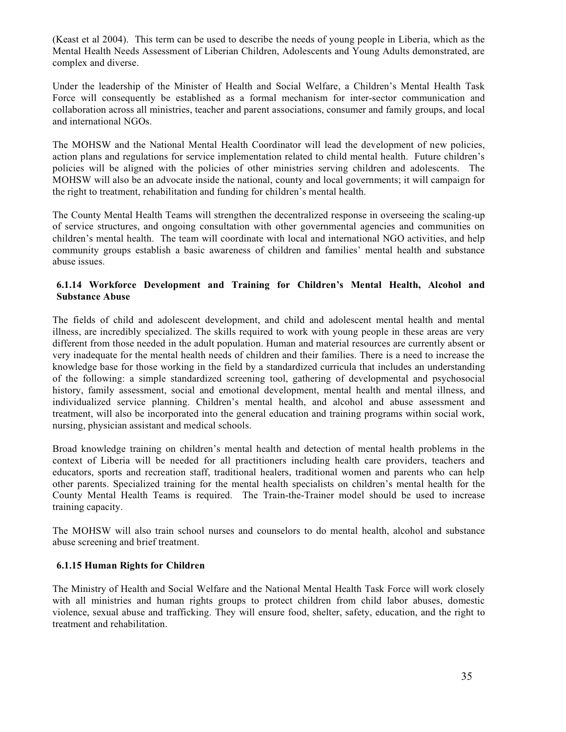(Keast et al 2004). This term can be used to describe the needs of young people in Liberia, which as the Mental Health Needs Assessment of Liberian Children, Adolescents and Young Adults demonstrated, are complex and diverse.

Under the leadership of the Minister of Health and Social Welfare, a Children's Mental Health Task Force will consequently be established as a formal mechanism for inter-sector communication and collaboration across all ministries, teacher and parent associations, consumer and family groups, and local and international NGOs.

The MOHSW and the National Mental Health Coordinator will lead the development of new policies, action plans and regulations for service implementation related to child mental health. Future children's policies will be aligned with the policies of other ministries serving children and adolescents. The MOHSW will also be an advocate inside the national, county and local governments; it will campaign for the right to treatment, rehabilitation and funding for children's mental health.

The County Mental Health Teams will strengthen the decentralized response in overseeing the scaling-up of service structures, and ongoing consultation with other governmental agencies and communities on children's mental health. The team will coordinate with local and international NGO activities, and help community groups establish a basic awareness of children and families' mental health and substance abuse issues.

### 6.1.14 Workforce Development and Training for Children's Mental Health, Alcohol and Substance Abuse

The fields of child and adolescent development, and child and adolescent mental health and mental illness, are incredibly specialized. The skills required to work with young people in these areas are very different from those needed in the adult population. Human and material resources are currently absent or very inadequate for the mental health needs of children and their families. There is a need to increase the knowledge base for those working in the field by a standardized curricula that includes an understanding of the following: a simple standardized screening tool, gathering of developmental and psychosocial history, family assessment, social and emotional development, mental health and mental illness, and individualized service planning. Children's mental health, and alcohol and abuse assessment and treatment, will also be incorporated into the general education and training programs within social work, nursing, physician assistant and medical schools.

Broad knowledge training on children's mental health and detection of mental health problems in the context of Liberia will be needed for all practitioners including health care providers, teachers and educators, sports and recreation staff, traditional healers, traditional women and parents who can help other parents. Specialized training for the mental health specialists on children's mental health for the County Mental Health Teams is required. The Train-the-Trainer model should be used to increase training capacity.

The MOHSW will also train school nurses and counselors to do mental health, alcohol and substance abuse screening and brief treatment.

### 6.1.15 Human Rights for Children

The Ministry of Health and Social Welfare and the National Mental Health Task Force will work closely with all ministries and human rights groups to protect children from child labor abuses, domestic violence, sexual abuse and trafficking. They will ensure food, shelter, safety, education, and the right to treatment and rehabilitation.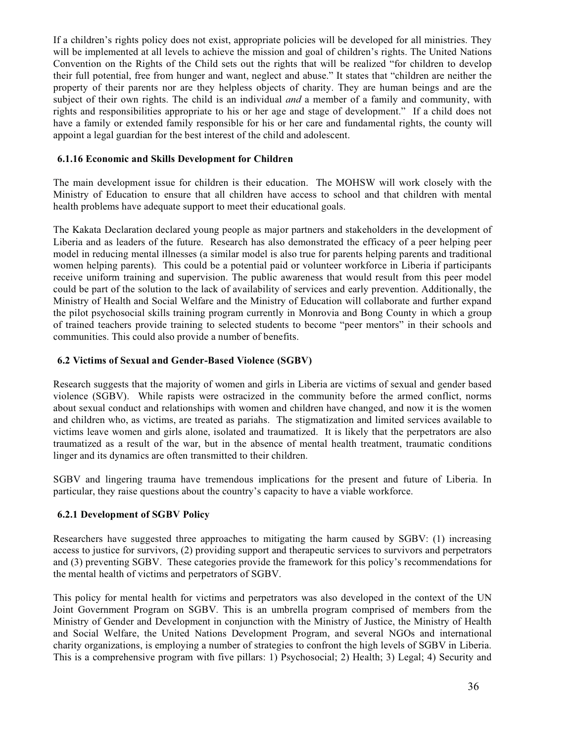If a children's rights policy does not exist, appropriate policies will be developed for all ministries. They will be implemented at all levels to achieve the mission and goal of children's rights. The United Nations Convention on the Rights of the Child sets out the rights that will be realized "for children to develop their full potential, free from hunger and want, neglect and abuse." It states that "children are neither the property of their parents nor are they helpless objects of charity. They are human beings and are the subject of their own rights. The child is an individual *and* a member of a family and community, with rights and responsibilities appropriate to his or her age and stage of development." If a child does not have a family or extended family responsible for his or her care and fundamental rights, the county will appoint a legal guardian for the best interest of the child and adolescent.

### 6.1.16 Economic and Skills Development for Children

The main development issue for children is their education. The MOHSW will work closely with the Ministry of Education to ensure that all children have access to school and that children with mental health problems have adequate support to meet their educational goals.

The Kakata Declaration declared young people as major partners and stakeholders in the development of Liberia and as leaders of the future. Research has also demonstrated the efficacy of a peer helping peer model in reducing mental illnesses (a similar model is also true for parents helping parents and traditional women helping parents). This could be a potential paid or volunteer workforce in Liberia if participants receive uniform training and supervision. The public awareness that would result from this peer model could be part of the solution to the lack of availability of services and early prevention. Additionally, the Ministry of Health and Social Welfare and the Ministry of Education will collaborate and further expand the pilot psychosocial skills training program currently in Monrovia and Bong County in which a group of trained teachers provide training to selected students to become "peer mentors" in their schools and communities. This could also provide a number of benefits.

## 6.2 Victims of Sexual and Gender-Based Violence (SGBV)

Research suggests that the majority of women and girls in Liberia are victims of sexual and gender based violence (SGBV). While rapists were ostracized in the community before the armed conflict, norms about sexual conduct and relationships with women and children have changed, and now it is the women and children who, as victims, are treated as pariahs. The stigmatization and limited services available to victims leave women and girls alone, isolated and traumatized. It is likely that the perpetrators are also traumatized as a result of the war, but in the absence of mental health treatment, traumatic conditions linger and its dynamics are often transmitted to their children.

SGBV and lingering trauma have tremendous implications for the present and future of Liberia. In particular, they raise questions about the country's capacity to have a viable workforce.

### 6.2.1 Development of SGBV Policy

Researchers have suggested three approaches to mitigating the harm caused by SGBV: (1) increasing access to justice for survivors, (2) providing support and therapeutic services to survivors and perpetrators and (3) preventing SGBV. These categories provide the framework for this policy's recommendations for the mental health of victims and perpetrators of SGBV.

This policy for mental health for victims and perpetrators was also developed in the context of the UN Joint Government Program on SGBV. This is an umbrella program comprised of members from the Ministry of Gender and Development in conjunction with the Ministry of Justice, the Ministry of Health and Social Welfare, the United Nations Development Program, and several NGOs and international charity organizations, is employing a number of strategies to confront the high levels of SGBV in Liberia. This is a comprehensive program with five pillars: 1) Psychosocial; 2) Health; 3) Legal; 4) Security and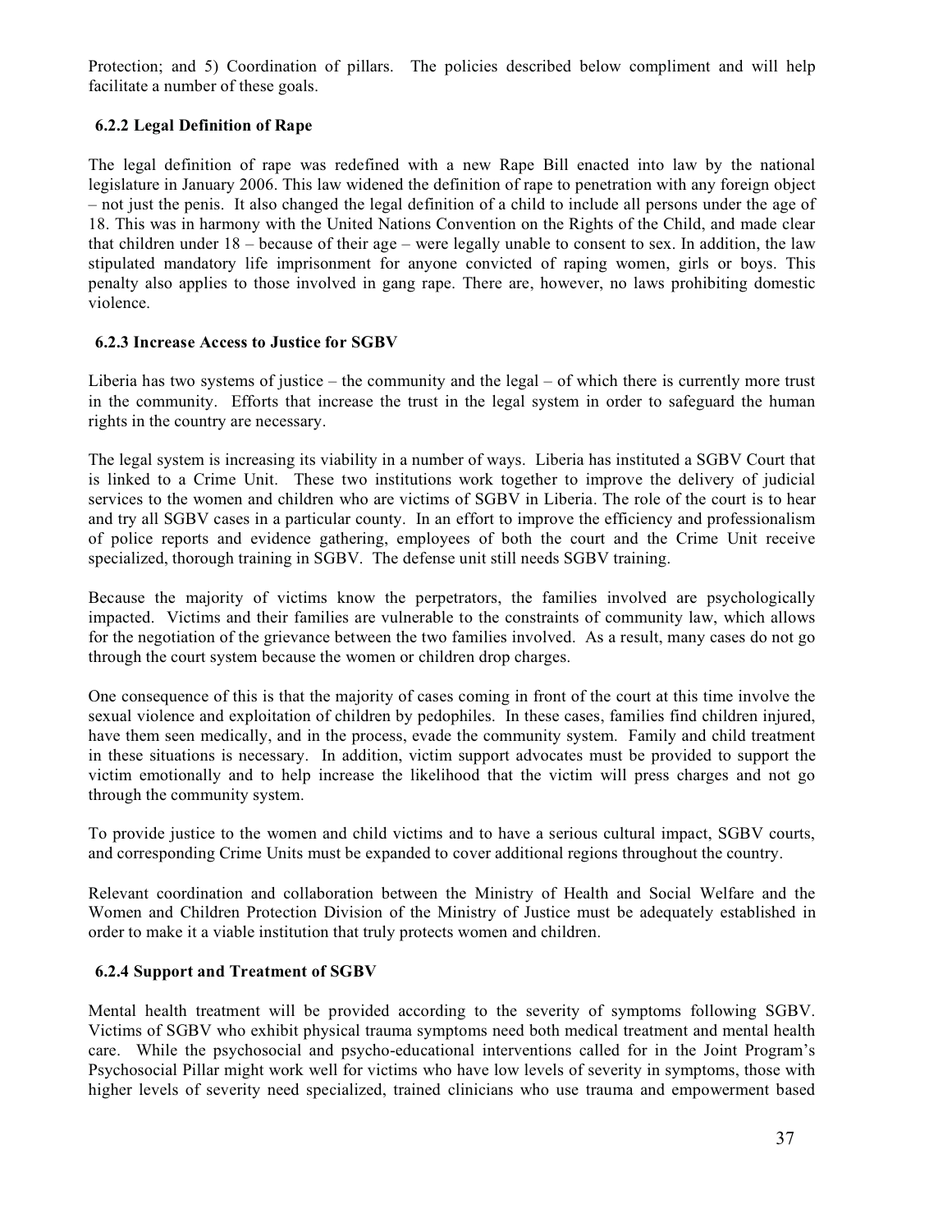Protection; and 5) Coordination of pillars. The policies described below compliment and will help facilitate a number of these goals.

### 6.2.2 Legal Definition of Rape

The legal definition of rape was redefined with a new Rape Bill enacted into law by the national legislature in January 2006. This law widened the definition of rape to penetration with any foreign object – not just the penis. It also changed the legal definition of a child to include all persons under the age of 18. This was in harmony with the United Nations Convention on the Rights of the Child, and made clear that children under 18 – because of their age – were legally unable to consent to sex. In addition, the law stipulated mandatory life imprisonment for anyone convicted of raping women, girls or boys. This penalty also applies to those involved in gang rape. There are, however, no laws prohibiting domestic violence.

### 6.2.3 Increase Access to Justice for SGBV

Liberia has two systems of justice – the community and the legal – of which there is currently more trust in the community. Efforts that increase the trust in the legal system in order to safeguard the human rights in the country are necessary.

The legal system is increasing its viability in a number of ways. Liberia has instituted a SGBV Court that is linked to a Crime Unit. These two institutions work together to improve the delivery of judicial services to the women and children who are victims of SGBV in Liberia. The role of the court is to hear and try all SGBV cases in a particular county. In an effort to improve the efficiency and professionalism of police reports and evidence gathering, employees of both the court and the Crime Unit receive specialized, thorough training in SGBV. The defense unit still needs SGBV training.

Because the majority of victims know the perpetrators, the families involved are psychologically impacted. Victims and their families are vulnerable to the constraints of community law, which allows for the negotiation of the grievance between the two families involved. As a result, many cases do not go through the court system because the women or children drop charges.

One consequence of this is that the majority of cases coming in front of the court at this time involve the sexual violence and exploitation of children by pedophiles. In these cases, families find children injured, have them seen medically, and in the process, evade the community system. Family and child treatment in these situations is necessary. In addition, victim support advocates must be provided to support the victim emotionally and to help increase the likelihood that the victim will press charges and not go through the community system.

To provide justice to the women and child victims and to have a serious cultural impact, SGBV courts, and corresponding Crime Units must be expanded to cover additional regions throughout the country.

Relevant coordination and collaboration between the Ministry of Health and Social Welfare and the Women and Children Protection Division of the Ministry of Justice must be adequately established in order to make it a viable institution that truly protects women and children.

### 6.2.4 Support and Treatment of SGBV

Mental health treatment will be provided according to the severity of symptoms following SGBV. Victims of SGBV who exhibit physical trauma symptoms need both medical treatment and mental health care. While the psychosocial and psycho-educational interventions called for in the Joint Program's Psychosocial Pillar might work well for victims who have low levels of severity in symptoms, those with higher levels of severity need specialized, trained clinicians who use trauma and empowerment based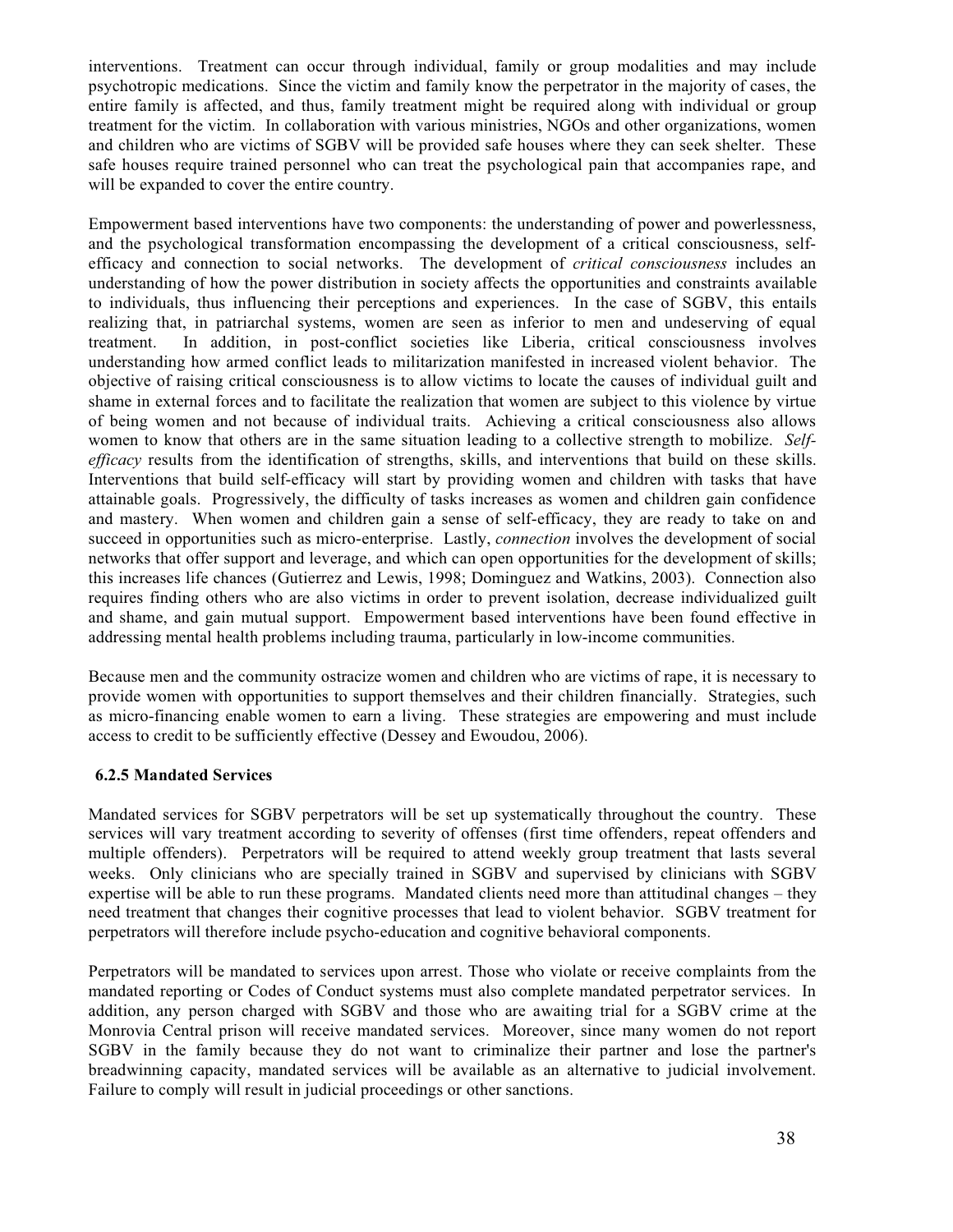interventions. Treatment can occur through individual, family or group modalities and may include psychotropic medications. Since the victim and family know the perpetrator in the majority of cases, the entire family is affected, and thus, family treatment might be required along with individual or group treatment for the victim. In collaboration with various ministries, NGOs and other organizations, women and children who are victims of SGBV will be provided safe houses where they can seek shelter. These safe houses require trained personnel who can treat the psychological pain that accompanies rape, and will be expanded to cover the entire country.

Empowerment based interventions have two components: the understanding of power and powerlessness, and the psychological transformation encompassing the development of a critical consciousness, self-efficacy and connection to social networks. The development of *critical consciousness* includes an understanding of how the power distribution in society affects the opportunities and constraints available to individuals, thus influencing their perceptions and experiences. In the case of SGBV, this entails realizing that, in patriarchal systems, women are seen as inferior to men and undeserving of equal treatment. In addition, in post-conflict societies like Liberia, critical consciousness involves understanding how armed conflict leads to militarization manifested in increased violent behavior. The objective of raising critical consciousness is to allow victims to locate the causes of individual guilt and shame in external forces and to facilitate the realization that women are subject to this violence by virtue of being women and not because of individual traits. Achieving a critical consciousness also allows women to know that others are in the same situation leading to a collective strength to mobilize. *Self-efficacy* results from the identification of strengths, skills, and interventions that build on these skills. Interventions that build self-efficacy will start by providing women and children with tasks that have attainable goals. Progressively, the difficulty of tasks increases as women and children gain confidence and mastery. When women and children gain a sense of self-efficacy, they are ready to take on and succeed in opportunities such as micro-enterprise. Lastly, *connection* involves the development of social networks that offer support and leverage, and which can open opportunities for the development of skills; this increases life chances (Gutierrez and Lewis, 1998; Dominguez and Watkins, 2003). Connection also requires finding others who are also victims in order to prevent isolation, decrease individualized guilt and shame, and gain mutual support. Empowerment based interventions have been found effective in addressing mental health problems including trauma, particularly in low-income communities.

Because men and the community ostracize women and children who are victims of rape, it is necessary to provide women with opportunities to support themselves and their children financially. Strategies, such as micro-financing enable women to earn a living. These strategies are empowering and must include access to credit to be sufficiently effective (Dessey and Ewoudou, 2006).

#### 6.2.5 Mandated Services

Mandated services for SGBV perpetrators will be set up systematically throughout the country. These services will vary treatment according to severity of offenses (first time offenders, repeat offenders and multiple offenders). Perpetrators will be required to attend weekly group treatment that lasts several weeks. Only clinicians who are specially trained in SGBV and supervised by clinicians with SGBV expertise will be able to run these programs. Mandated clients need more than attitudinal changes – they need treatment that changes their cognitive processes that lead to violent behavior. SGBV treatment for perpetrators will therefore include psycho-education and cognitive behavioral components.

Perpetrators will be mandated to services upon arrest. Those who violate or receive complaints from the mandated reporting or Codes of Conduct systems must also complete mandated perpetrator services. In addition, any person charged with SGBV and those who are awaiting trial for a SGBV crime at the Monrovia Central prison will receive mandated services. Moreover, since many women do not report SGBV in the family because they do not want to criminalize their partner and lose the partner's breadwinning capacity, mandated services will be available as an alternative to judicial involvement. Failure to comply will result in judicial proceedings or other sanctions.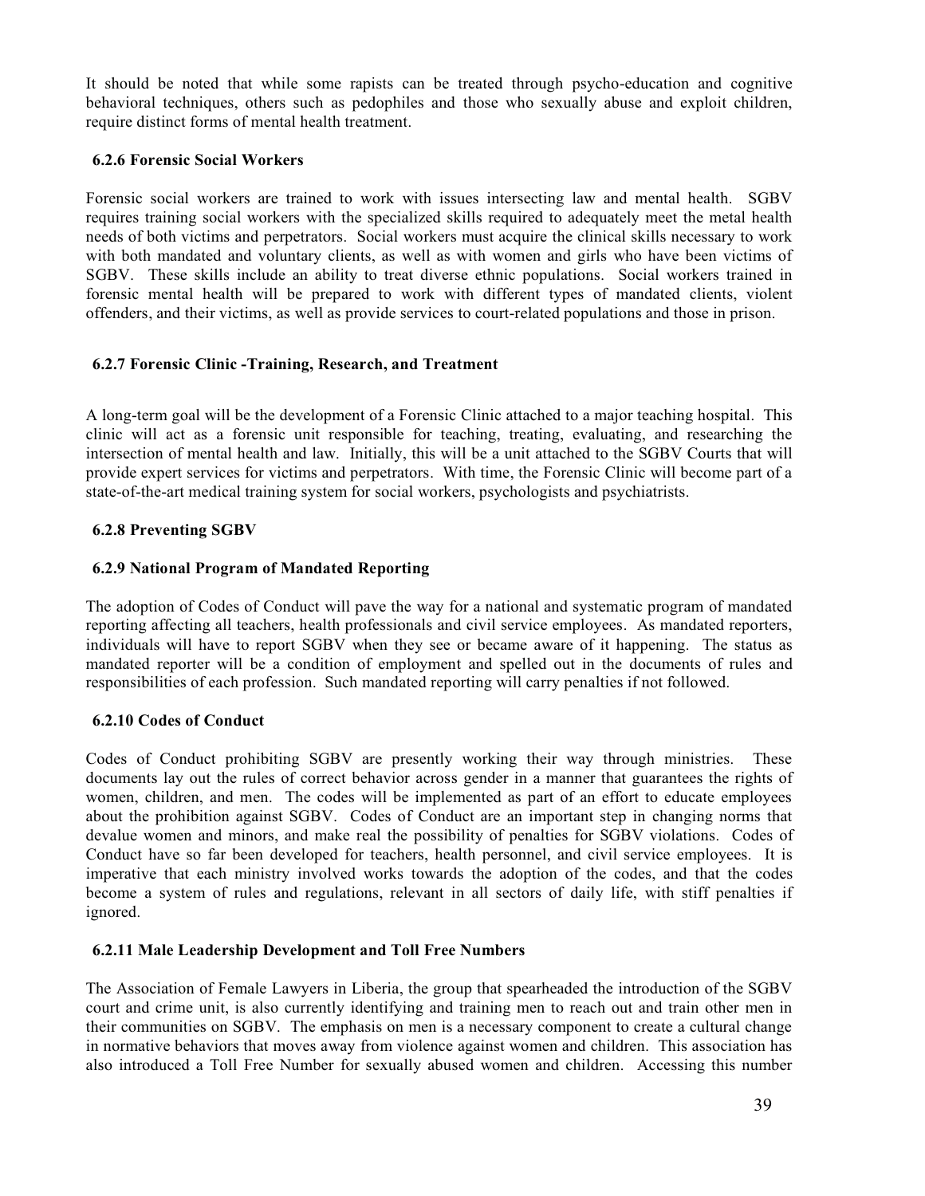It should be noted that while some rapists can be treated through psycho-education and cognitive behavioral techniques, others such as pedophiles and those who sexually abuse and exploit children, require distinct forms of mental health treatment.

### 6.2.6 Forensic Social Workers

Forensic social workers are trained to work with issues intersecting law and mental health. SGBV requires training social workers with the specialized skills required to adequately meet the metal health needs of both victims and perpetrators. Social workers must acquire the clinical skills necessary to work with both mandated and voluntary clients, as well as with women and girls who have been victims of SGBV. These skills include an ability to treat diverse ethnic populations. Social workers trained in forensic mental health will be prepared to work with different types of mandated clients, violent offenders, and their victims, as well as provide services to court-related populations and those in prison.

### 6.2.7 Forensic Clinic -Training, Research, and Treatment

A long-term goal will be the development of a Forensic Clinic attached to a major teaching hospital. This clinic will act as a forensic unit responsible for teaching, treating, evaluating, and researching the intersection of mental health and law. Initially, this will be a unit attached to the SGBV Courts that will provide expert services for victims and perpetrators. With time, the Forensic Clinic will become part of a state-of-the-art medical training system for social workers, psychologists and psychiatrists.

### 6.2.8 Preventing SGBV

### 6.2.9 National Program of Mandated Reporting

The adoption of Codes of Conduct will pave the way for a national and systematic program of mandated reporting affecting all teachers, health professionals and civil service employees. As mandated reporters, individuals will have to report SGBV when they see or became aware of it happening. The status as mandated reporter will be a condition of employment and spelled out in the documents of rules and responsibilities of each profession. Such mandated reporting will carry penalties if not followed.

### 6.2.10 Codes of Conduct

Codes of Conduct prohibiting SGBV are presently working their way through ministries. These documents lay out the rules of correct behavior across gender in a manner that guarantees the rights of women, children, and men. The codes will be implemented as part of an effort to educate employees about the prohibition against SGBV. Codes of Conduct are an important step in changing norms that devalue women and minors, and make real the possibility of penalties for SGBV violations. Codes of Conduct have so far been developed for teachers, health personnel, and civil service employees. It is imperative that each ministry involved works towards the adoption of the codes, and that the codes become a system of rules and regulations, relevant in all sectors of daily life, with stiff penalties if ignored.

### 6.2.11 Male Leadership Development and Toll Free Numbers

The Association of Female Lawyers in Liberia, the group that spearheaded the introduction of the SGBV court and crime unit, is also currently identifying and training men to reach out and train other men in their communities on SGBV. The emphasis on men is a necessary component to create a cultural change in normative behaviors that moves away from violence against women and children. This association has also introduced a Toll Free Number for sexually abused women and children. Accessing this number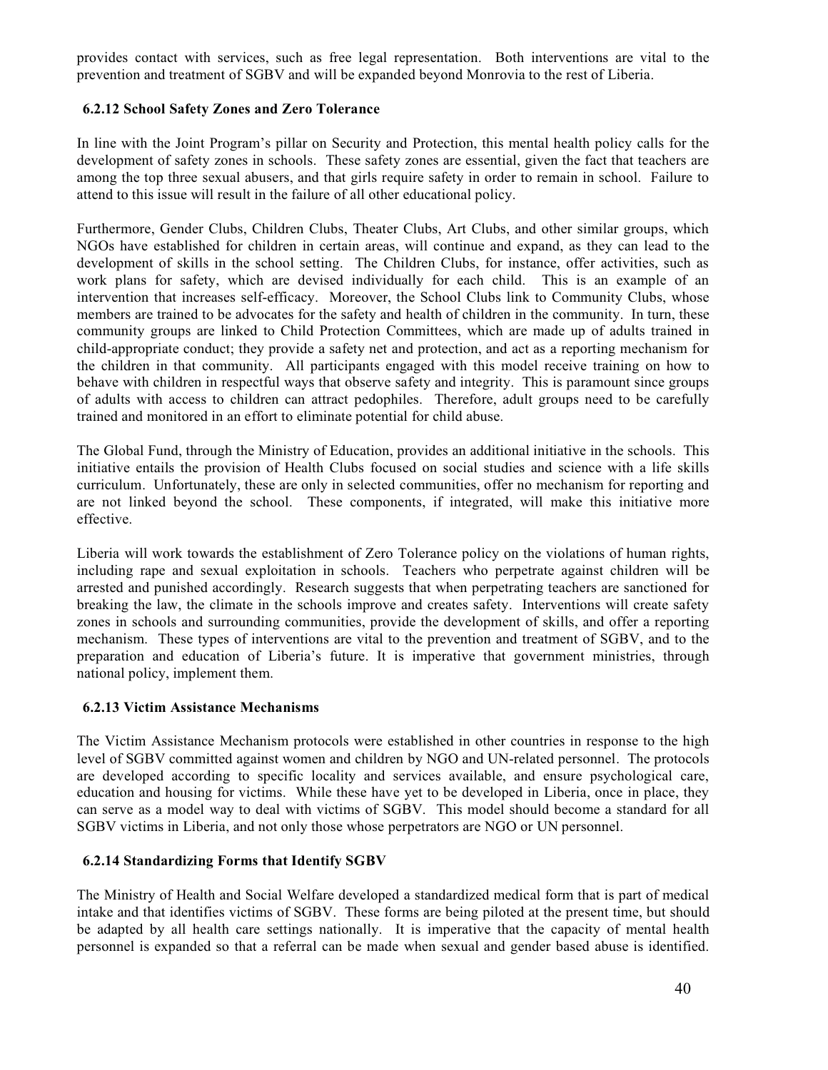provides contact with services, such as free legal representation. Both interventions are vital to the prevention and treatment of SGBV and will be expanded beyond Monrovia to the rest of Liberia.

### 6.2.12 School Safety Zones and Zero Tolerance

In line with the Joint Program's pillar on Security and Protection, this mental health policy calls for the development of safety zones in schools. These safety zones are essential, given the fact that teachers are among the top three sexual abusers, and that girls require safety in order to remain in school. Failure to attend to this issue will result in the failure of all other educational policy.

Furthermore, Gender Clubs, Children Clubs, Theater Clubs, Art Clubs, and other similar groups, which NGOs have established for children in certain areas, will continue and expand, as they can lead to the development of skills in the school setting. The Children Clubs, for instance, offer activities, such as work plans for safety, which are devised individually for each child. This is an example of an intervention that increases self-efficacy. Moreover, the School Clubs link to Community Clubs, whose members are trained to be advocates for the safety and health of children in the community. In turn, these community groups are linked to Child Protection Committees, which are made up of adults trained in child-appropriate conduct; they provide a safety net and protection, and act as a reporting mechanism for the children in that community. All participants engaged with this model receive training on how to behave with children in respectful ways that observe safety and integrity. This is paramount since groups of adults with access to children can attract pedophiles. Therefore, adult groups need to be carefully trained and monitored in an effort to eliminate potential for child abuse.

The Global Fund, through the Ministry of Education, provides an additional initiative in the schools. This initiative entails the provision of Health Clubs focused on social studies and science with a life skills curriculum. Unfortunately, these are only in selected communities, offer no mechanism for reporting and are not linked beyond the school. These components, if integrated, will make this initiative more effective.

Liberia will work towards the establishment of Zero Tolerance policy on the violations of human rights, including rape and sexual exploitation in schools. Teachers who perpetrate against children will be arrested and punished accordingly. Research suggests that when perpetrating teachers are sanctioned for breaking the law, the climate in the schools improve and creates safety. Interventions will create safety zones in schools and surrounding communities, provide the development of skills, and offer a reporting mechanism. These types of interventions are vital to the prevention and treatment of SGBV, and to the preparation and education of Liberia's future. It is imperative that government ministries, through national policy, implement them.

### 6.2.13 Victim Assistance Mechanisms

The Victim Assistance Mechanism protocols were established in other countries in response to the high level of SGBV committed against women and children by NGO and UN-related personnel. The protocols are developed according to specific locality and services available, and ensure psychological care, education and housing for victims. While these have yet to be developed in Liberia, once in place, they can serve as a model way to deal with victims of SGBV. This model should become a standard for all SGBV victims in Liberia, and not only those whose perpetrators are NGO or UN personnel.

### 6.2.14 Standardizing Forms that Identify SGBV

The Ministry of Health and Social Welfare developed a standardized medical form that is part of medical intake and that identifies victims of SGBV. These forms are being piloted at the present time, but should be adapted by all health care settings nationally. It is imperative that the capacity of mental health personnel is expanded so that a referral can be made when sexual and gender based abuse is identified.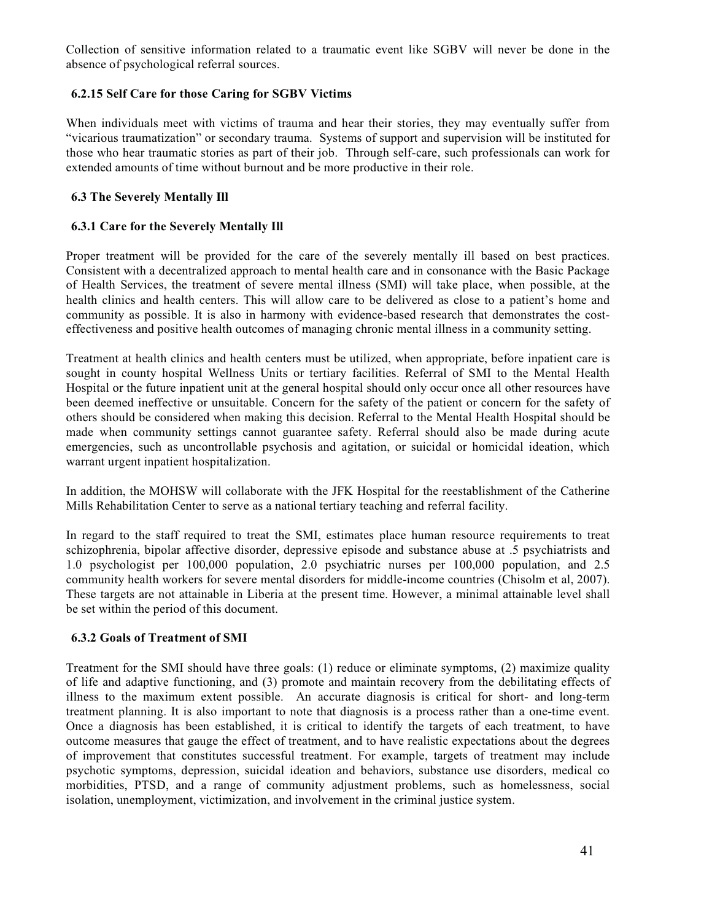Collection of sensitive information related to a traumatic event like SGBV will never be done in the absence of psychological referral sources.

### 6.2.15 Self Care for those Caring for SGBV Victims

When individuals meet with victims of trauma and hear their stories, they may eventually suffer from "vicarious traumatization" or secondary trauma. Systems of support and supervision will be instituted for those who hear traumatic stories as part of their job. Through self-care, such professionals can work for extended amounts of time without burnout and be more productive in their role.

## 6.3 The Severely Mentally Ill

### 6.3.1 Care for the Severely Mentally Ill

Proper treatment will be provided for the care of the severely mentally ill based on best practices. Consistent with a decentralized approach to mental health care and in consonance with the Basic Package of Health Services, the treatment of severe mental illness (SMI) will take place, when possible, at the health clinics and health centers. This will allow care to be delivered as close to a patient's home and community as possible. It is also in harmony with evidence-based research that demonstrates the cost-effectiveness and positive health outcomes of managing chronic mental illness in a community setting.

Treatment at health clinics and health centers must be utilized, when appropriate, before inpatient care is sought in county hospital Wellness Units or tertiary facilities. Referral of SMI to the Mental Health Hospital or the future inpatient unit at the general hospital should only occur once all other resources have been deemed ineffective or unsuitable. Concern for the safety of the patient or concern for the safety of others should be considered when making this decision. Referral to the Mental Health Hospital should be made when community settings cannot guarantee safety. Referral should also be made during acute emergencies, such as uncontrollable psychosis and agitation, or suicidal or homicidal ideation, which warrant urgent inpatient hospitalization.

In addition, the MOHSW will collaborate with the JFK Hospital for the reestablishment of the Catherine Mills Rehabilitation Center to serve as a national tertiary teaching and referral facility.

In regard to the staff required to treat the SMI, estimates place human resource requirements to treat schizophrenia, bipolar affective disorder, depressive episode and substance abuse at .5 psychiatrists and 1.0 psychologist per 100,000 population, 2.0 psychiatric nurses per 100,000 population, and 2.5 community health workers for severe mental disorders for middle-income countries (Chisolm et al, 2007). These targets are not attainable in Liberia at the present time. However, a minimal attainable level shall be set within the period of this document.

### 6.3.2 Goals of Treatment of SMI

Treatment for the SMI should have three goals: (1) reduce or eliminate symptoms, (2) maximize quality of life and adaptive functioning, and (3) promote and maintain recovery from the debilitating effects of illness to the maximum extent possible. An accurate diagnosis is critical for short- and long-term treatment planning. It is also important to note that diagnosis is a process rather than a one-time event. Once a diagnosis has been established, it is critical to identify the targets of each treatment, to have outcome measures that gauge the effect of treatment, and to have realistic expectations about the degrees of improvement that constitutes successful treatment. For example, targets of treatment may include psychotic symptoms, depression, suicidal ideation and behaviors, substance use disorders, medical co morbidities, PTSD, and a range of community adjustment problems, such as homelessness, social isolation, unemployment, victimization, and involvement in the criminal justice system.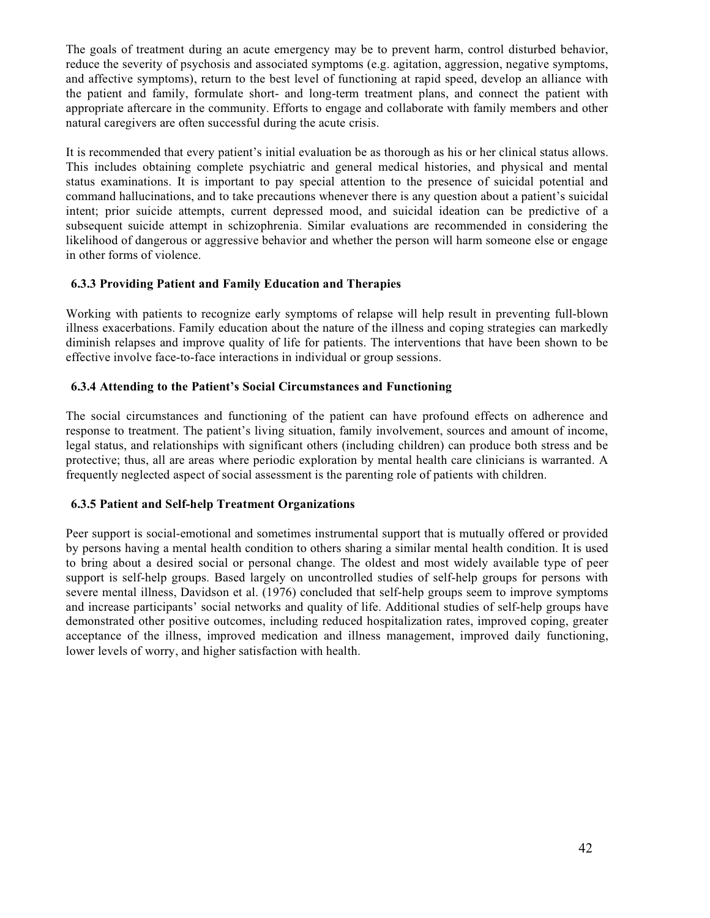The goals of treatment during an acute emergency may be to prevent harm, control disturbed behavior, reduce the severity of psychosis and associated symptoms (e.g. agitation, aggression, negative symptoms, and affective symptoms), return to the best level of functioning at rapid speed, develop an alliance with the patient and family, formulate short- and long-term treatment plans, and connect the patient with appropriate aftercare in the community. Efforts to engage and collaborate with family members and other natural caregivers are often successful during the acute crisis.

It is recommended that every patient's initial evaluation be as thorough as his or her clinical status allows. This includes obtaining complete psychiatric and general medical histories, and physical and mental status examinations. It is important to pay special attention to the presence of suicidal potential and command hallucinations, and to take precautions whenever there is any question about a patient's suicidal intent; prior suicide attempts, current depressed mood, and suicidal ideation can be predictive of a subsequent suicide attempt in schizophrenia. Similar evaluations are recommended in considering the likelihood of dangerous or aggressive behavior and whether the person will harm someone else or engage in other forms of violence.

### 6.3.3 Providing Patient and Family Education and Therapies

Working with patients to recognize early symptoms of relapse will help result in preventing full-blown illness exacerbations. Family education about the nature of the illness and coping strategies can markedly diminish relapses and improve quality of life for patients. The interventions that have been shown to be effective involve face-to-face interactions in individual or group sessions.

### 6.3.4 Attending to the Patient's Social Circumstances and Functioning

The social circumstances and functioning of the patient can have profound effects on adherence and response to treatment. The patient's living situation, family involvement, sources and amount of income, legal status, and relationships with significant others (including children) can produce both stress and be protective; thus, all are areas where periodic exploration by mental health care clinicians is warranted. A frequently neglected aspect of social assessment is the parenting role of patients with children.

### 6.3.5 Patient and Self-help Treatment Organizations

Peer support is social-emotional and sometimes instrumental support that is mutually offered or provided by persons having a mental health condition to others sharing a similar mental health condition. It is used to bring about a desired social or personal change. The oldest and most widely available type of peer support is self-help groups. Based largely on uncontrolled studies of self-help groups for persons with severe mental illness, Davidson et al. (1976) concluded that self-help groups seem to improve symptoms and increase participants' social networks and quality of life. Additional studies of self-help groups have demonstrated other positive outcomes, including reduced hospitalization rates, improved coping, greater acceptance of the illness, improved medication and illness management, improved daily functioning, lower levels of worry, and higher satisfaction with health.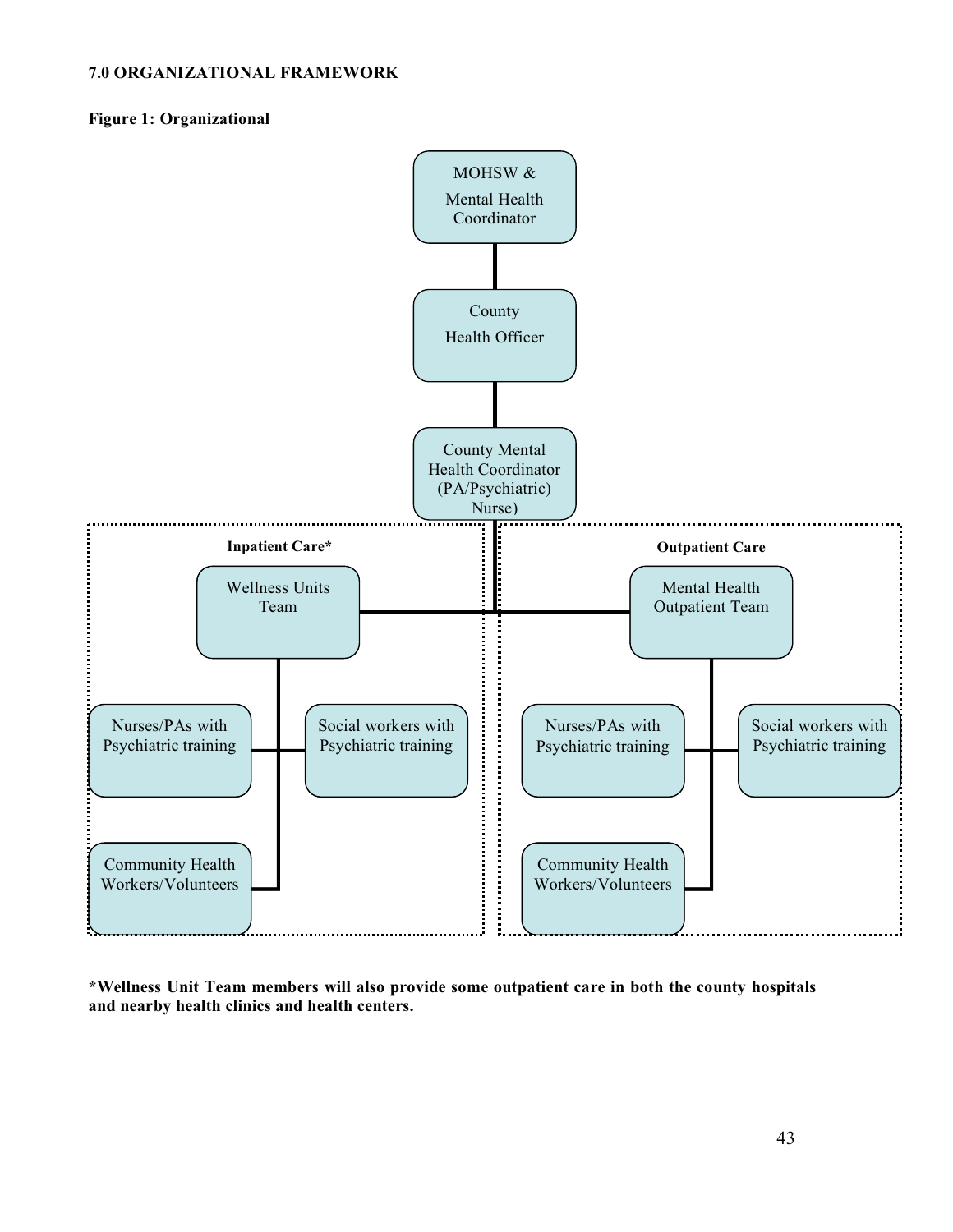**7.0 ORGANIZATIONAL FRAMEWORK**

**Figure 1: Organizational**

MOHSW & Mental Health Coordinator

County Health Officer

County Mental Health Coordinator (PA/Psychiatric) Nurse)

**Inpatient Care***

Wellness Units Team

Nurses/PAs with Psychiatric training

Social workers with Psychiatric training

Community Health Workers/Volunteers

**Outpatient Care**

Mental Health Outpatient Team

Nurses/PAs with Psychiatric training

Social workers with Psychiatric training

Community Health Workers/Volunteers

***Wellness Unit Team members will also provide some outpatient care in both the county hospitals and nearby health clinics and health centers.**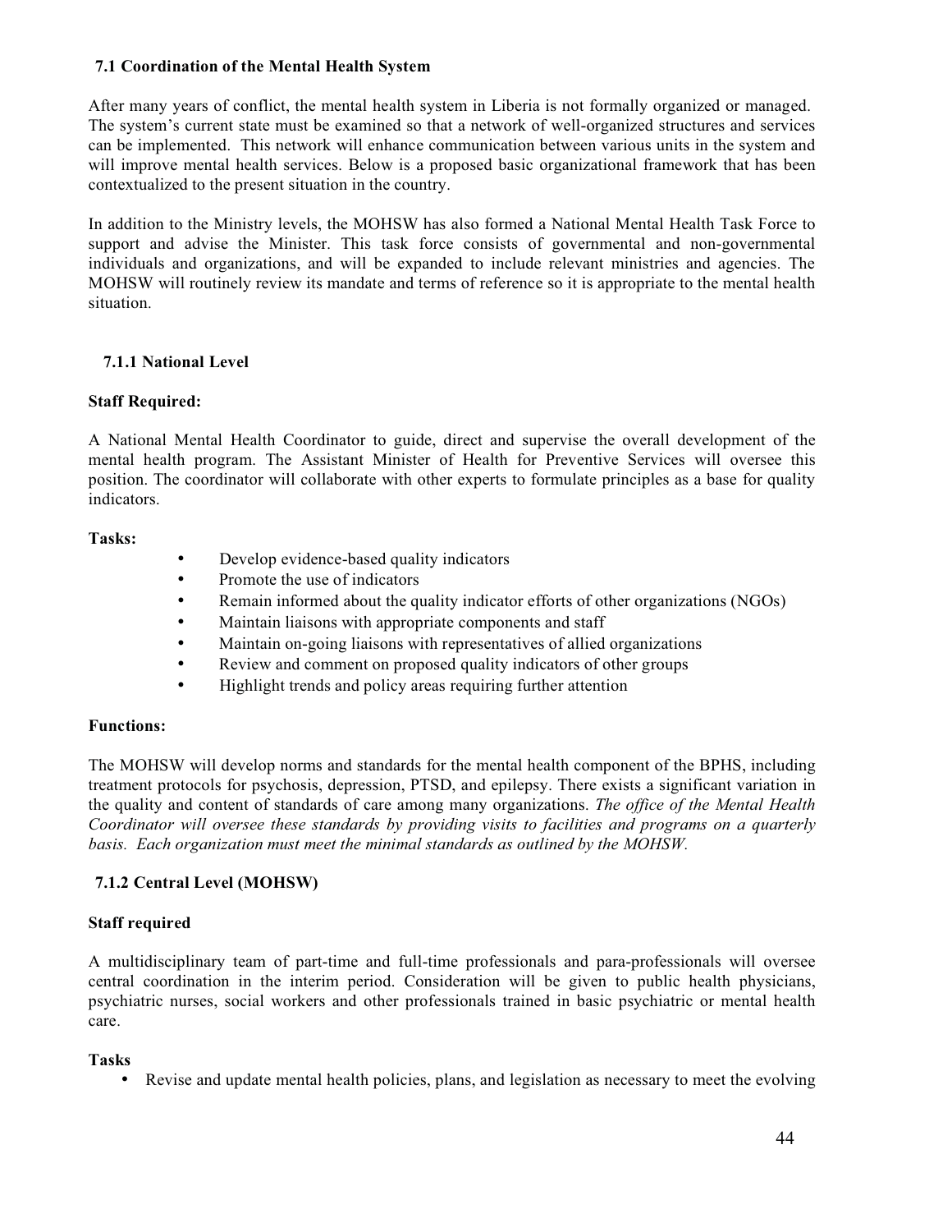### 7.1 Coordination of the Mental Health System

After many years of conflict, the mental health system in Liberia is not formally organized or managed. The system's current state must be examined so that a network of well-organized structures and services can be implemented. This network will enhance communication between various units in the system and will improve mental health services. Below is a proposed basic organizational framework that has been contextualized to the present situation in the country.

In addition to the Ministry levels, the MOHSW has also formed a National Mental Health Task Force to support and advise the Minister. This task force consists of governmental and non-governmental individuals and organizations, and will be expanded to include relevant ministries and agencies. The MOHSW will routinely review its mandate and terms of reference so it is appropriate to the mental health situation.

#### 7.1.1 National Level

**Staff Required:**

A National Mental Health Coordinator to guide, direct and supervise the overall development of the mental health program. The Assistant Minister of Health for Preventive Services will oversee this position. The coordinator will collaborate with other experts to formulate principles as a base for quality indicators.

**Tasks:**

- Develop evidence-based quality indicators
- Promote the use of indicators
- Remain informed about the quality indicator efforts of other organizations (NGOs)
- Maintain liaisons with appropriate components and staff
- Maintain on-going liaisons with representatives of allied organizations
- Review and comment on proposed quality indicators of other groups
- Highlight trends and policy areas requiring further attention

**Functions:**

The MOHSW will develop norms and standards for the mental health component of the BPHS, including treatment protocols for psychosis, depression, PTSD, and epilepsy. There exists a significant variation in the quality and content of standards of care among many organizations. *The office of the Mental Health Coordinator will oversee these standards by providing visits to facilities and programs on a quarterly basis. Each organization must meet the minimal standards as outlined by the MOHSW.*

#### 7.1.2 Central Level (MOHSW)

**Staff required**

A multidisciplinary team of part-time and full-time professionals and para-professionals will oversee central coordination in the interim period. Consideration will be given to public health physicians, psychiatric nurses, social workers and other professionals trained in basic psychiatric or mental health care.

**Tasks**

- Revise and update mental health policies, plans, and legislation as necessary to meet the evolving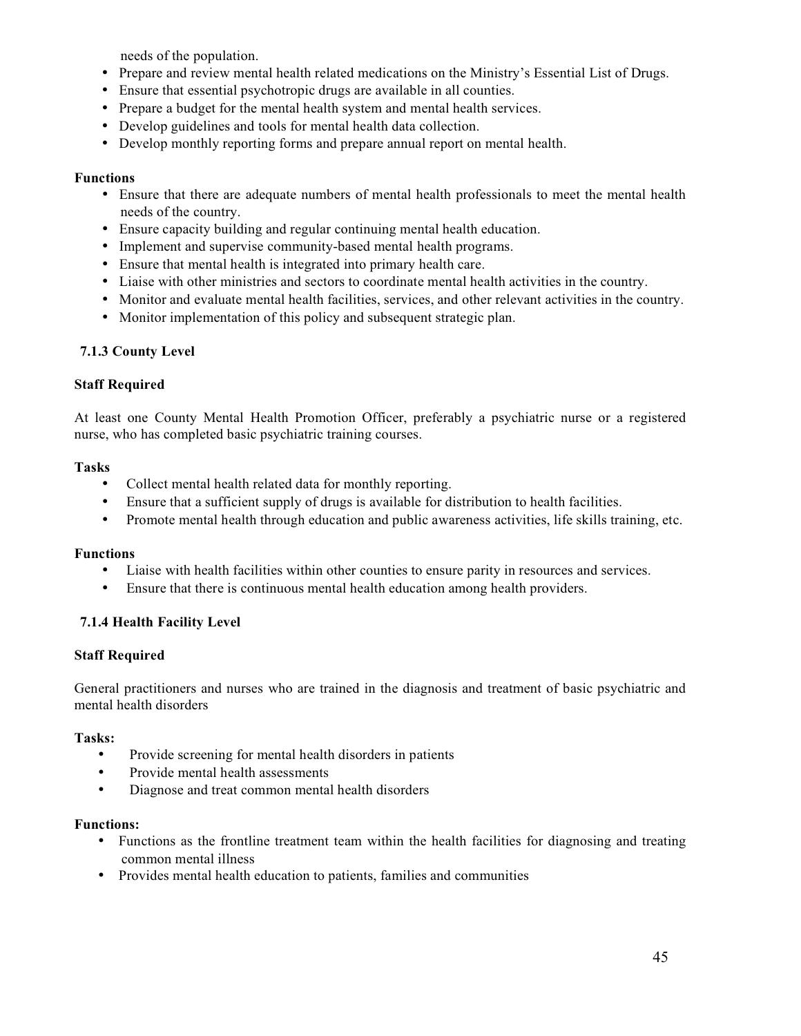needs of the population.
- Prepare and review mental health related medications on the Ministry's Essential List of Drugs.
- Ensure that essential psychotropic drugs are available in all counties.
- Prepare a budget for the mental health system and mental health services.
- Develop guidelines and tools for mental health data collection.
- Develop monthly reporting forms and prepare annual report on mental health.

**Functions**

- Ensure that there are adequate numbers of mental health professionals to meet the mental health needs of the country.
- Ensure capacity building and regular continuing mental health education.
- Implement and supervise community-based mental health programs.
- Ensure that mental health is integrated into primary health care.
- Liaise with other ministries and sectors to coordinate mental health activities in the country.
- Monitor and evaluate mental health facilities, services, and other relevant activities in the country.
- Monitor implementation of this policy and subsequent strategic plan.

### 7.1.3 County Level

**Staff Required**

At least one County Mental Health Promotion Officer, preferably a psychiatric nurse or a registered nurse, who has completed basic psychiatric training courses.

**Tasks**

- Collect mental health related data for monthly reporting.
- Ensure that a sufficient supply of drugs is available for distribution to health facilities.
- Promote mental health through education and public awareness activities, life skills training, etc.

**Functions**

- Liaise with health facilities within other counties to ensure parity in resources and services.
- Ensure that there is continuous mental health education among health providers.

### 7.1.4 Health Facility Level

**Staff Required**

General practitioners and nurses who are trained in the diagnosis and treatment of basic psychiatric and mental health disorders

**Tasks:**

- Provide screening for mental health disorders in patients
- Provide mental health assessments
- Diagnose and treat common mental health disorders

**Functions:**

- Functions as the frontline treatment team within the health facilities for diagnosing and treating common mental illness
- Provides mental health education to patients, families and communities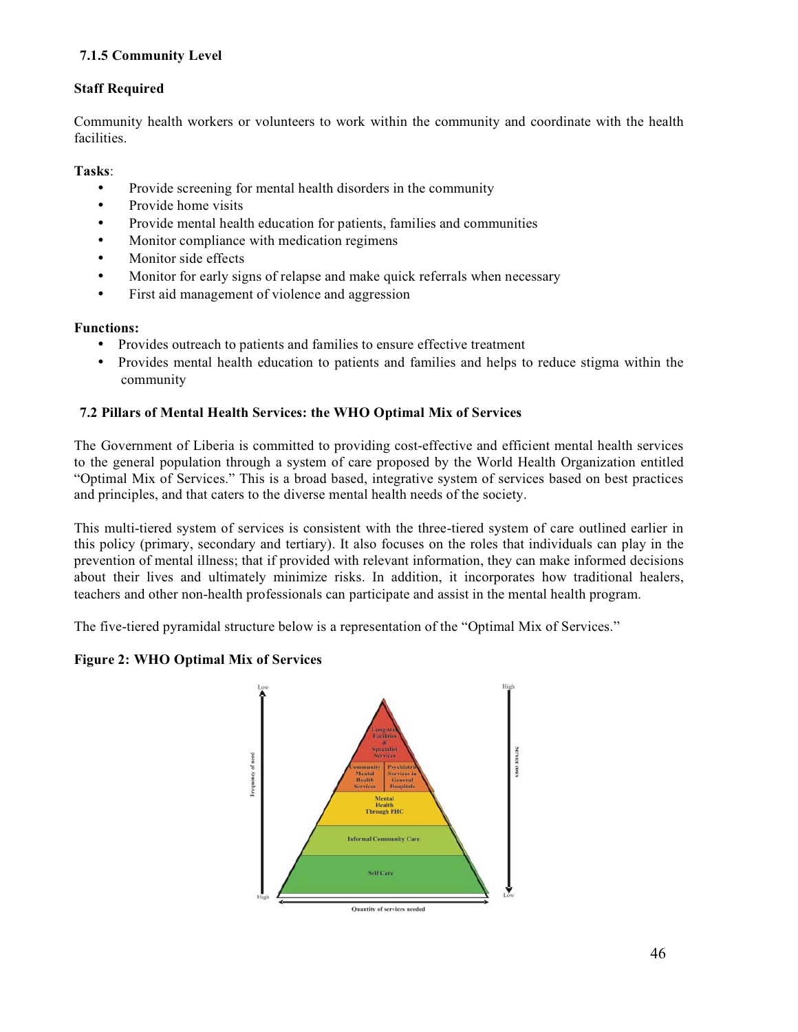### 7.1.5 Community Level

**Staff Required**

Community health workers or volunteers to work within the community and coordinate with the health facilities.

**Tasks**:

- Provide screening for mental health disorders in the community
- Provide home visits
- Provide mental health education for patients, families and communities
- Monitor compliance with medication regimens
- Monitor side effects
- Monitor for early signs of relapse and make quick referrals when necessary
- First aid management of violence and aggression

**Functions:**

- Provides outreach to patients and families to ensure effective treatment
- Provides mental health education to patients and families and helps to reduce stigma within the community

### 7.2 Pillars of Mental Health Services: the WHO Optimal Mix of Services

The Government of Liberia is committed to providing cost-effective and efficient mental health services to the general population through a system of care proposed by the World Health Organization entitled "Optimal Mix of Services." This is a broad based, integrative system of services based on best practices and principles, and that caters to the diverse mental health needs of the society.

This multi-tiered system of services is consistent with the three-tiered system of care outlined earlier in this policy (primary, secondary and tertiary). It also focuses on the roles that individuals can play in the prevention of mental illness; that if provided with relevant information, they can make informed decisions about their lives and ultimately minimize risks. In addition, it incorporates how traditional healers, teachers and other non-health professionals can participate and assist in the mental health program.

The five-tiered pyramidal structure below is a representation of the "Optimal Mix of Services."

**Figure 2: WHO Optimal Mix of Services**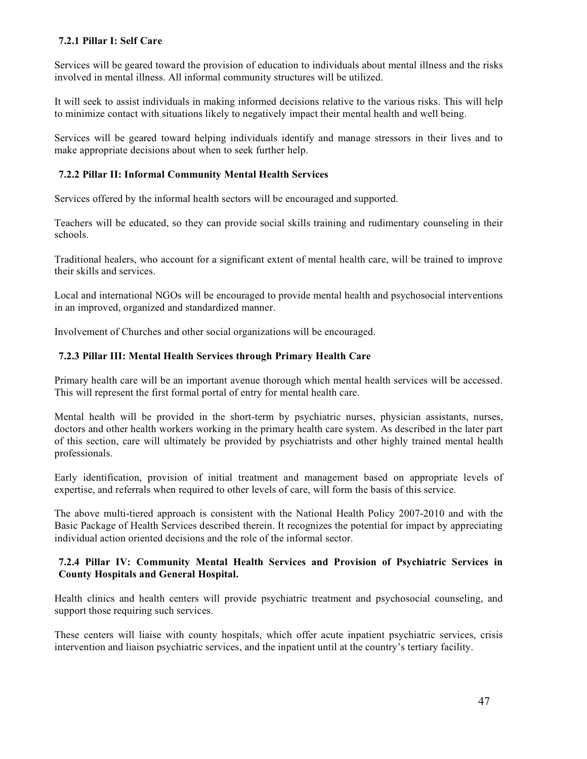### 7.2.1 Pillar I: Self Care

Services will be geared toward the provision of education to individuals about mental illness and the risks involved in mental illness. All informal community structures will be utilized.

It will seek to assist individuals in making informed decisions relative to the various risks. This will help to minimize contact with situations likely to negatively impact their mental health and well being.

Services will be geared toward helping individuals identify and manage stressors in their lives and to make appropriate decisions about when to seek further help.

### 7.2.2 Pillar II: Informal Community Mental Health Services

Services offered by the informal health sectors will be encouraged and supported.

Teachers will be educated, so they can provide social skills training and rudimentary counseling in their schools.

Traditional healers, who account for a significant extent of mental health care, will be trained to improve their skills and services.

Local and international NGOs will be encouraged to provide mental health and psychosocial interventions in an improved, organized and standardized manner.

Involvement of Churches and other social organizations will be encouraged.

### 7.2.3 Pillar III: Mental Health Services through Primary Health Care

Primary health care will be an important avenue thorough which mental health services will be accessed. This will represent the first formal portal of entry for mental health care.

Mental health will be provided in the short-term by psychiatric nurses, physician assistants, nurses, doctors and other health workers working in the primary health care system. As described in the later part of this section, care will ultimately be provided by psychiatrists and other highly trained mental health professionals.

Early identification, provision of initial treatment and management based on appropriate levels of expertise, and referrals when required to other levels of care, will form the basis of this service.

The above multi-tiered approach is consistent with the National Health Policy 2007-2010 and with the Basic Package of Health Services described therein. It recognizes the potential for impact by appreciating individual action oriented decisions and the role of the informal sector.

### 7.2.4 Pillar IV: Community Mental Health Services and Provision of Psychiatric Services in County Hospitals and General Hospital.

Health clinics and health centers will provide psychiatric treatment and psychosocial counseling, and support those requiring such services.

These centers will liaise with county hospitals, which offer acute inpatient psychiatric services, crisis intervention and liaison psychiatric services, and the inpatient until at the country's tertiary facility.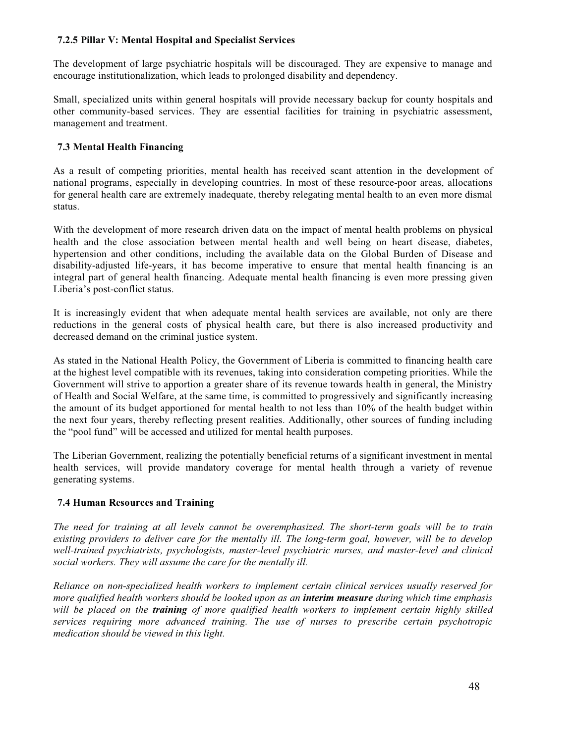### 7.2.5 Pillar V: Mental Hospital and Specialist Services

The development of large psychiatric hospitals will be discouraged. They are expensive to manage and encourage institutionalization, which leads to prolonged disability and dependency.

Small, specialized units within general hospitals will provide necessary backup for county hospitals and other community-based services. They are essential facilities for training in psychiatric assessment, management and treatment.

## 7.3 Mental Health Financing

As a result of competing priorities, mental health has received scant attention in the development of national programs, especially in developing countries. In most of these resource-poor areas, allocations for general health care are extremely inadequate, thereby relegating mental health to an even more dismal status.

With the development of more research driven data on the impact of mental health problems on physical health and the close association between mental health and well being on heart disease, diabetes, hypertension and other conditions, including the available data on the Global Burden of Disease and disability-adjusted life-years, it has become imperative to ensure that mental health financing is an integral part of general health financing. Adequate mental health financing is even more pressing given Liberia's post-conflict status.

It is increasingly evident that when adequate mental health services are available, not only are there reductions in the general costs of physical health care, but there is also increased productivity and decreased demand on the criminal justice system.

As stated in the National Health Policy, the Government of Liberia is committed to financing health care at the highest level compatible with its revenues, taking into consideration competing priorities. While the Government will strive to apportion a greater share of its revenue towards health in general, the Ministry of Health and Social Welfare, at the same time, is committed to progressively and significantly increasing the amount of its budget apportioned for mental health to not less than 10% of the health budget within the next four years, thereby reflecting present realities. Additionally, other sources of funding including the "pool fund" will be accessed and utilized for mental health purposes.

The Liberian Government, realizing the potentially beneficial returns of a significant investment in mental health services, will provide mandatory coverage for mental health through a variety of revenue generating systems.

## 7.4 Human Resources and Training

*The need for training at all levels cannot be overemphasized. The short-term goals will be to train existing providers to deliver care for the mentally ill. The long-term goal, however, will be to develop well-trained psychiatrists, psychologists, master-level psychiatric nurses, and master-level and clinical social workers. They will assume the care for the mentally ill.*

*Reliance on non-specialized health workers to implement certain clinical services usually reserved for more qualified health workers should be looked upon as an* ***interim measure*** *during which time emphasis will be placed on the* ***training*** *of more qualified health workers to implement certain highly skilled services requiring more advanced training. The use of nurses to prescribe certain psychotropic medication should be viewed in this light.*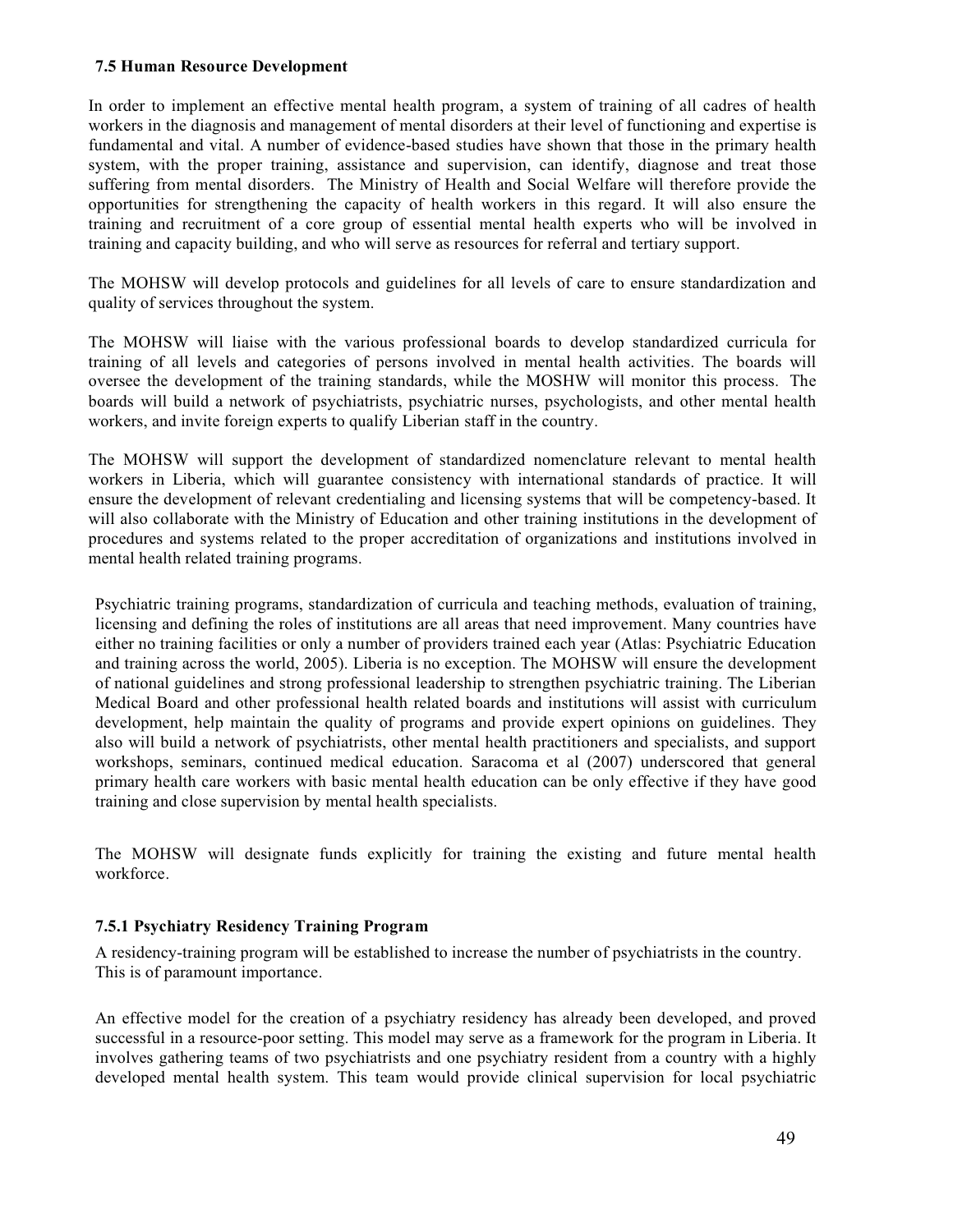### 7.5 Human Resource Development

In order to implement an effective mental health program, a system of training of all cadres of health workers in the diagnosis and management of mental disorders at their level of functioning and expertise is fundamental and vital. A number of evidence-based studies have shown that those in the primary health system, with the proper training, assistance and supervision, can identify, diagnose and treat those suffering from mental disorders. The Ministry of Health and Social Welfare will therefore provide the opportunities for strengthening the capacity of health workers in this regard. It will also ensure the training and recruitment of a core group of essential mental health experts who will be involved in training and capacity building, and who will serve as resources for referral and tertiary support.

The MOHSW will develop protocols and guidelines for all levels of care to ensure standardization and quality of services throughout the system.

The MOHSW will liaise with the various professional boards to develop standardized curricula for training of all levels and categories of persons involved in mental health activities. The boards will oversee the development of the training standards, while the MOSHW will monitor this process. The boards will build a network of psychiatrists, psychiatric nurses, psychologists, and other mental health workers, and invite foreign experts to qualify Liberian staff in the country.

The MOHSW will support the development of standardized nomenclature relevant to mental health workers in Liberia, which will guarantee consistency with international standards of practice. It will ensure the development of relevant credentialing and licensing systems that will be competency-based. It will also collaborate with the Ministry of Education and other training institutions in the development of procedures and systems related to the proper accreditation of organizations and institutions involved in mental health related training programs.

Psychiatric training programs, standardization of curricula and teaching methods, evaluation of training, licensing and defining the roles of institutions are all areas that need improvement. Many countries have either no training facilities or only a number of providers trained each year (Atlas: Psychiatric Education and training across the world, 2005). Liberia is no exception. The MOHSW will ensure the development of national guidelines and strong professional leadership to strengthen psychiatric training. The Liberian Medical Board and other professional health related boards and institutions will assist with curriculum development, help maintain the quality of programs and provide expert opinions on guidelines. They also will build a network of psychiatrists, other mental health practitioners and specialists, and support workshops, seminars, continued medical education. Saracoma et al (2007) underscored that general primary health care workers with basic mental health education can be only effective if they have good training and close supervision by mental health specialists.

The MOHSW will designate funds explicitly for training the existing and future mental health workforce.

#### 7.5.1 Psychiatry Residency Training Program

A residency-training program will be established to increase the number of psychiatrists in the country. This is of paramount importance.

An effective model for the creation of a psychiatry residency has already been developed, and proved successful in a resource-poor setting. This model may serve as a framework for the program in Liberia. It involves gathering teams of two psychiatrists and one psychiatry resident from a country with a highly developed mental health system. This team would provide clinical supervision for local psychiatric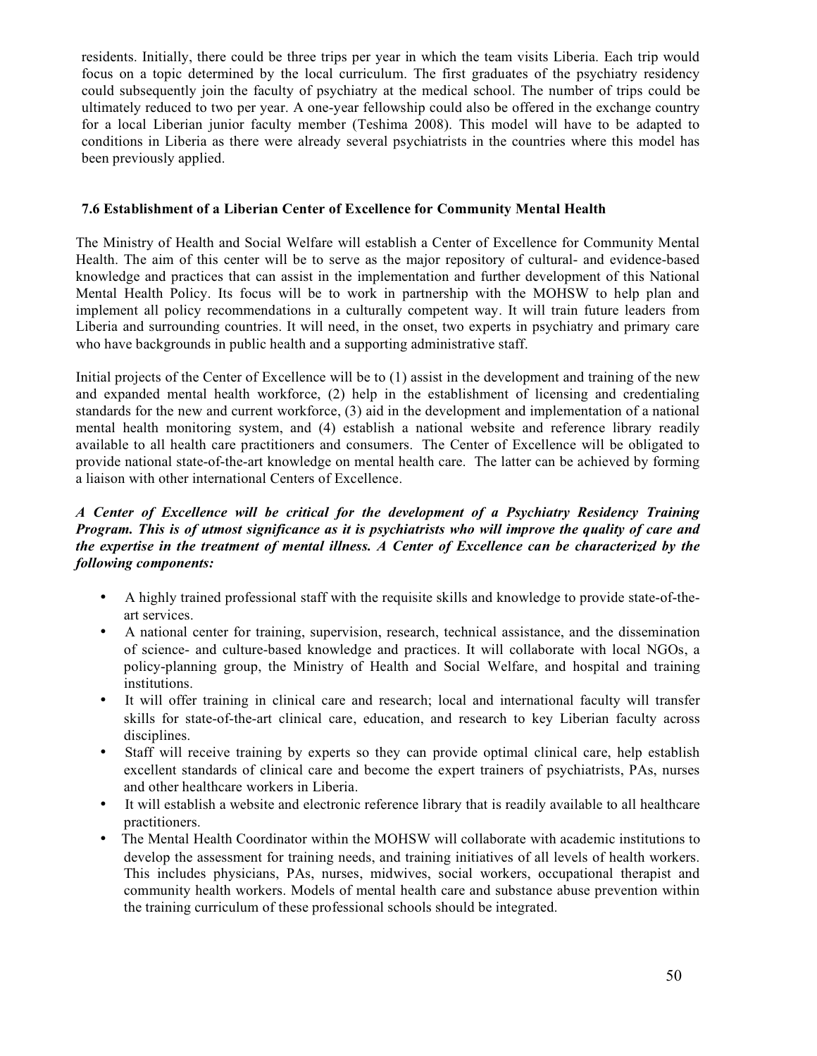residents. Initially, there could be three trips per year in which the team visits Liberia. Each trip would focus on a topic determined by the local curriculum. The first graduates of the psychiatry residency could subsequently join the faculty of psychiatry at the medical school. The number of trips could be ultimately reduced to two per year. A one-year fellowship could also be offered in the exchange country for a local Liberian junior faculty member (Teshima 2008). This model will have to be adapted to conditions in Liberia as there were already several psychiatrists in the countries where this model has been previously applied.

### 7.6 Establishment of a Liberian Center of Excellence for Community Mental Health

The Ministry of Health and Social Welfare will establish a Center of Excellence for Community Mental Health. The aim of this center will be to serve as the major repository of cultural- and evidence-based knowledge and practices that can assist in the implementation and further development of this National Mental Health Policy. Its focus will be to work in partnership with the MOHSW to help plan and implement all policy recommendations in a culturally competent way. It will train future leaders from Liberia and surrounding countries. It will need, in the onset, two experts in psychiatry and primary care who have backgrounds in public health and a supporting administrative staff.

Initial projects of the Center of Excellence will be to (1) assist in the development and training of the new and expanded mental health workforce, (2) help in the establishment of licensing and credentialing standards for the new and current workforce, (3) aid in the development and implementation of a national mental health monitoring system, and (4) establish a national website and reference library readily available to all health care practitioners and consumers. The Center of Excellence will be obligated to provide national state-of-the-art knowledge on mental health care. The latter can be achieved by forming a liaison with other international Centers of Excellence.

***A Center of Excellence will be critical for the development of a Psychiatry Residency Training Program. This is of utmost significance as it is psychiatrists who will improve the quality of care and the expertise in the treatment of mental illness. A Center of Excellence can be characterized by the following components:***

- A highly trained professional staff with the requisite skills and knowledge to provide state-of-the-art services.
- A national center for training, supervision, research, technical assistance, and the dissemination of science- and culture-based knowledge and practices. It will collaborate with local NGOs, a policy-planning group, the Ministry of Health and Social Welfare, and hospital and training institutions.
- It will offer training in clinical care and research; local and international faculty will transfer skills for state-of-the-art clinical care, education, and research to key Liberian faculty across disciplines.
- Staff will receive training by experts so they can provide optimal clinical care, help establish excellent standards of clinical care and become the expert trainers of psychiatrists, PAs, nurses and other healthcare workers in Liberia.
- It will establish a website and electronic reference library that is readily available to all healthcare practitioners.
- The Mental Health Coordinator within the MOHSW will collaborate with academic institutions to develop the assessment for training needs, and training initiatives of all levels of health workers. This includes physicians, PAs, nurses, midwives, social workers, occupational therapist and community health workers. Models of mental health care and substance abuse prevention within the training curriculum of these professional schools should be integrated.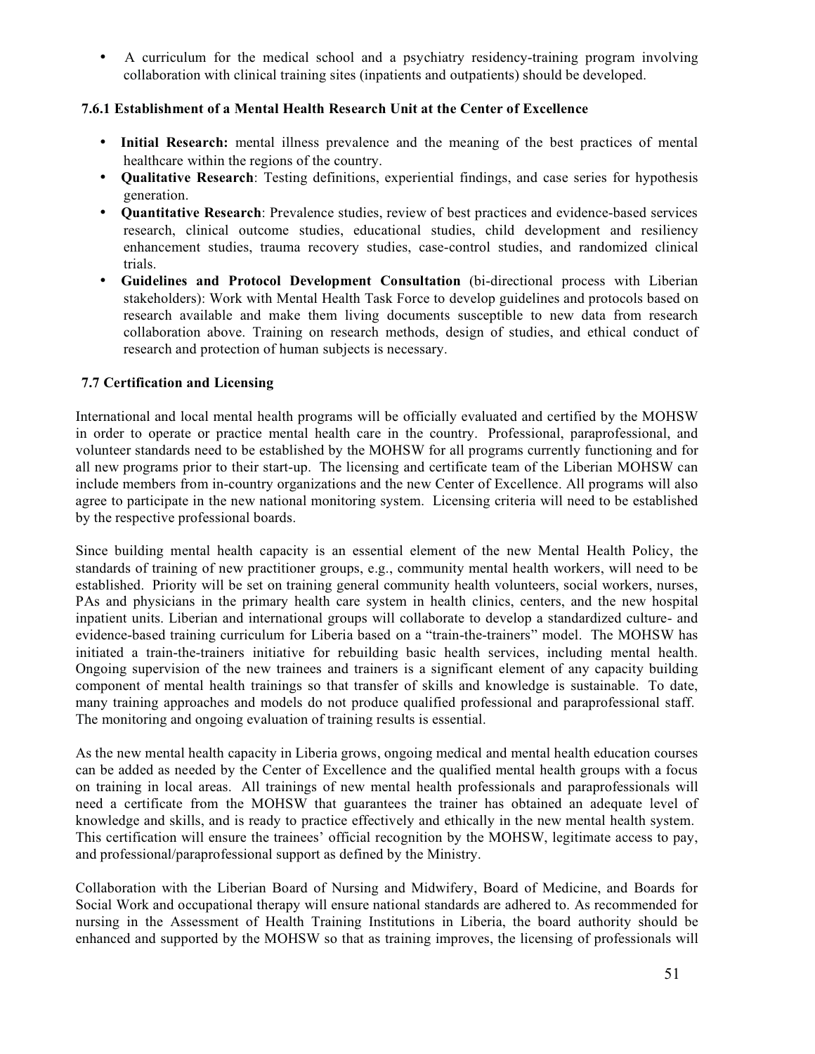- A curriculum for the medical school and a psychiatry residency-training program involving collaboration with clinical training sites (inpatients and outpatients) should be developed.

### 7.6.1 Establishment of a Mental Health Research Unit at the Center of Excellence

- **Initial Research:** mental illness prevalence and the meaning of the best practices of mental healthcare within the regions of the country.
- **Qualitative Research**: Testing definitions, experiential findings, and case series for hypothesis generation.
- **Quantitative Research**: Prevalence studies, review of best practices and evidence-based services research, clinical outcome studies, educational studies, child development and resiliency enhancement studies, trauma recovery studies, case-control studies, and randomized clinical trials.
- **Guidelines and Protocol Development Consultation** (bi-directional process with Liberian stakeholders): Work with Mental Health Task Force to develop guidelines and protocols based on research available and make them living documents susceptible to new data from research collaboration above. Training on research methods, design of studies, and ethical conduct of research and protection of human subjects is necessary.

### 7.7 Certification and Licensing

International and local mental health programs will be officially evaluated and certified by the MOHSW in order to operate or practice mental health care in the country. Professional, paraprofessional, and volunteer standards need to be established by the MOHSW for all programs currently functioning and for all new programs prior to their start-up. The licensing and certificate team of the Liberian MOHSW can include members from in-country organizations and the new Center of Excellence. All programs will also agree to participate in the new national monitoring system. Licensing criteria will need to be established by the respective professional boards.

Since building mental health capacity is an essential element of the new Mental Health Policy, the standards of training of new practitioner groups, e.g., community mental health workers, will need to be established. Priority will be set on training general community health volunteers, social workers, nurses, PAs and physicians in the primary health care system in health clinics, centers, and the new hospital inpatient units. Liberian and international groups will collaborate to develop a standardized culture- and evidence-based training curriculum for Liberia based on a "train-the-trainers" model. The MOHSW has initiated a train-the-trainers initiative for rebuilding basic health services, including mental health. Ongoing supervision of the new trainees and trainers is a significant element of any capacity building component of mental health trainings so that transfer of skills and knowledge is sustainable. To date, many training approaches and models do not produce qualified professional and paraprofessional staff. The monitoring and ongoing evaluation of training results is essential.

As the new mental health capacity in Liberia grows, ongoing medical and mental health education courses can be added as needed by the Center of Excellence and the qualified mental health groups with a focus on training in local areas. All trainings of new mental health professionals and paraprofessionals will need a certificate from the MOHSW that guarantees the trainer has obtained an adequate level of knowledge and skills, and is ready to practice effectively and ethically in the new mental health system. This certification will ensure the trainees' official recognition by the MOHSW, legitimate access to pay, and professional/paraprofessional support as defined by the Ministry.

Collaboration with the Liberian Board of Nursing and Midwifery, Board of Medicine, and Boards for Social Work and occupational therapy will ensure national standards are adhered to. As recommended for nursing in the Assessment of Health Training Institutions in Liberia, the board authority should be enhanced and supported by the MOHSW so that as training improves, the licensing of professionals will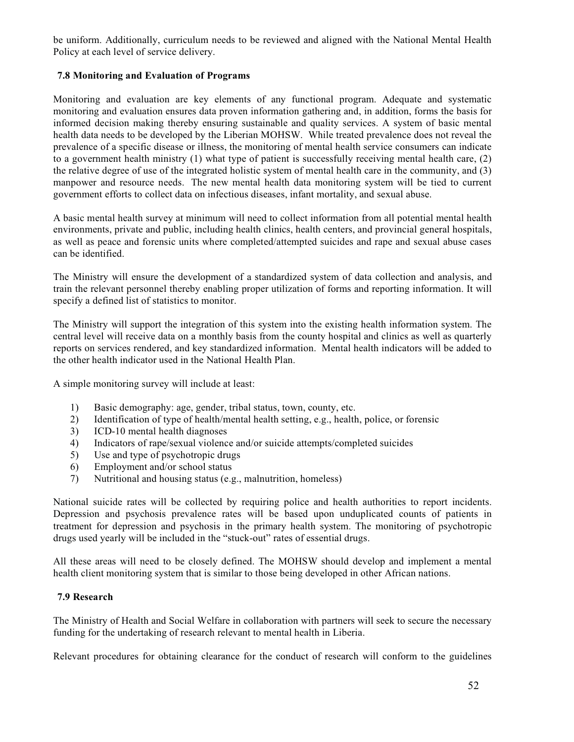be uniform. Additionally, curriculum needs to be reviewed and aligned with the National Mental Health Policy at each level of service delivery.

### 7.8 Monitoring and Evaluation of Programs

Monitoring and evaluation are key elements of any functional program. Adequate and systematic monitoring and evaluation ensures data proven information gathering and, in addition, forms the basis for informed decision making thereby ensuring sustainable and quality services. A system of basic mental health data needs to be developed by the Liberian MOHSW. While treated prevalence does not reveal the prevalence of a specific disease or illness, the monitoring of mental health service consumers can indicate to a government health ministry (1) what type of patient is successfully receiving mental health care, (2) the relative degree of use of the integrated holistic system of mental health care in the community, and (3) manpower and resource needs. The new mental health data monitoring system will be tied to current government efforts to collect data on infectious diseases, infant mortality, and sexual abuse.

A basic mental health survey at minimum will need to collect information from all potential mental health environments, private and public, including health clinics, health centers, and provincial general hospitals, as well as peace and forensic units where completed/attempted suicides and rape and sexual abuse cases can be identified.

The Ministry will ensure the development of a standardized system of data collection and analysis, and train the relevant personnel thereby enabling proper utilization of forms and reporting information. It will specify a defined list of statistics to monitor.

The Ministry will support the integration of this system into the existing health information system. The central level will receive data on a monthly basis from the county hospital and clinics as well as quarterly reports on services rendered, and key standardized information. Mental health indicators will be added to the other health indicator used in the National Health Plan.

A simple monitoring survey will include at least:

1) Basic demography: age, gender, tribal status, town, county, etc.
2) Identification of type of health/mental health setting, e.g., health, police, or forensic
3) ICD-10 mental health diagnoses
4) Indicators of rape/sexual violence and/or suicide attempts/completed suicides
5) Use and type of psychotropic drugs
6) Employment and/or school status
7) Nutritional and housing status (e.g., malnutrition, homeless)

National suicide rates will be collected by requiring police and health authorities to report incidents. Depression and psychosis prevalence rates will be based upon unduplicated counts of patients in treatment for depression and psychosis in the primary health system. The monitoring of psychotropic drugs used yearly will be included in the "stuck-out" rates of essential drugs.

All these areas will need to be closely defined. The MOHSW should develop and implement a mental health client monitoring system that is similar to those being developed in other African nations.

### 7.9 Research

The Ministry of Health and Social Welfare in collaboration with partners will seek to secure the necessary funding for the undertaking of research relevant to mental health in Liberia.

Relevant procedures for obtaining clearance for the conduct of research will conform to the guidelines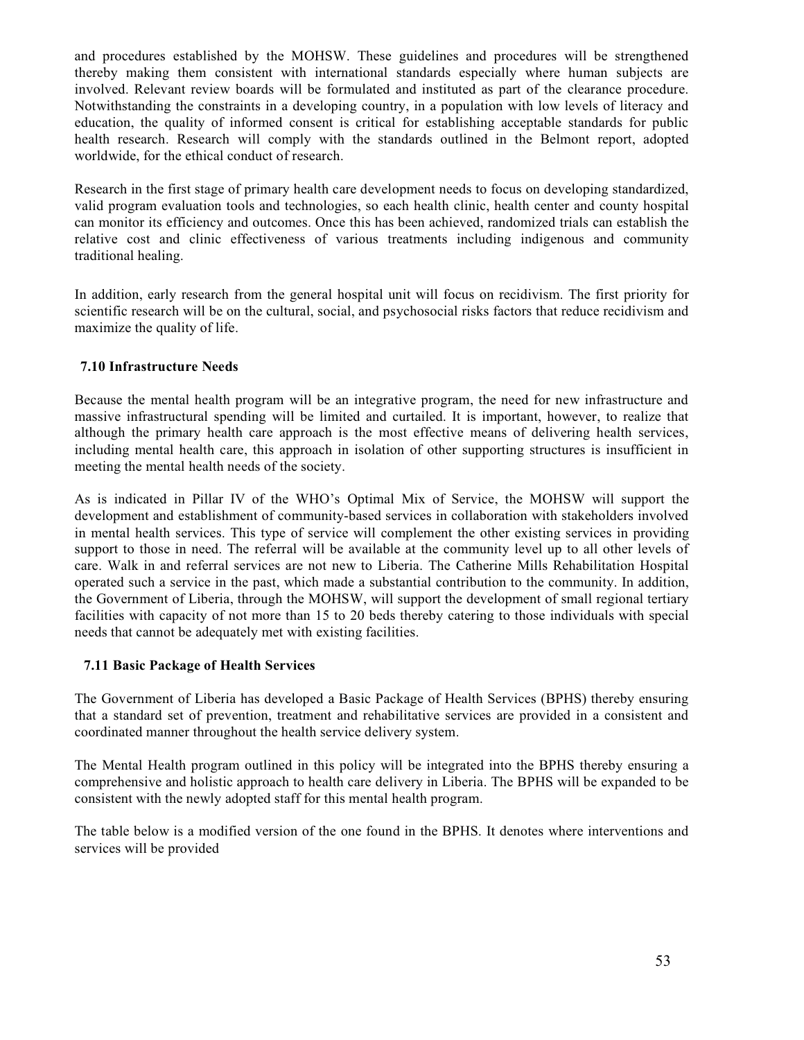and procedures established by the MOHSW. These guidelines and procedures will be strengthened thereby making them consistent with international standards especially where human subjects are involved. Relevant review boards will be formulated and instituted as part of the clearance procedure. Notwithstanding the constraints in a developing country, in a population with low levels of literacy and education, the quality of informed consent is critical for establishing acceptable standards for public health research. Research will comply with the standards outlined in the Belmont report, adopted worldwide, for the ethical conduct of research.

Research in the first stage of primary health care development needs to focus on developing standardized, valid program evaluation tools and technologies, so each health clinic, health center and county hospital can monitor its efficiency and outcomes. Once this has been achieved, randomized trials can establish the relative cost and clinic effectiveness of various treatments including indigenous and community traditional healing.

In addition, early research from the general hospital unit will focus on recidivism. The first priority for scientific research will be on the cultural, social, and psychosocial risks factors that reduce recidivism and maximize the quality of life.

### 7.10 Infrastructure Needs

Because the mental health program will be an integrative program, the need for new infrastructure and massive infrastructural spending will be limited and curtailed. It is important, however, to realize that although the primary health care approach is the most effective means of delivering health services, including mental health care, this approach in isolation of other supporting structures is insufficient in meeting the mental health needs of the society.

As is indicated in Pillar IV of the WHO's Optimal Mix of Service, the MOHSW will support the development and establishment of community-based services in collaboration with stakeholders involved in mental health services. This type of service will complement the other existing services in providing support to those in need. The referral will be available at the community level up to all other levels of care. Walk in and referral services are not new to Liberia. The Catherine Mills Rehabilitation Hospital operated such a service in the past, which made a substantial contribution to the community. In addition, the Government of Liberia, through the MOHSW, will support the development of small regional tertiary facilities with capacity of not more than 15 to 20 beds thereby catering to those individuals with special needs that cannot be adequately met with existing facilities.

### 7.11 Basic Package of Health Services

The Government of Liberia has developed a Basic Package of Health Services (BPHS) thereby ensuring that a standard set of prevention, treatment and rehabilitative services are provided in a consistent and coordinated manner throughout the health service delivery system.

The Mental Health program outlined in this policy will be integrated into the BPHS thereby ensuring a comprehensive and holistic approach to health care delivery in Liberia. The BPHS will be expanded to be consistent with the newly adopted staff for this mental health program.

The table below is a modified version of the one found in the BPHS. It denotes where interventions and services will be provided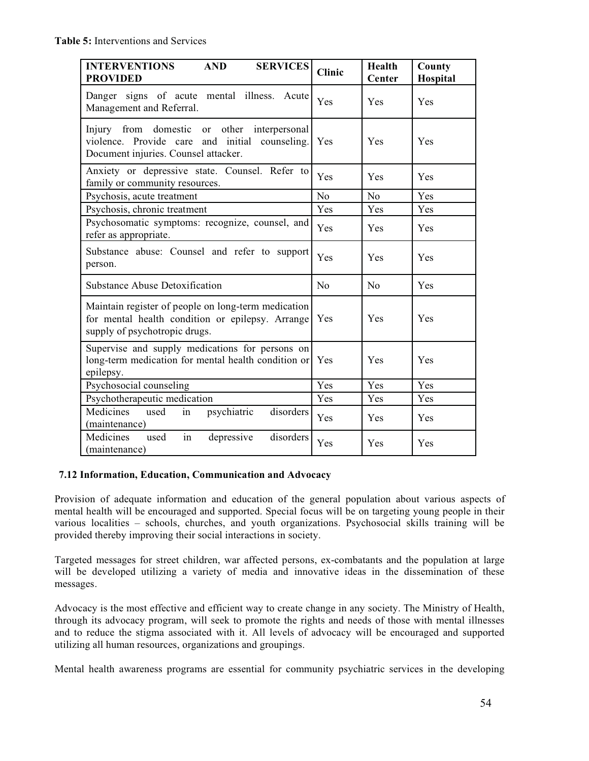**Table 5:** Interventions and Services

| INTERVENTIONS AND SERVICES PROVIDED | Clinic | Health Center | County Hospital |
|---|---|---|---|
| Danger signs of acute mental illness. Acute Management and Referral. | Yes | Yes | Yes |
| Injury from domestic or other interpersonal violence. Provide care and initial counseling. Document injuries. Counsel attacker. | Yes | Yes | Yes |
| Anxiety or depressive state. Counsel. Refer to family or community resources. | Yes | Yes | Yes |
| Psychosis, acute treatment | No | No | Yes |
| Psychosis, chronic treatment | Yes | Yes | Yes |
| Psychosomatic symptoms: recognize, counsel, and refer as appropriate. | Yes | Yes | Yes |
| Substance abuse: Counsel and refer to support person. | Yes | Yes | Yes |
| Substance Abuse Detoxification | No | No | Yes |
| Maintain register of people on long-term medication for mental health condition or epilepsy. Arrange supply of psychotropic drugs. | Yes | Yes | Yes |
| Supervise and supply medications for persons on long-term medication for mental health condition or epilepsy. | Yes | Yes | Yes |
| Psychosocial counseling | Yes | Yes | Yes |
| Psychotherapeutic medication | Yes | Yes | Yes |
| Medicines used in psychiatric disorders (maintenance) | Yes | Yes | Yes |
| Medicines used in depressive disorders (maintenance) | Yes | Yes | Yes |

### 7.12 Information, Education, Communication and Advocacy

Provision of adequate information and education of the general population about various aspects of mental health will be encouraged and supported. Special focus will be on targeting young people in their various localities – schools, churches, and youth organizations. Psychosocial skills training will be provided thereby improving their social interactions in society.

Targeted messages for street children, war affected persons, ex-combatants and the population at large will be developed utilizing a variety of media and innovative ideas in the dissemination of these messages.

Advocacy is the most effective and efficient way to create change in any society. The Ministry of Health, through its advocacy program, will seek to promote the rights and needs of those with mental illnesses and to reduce the stigma associated with it. All levels of advocacy will be encouraged and supported utilizing all human resources, organizations and groupings.

Mental health awareness programs are essential for community psychiatric services in the developing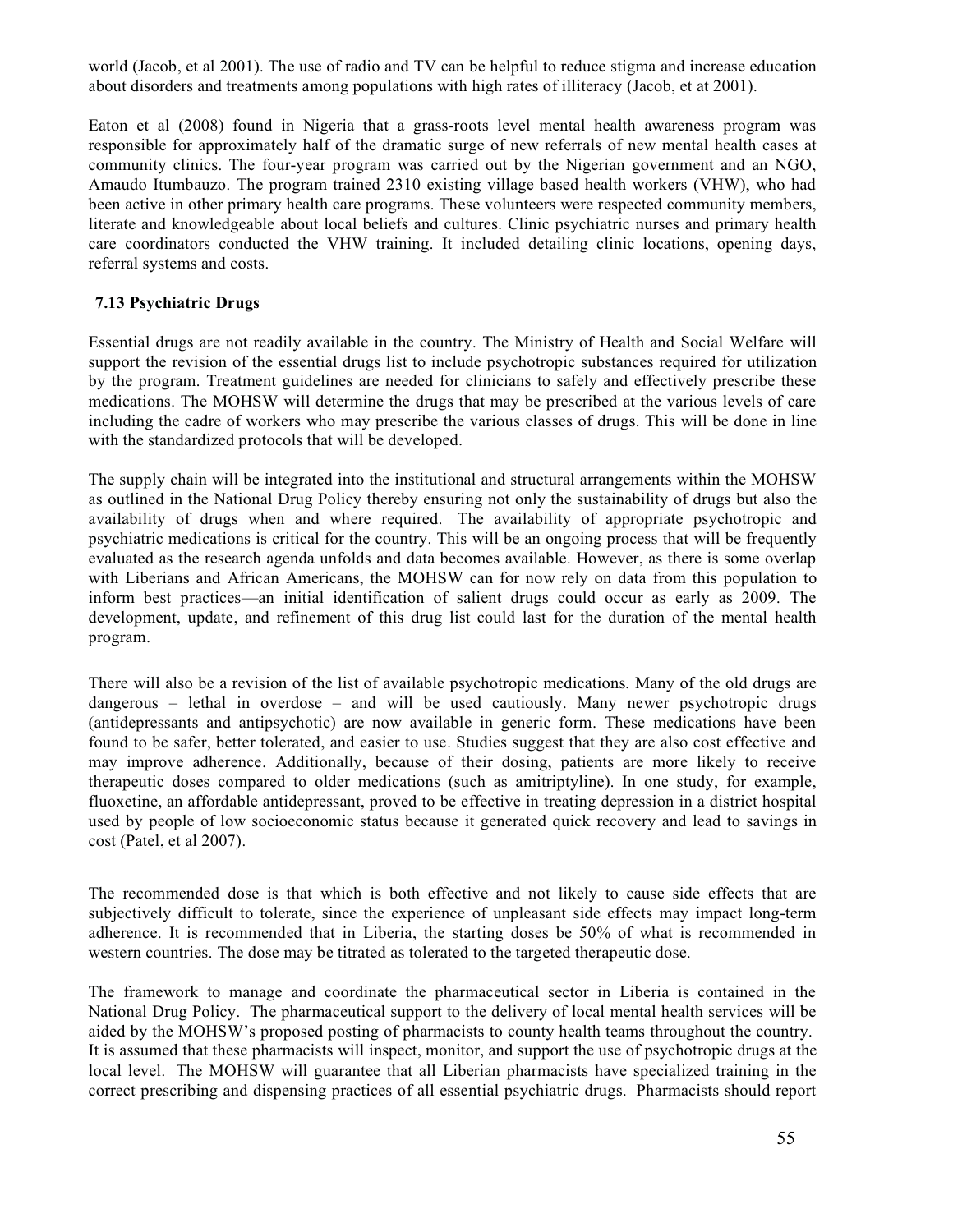world (Jacob, et al 2001). The use of radio and TV can be helpful to reduce stigma and increase education about disorders and treatments among populations with high rates of illiteracy (Jacob, et at 2001).

Eaton et al (2008) found in Nigeria that a grass-roots level mental health awareness program was responsible for approximately half of the dramatic surge of new referrals of new mental health cases at community clinics. The four-year program was carried out by the Nigerian government and an NGO, Amaudo Itumbauzo. The program trained 2310 existing village based health workers (VHW), who had been active in other primary health care programs. These volunteers were respected community members, literate and knowledgeable about local beliefs and cultures. Clinic psychiatric nurses and primary health care coordinators conducted the VHW training. It included detailing clinic locations, opening days, referral systems and costs.

### 7.13 Psychiatric Drugs

Essential drugs are not readily available in the country. The Ministry of Health and Social Welfare will support the revision of the essential drugs list to include psychotropic substances required for utilization by the program. Treatment guidelines are needed for clinicians to safely and effectively prescribe these medications. The MOHSW will determine the drugs that may be prescribed at the various levels of care including the cadre of workers who may prescribe the various classes of drugs. This will be done in line with the standardized protocols that will be developed.

The supply chain will be integrated into the institutional and structural arrangements within the MOHSW as outlined in the National Drug Policy thereby ensuring not only the sustainability of drugs but also the availability of drugs when and where required. The availability of appropriate psychotropic and psychiatric medications is critical for the country. This will be an ongoing process that will be frequently evaluated as the research agenda unfolds and data becomes available. However, as there is some overlap with Liberians and African Americans, the MOHSW can for now rely on data from this population to inform best practices—an initial identification of salient drugs could occur as early as 2009. The development, update, and refinement of this drug list could last for the duration of the mental health program.

There will also be a revision of the list of available psychotropic medications. Many of the old drugs are dangerous – lethal in overdose – and will be used cautiously. Many newer psychotropic drugs (antidepressants and antipsychotic) are now available in generic form. These medications have been found to be safer, better tolerated, and easier to use. Studies suggest that they are also cost effective and may improve adherence. Additionally, because of their dosing, patients are more likely to receive therapeutic doses compared to older medications (such as amitriptyline). In one study, for example, fluoxetine, an affordable antidepressant, proved to be effective in treating depression in a district hospital used by people of low socioeconomic status because it generated quick recovery and lead to savings in cost (Patel, et al 2007).

The recommended dose is that which is both effective and not likely to cause side effects that are subjectively difficult to tolerate, since the experience of unpleasant side effects may impact long-term adherence. It is recommended that in Liberia, the starting doses be 50% of what is recommended in western countries. The dose may be titrated as tolerated to the targeted therapeutic dose.

The framework to manage and coordinate the pharmaceutical sector in Liberia is contained in the National Drug Policy. The pharmaceutical support to the delivery of local mental health services will be aided by the MOHSW's proposed posting of pharmacists to county health teams throughout the country. It is assumed that these pharmacists will inspect, monitor, and support the use of psychotropic drugs at the local level. The MOHSW will guarantee that all Liberian pharmacists have specialized training in the correct prescribing and dispensing practices of all essential psychiatric drugs. Pharmacists should report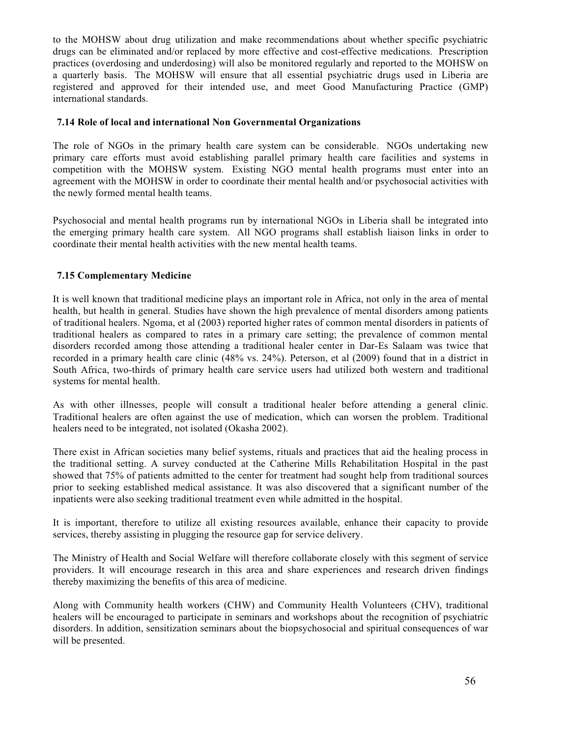to the MOHSW about drug utilization and make recommendations about whether specific psychiatric drugs can be eliminated and/or replaced by more effective and cost-effective medications. Prescription practices (overdosing and underdosing) will also be monitored regularly and reported to the MOHSW on a quarterly basis. The MOHSW will ensure that all essential psychiatric drugs used in Liberia are registered and approved for their intended use, and meet Good Manufacturing Practice (GMP) international standards.

### 7.14 Role of local and international Non Governmental Organizations

The role of NGOs in the primary health care system can be considerable. NGOs undertaking new primary care efforts must avoid establishing parallel primary health care facilities and systems in competition with the MOHSW system. Existing NGO mental health programs must enter into an agreement with the MOHSW in order to coordinate their mental health and/or psychosocial activities with the newly formed mental health teams.

Psychosocial and mental health programs run by international NGOs in Liberia shall be integrated into the emerging primary health care system. All NGO programs shall establish liaison links in order to coordinate their mental health activities with the new mental health teams.

### 7.15 Complementary Medicine

It is well known that traditional medicine plays an important role in Africa, not only in the area of mental health, but health in general. Studies have shown the high prevalence of mental disorders among patients of traditional healers. Ngoma, et al (2003) reported higher rates of common mental disorders in patients of traditional healers as compared to rates in a primary care setting; the prevalence of common mental disorders recorded among those attending a traditional healer center in Dar-Es Salaam was twice that recorded in a primary health care clinic (48% vs. 24%). Peterson, et al (2009) found that in a district in South Africa, two-thirds of primary health care service users had utilized both western and traditional systems for mental health.

As with other illnesses, people will consult a traditional healer before attending a general clinic. Traditional healers are often against the use of medication, which can worsen the problem. Traditional healers need to be integrated, not isolated (Okasha 2002).

There exist in African societies many belief systems, rituals and practices that aid the healing process in the traditional setting. A survey conducted at the Catherine Mills Rehabilitation Hospital in the past showed that 75% of patients admitted to the center for treatment had sought help from traditional sources prior to seeking established medical assistance. It was also discovered that a significant number of the inpatients were also seeking traditional treatment even while admitted in the hospital.

It is important, therefore to utilize all existing resources available, enhance their capacity to provide services, thereby assisting in plugging the resource gap for service delivery.

The Ministry of Health and Social Welfare will therefore collaborate closely with this segment of service providers. It will encourage research in this area and share experiences and research driven findings thereby maximizing the benefits of this area of medicine.

Along with Community health workers (CHW) and Community Health Volunteers (CHV), traditional healers will be encouraged to participate in seminars and workshops about the recognition of psychiatric disorders. In addition, sensitization seminars about the biopsychosocial and spiritual consequences of war will be presented.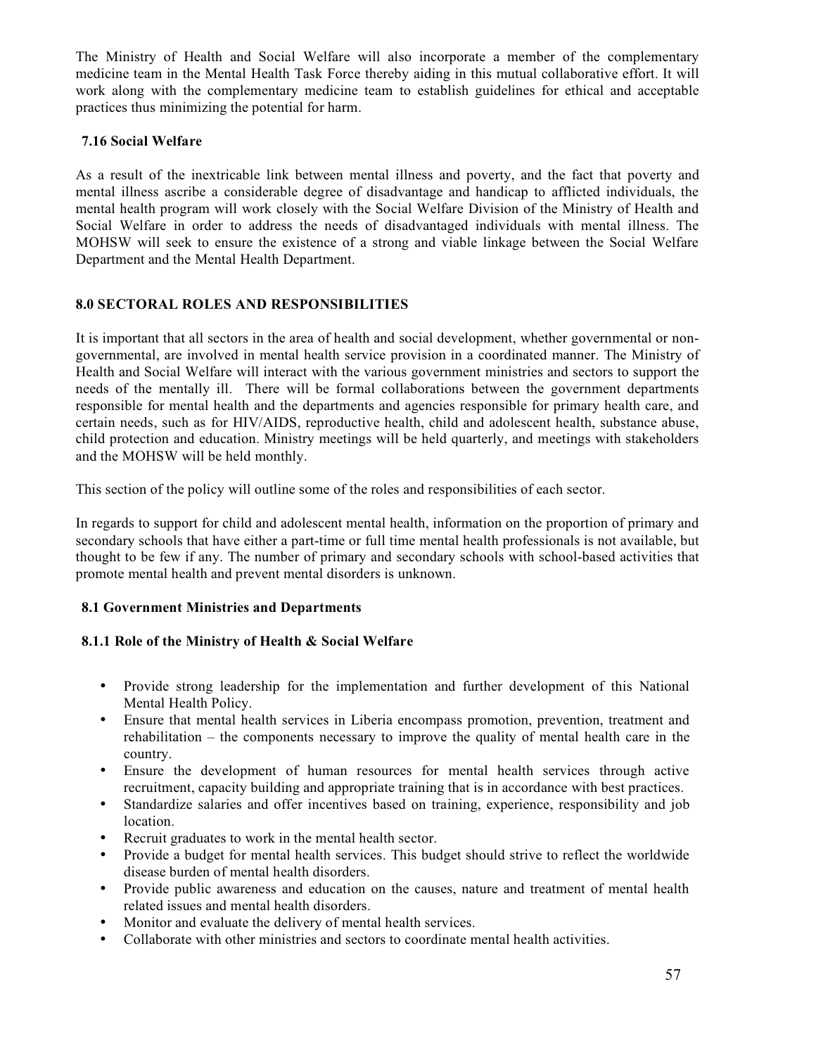The Ministry of Health and Social Welfare will also incorporate a member of the complementary medicine team in the Mental Health Task Force thereby aiding in this mutual collaborative effort. It will work along with the complementary medicine team to establish guidelines for ethical and acceptable practices thus minimizing the potential for harm.

### 7.16 Social Welfare

As a result of the inextricable link between mental illness and poverty, and the fact that poverty and mental illness ascribe a considerable degree of disadvantage and handicap to afflicted individuals, the mental health program will work closely with the Social Welfare Division of the Ministry of Health and Social Welfare in order to address the needs of disadvantaged individuals with mental illness. The MOHSW will seek to ensure the existence of a strong and viable linkage between the Social Welfare Department and the Mental Health Department.

## 8.0 SECTORAL ROLES AND RESPONSIBILITIES

It is important that all sectors in the area of health and social development, whether governmental or non-governmental, are involved in mental health service provision in a coordinated manner. The Ministry of Health and Social Welfare will interact with the various government ministries and sectors to support the needs of the mentally ill. There will be formal collaborations between the government departments responsible for mental health and the departments and agencies responsible for primary health care, and certain needs, such as for HIV/AIDS, reproductive health, child and adolescent health, substance abuse, child protection and education. Ministry meetings will be held quarterly, and meetings with stakeholders and the MOHSW will be held monthly.

This section of the policy will outline some of the roles and responsibilities of each sector.

In regards to support for child and adolescent mental health, information on the proportion of primary and secondary schools that have either a part-time or full time mental health professionals is not available, but thought to be few if any. The number of primary and secondary schools with school-based activities that promote mental health and prevent mental disorders is unknown.

### 8.1 Government Ministries and Departments

#### 8.1.1 Role of the Ministry of Health & Social Welfare

- Provide strong leadership for the implementation and further development of this National Mental Health Policy.
- Ensure that mental health services in Liberia encompass promotion, prevention, treatment and rehabilitation – the components necessary to improve the quality of mental health care in the country.
- Ensure the development of human resources for mental health services through active recruitment, capacity building and appropriate training that is in accordance with best practices.
- Standardize salaries and offer incentives based on training, experience, responsibility and job location.
- Recruit graduates to work in the mental health sector.
- Provide a budget for mental health services. This budget should strive to reflect the worldwide disease burden of mental health disorders.
- Provide public awareness and education on the causes, nature and treatment of mental health related issues and mental health disorders.
- Monitor and evaluate the delivery of mental health services.
- Collaborate with other ministries and sectors to coordinate mental health activities.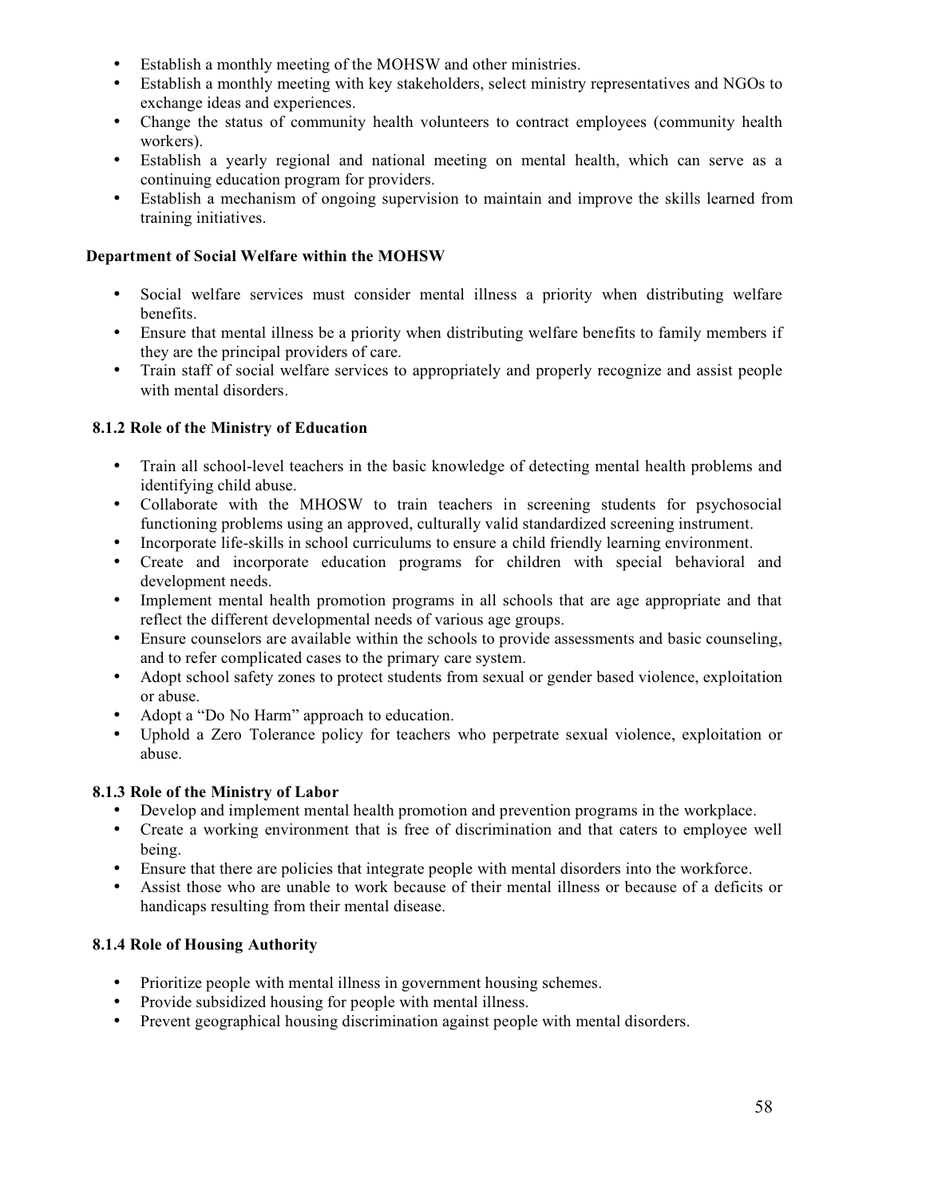- Establish a monthly meeting of the MOHSW and other ministries.
- Establish a monthly meeting with key stakeholders, select ministry representatives and NGOs to exchange ideas and experiences.
- Change the status of community health volunteers to contract employees (community health workers).
- Establish a yearly regional and national meeting on mental health, which can serve as a continuing education program for providers.
- Establish a mechanism of ongoing supervision to maintain and improve the skills learned from training initiatives.

**Department of Social Welfare within the MOHSW**

- Social welfare services must consider mental illness a priority when distributing welfare benefits.
- Ensure that mental illness be a priority when distributing welfare benefits to family members if they are the principal providers of care.
- Train staff of social welfare services to appropriately and properly recognize and assist people with mental disorders.

### 8.1.2 Role of the Ministry of Education

- Train all school-level teachers in the basic knowledge of detecting mental health problems and identifying child abuse.
- Collaborate with the MHOSW to train teachers in screening students for psychosocial functioning problems using an approved, culturally valid standardized screening instrument.
- Incorporate life-skills in school curriculums to ensure a child friendly learning environment.
- Create and incorporate education programs for children with special behavioral and development needs.
- Implement mental health promotion programs in all schools that are age appropriate and that reflect the different developmental needs of various age groups.
- Ensure counselors are available within the schools to provide assessments and basic counseling, and to refer complicated cases to the primary care system.
- Adopt school safety zones to protect students from sexual or gender based violence, exploitation or abuse.
- Adopt a "Do No Harm" approach to education.
- Uphold a Zero Tolerance policy for teachers who perpetrate sexual violence, exploitation or abuse.

### 8.1.3 Role of the Ministry of Labor

- Develop and implement mental health promotion and prevention programs in the workplace.
- Create a working environment that is free of discrimination and that caters to employee well being.
- Ensure that there are policies that integrate people with mental disorders into the workforce.
- Assist those who are unable to work because of their mental illness or because of a deficits or handicaps resulting from their mental disease.

### 8.1.4 Role of Housing Authority

- Prioritize people with mental illness in government housing schemes.
- Provide subsidized housing for people with mental illness.
- Prevent geographical housing discrimination against people with mental disorders.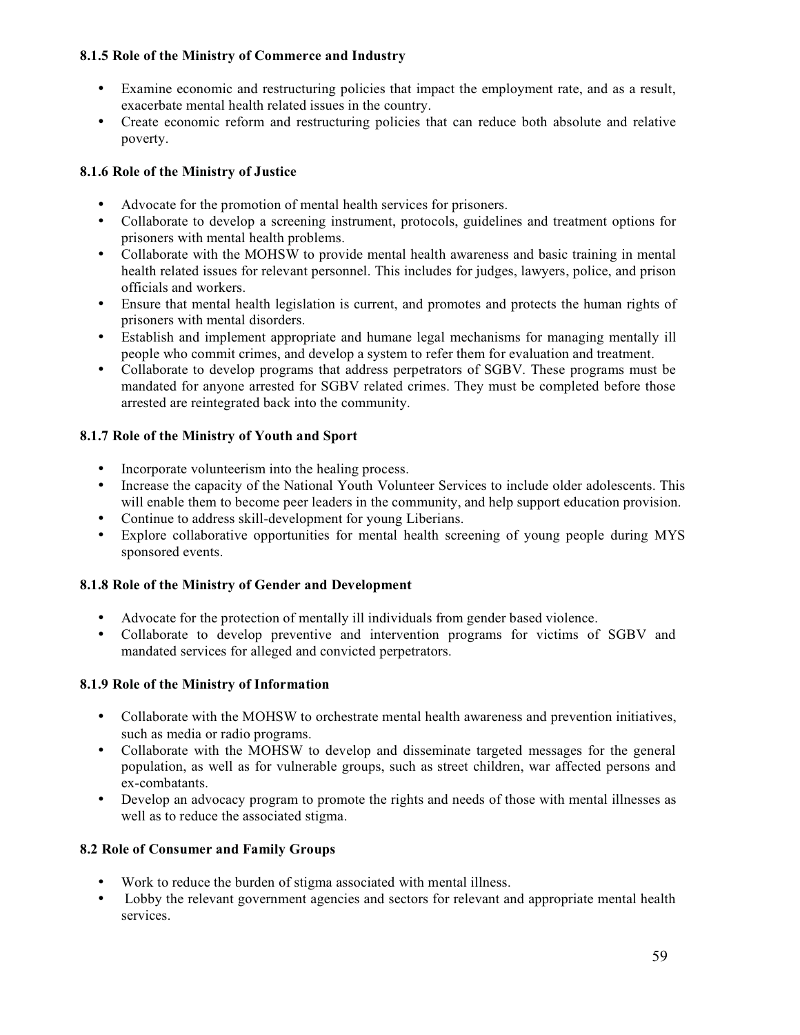### 8.1.5 Role of the Ministry of Commerce and Industry

- Examine economic and restructuring policies that impact the employment rate, and as a result, exacerbate mental health related issues in the country.
- Create economic reform and restructuring policies that can reduce both absolute and relative poverty.

### 8.1.6 Role of the Ministry of Justice

- Advocate for the promotion of mental health services for prisoners.
- Collaborate to develop a screening instrument, protocols, guidelines and treatment options for prisoners with mental health problems.
- Collaborate with the MOHSW to provide mental health awareness and basic training in mental health related issues for relevant personnel. This includes for judges, lawyers, police, and prison officials and workers.
- Ensure that mental health legislation is current, and promotes and protects the human rights of prisoners with mental disorders.
- Establish and implement appropriate and humane legal mechanisms for managing mentally ill people who commit crimes, and develop a system to refer them for evaluation and treatment.
- Collaborate to develop programs that address perpetrators of SGBV. These programs must be mandated for anyone arrested for SGBV related crimes. They must be completed before those arrested are reintegrated back into the community.

### 8.1.7 Role of the Ministry of Youth and Sport

- Incorporate volunteerism into the healing process.
- Increase the capacity of the National Youth Volunteer Services to include older adolescents. This will enable them to become peer leaders in the community, and help support education provision.
- Continue to address skill-development for young Liberians.
- Explore collaborative opportunities for mental health screening of young people during MYS sponsored events.

### 8.1.8 Role of the Ministry of Gender and Development

- Advocate for the protection of mentally ill individuals from gender based violence.
- Collaborate to develop preventive and intervention programs for victims of SGBV and mandated services for alleged and convicted perpetrators.

### 8.1.9 Role of the Ministry of Information

- Collaborate with the MOHSW to orchestrate mental health awareness and prevention initiatives, such as media or radio programs.
- Collaborate with the MOHSW to develop and disseminate targeted messages for the general population, as well as for vulnerable groups, such as street children, war affected persons and ex-combatants.
- Develop an advocacy program to promote the rights and needs of those with mental illnesses as well as to reduce the associated stigma.

## 8.2 Role of Consumer and Family Groups

- Work to reduce the burden of stigma associated with mental illness.
- Lobby the relevant government agencies and sectors for relevant and appropriate mental health services.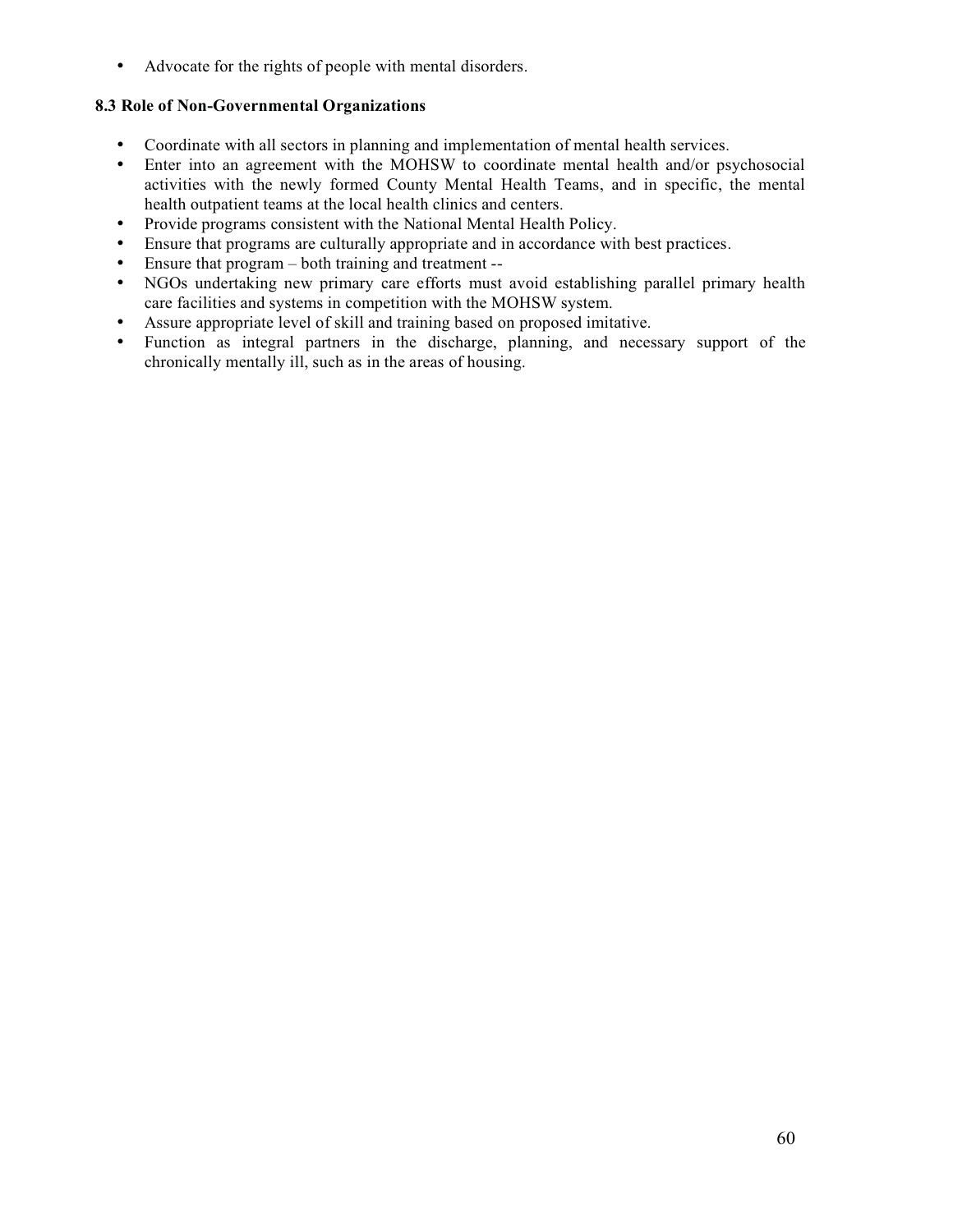- Advocate for the rights of people with mental disorders.

**8.3 Role of Non-Governmental Organizations**

- Coordinate with all sectors in planning and implementation of mental health services.
- Enter into an agreement with the MOHSW to coordinate mental health and/or psychosocial activities with the newly formed County Mental Health Teams, and in specific, the mental health outpatient teams at the local health clinics and centers.
- Provide programs consistent with the National Mental Health Policy.
- Ensure that programs are culturally appropriate and in accordance with best practices.
- Ensure that program – both training and treatment --
- NGOs undertaking new primary care efforts must avoid establishing parallel primary health care facilities and systems in competition with the MOHSW system.
- Assure appropriate level of skill and training based on proposed imitative.
- Function as integral partners in the discharge, planning, and necessary support of the chronically mentally ill, such as in the areas of housing.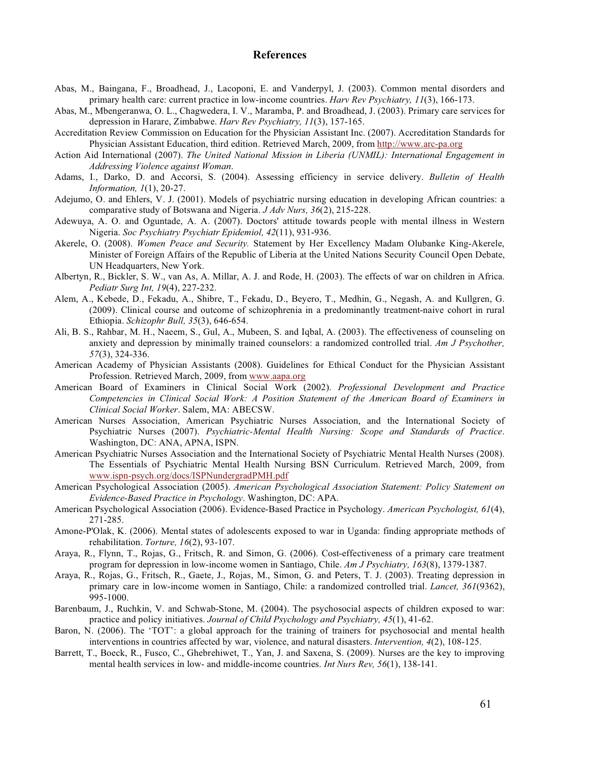# References

Abas, M., Baingana, F., Broadhead, J., Lacoponi, E. and Vanderpyl, J. (2003). Common mental disorders and primary health care: current practice in low-income countries. *Harv Rev Psychiatry, 11*(3), 166-173.

Abas, M., Mbengeranwa, O. L., Chagwedera, I. V., Maramba, P. and Broadhead, J. (2003). Primary care services for depression in Harare, Zimbabwe. *Harv Rev Psychiatry, 11*(3), 157-165.

Accreditation Review Commission on Education for the Physician Assistant Inc. (2007). Accreditation Standards for Physician Assistant Education, third edition. Retrieved March, 2009, from http://www.arc-pa.org

Action Aid International (2007). *The United National Mission in Liberia (UNMIL): International Engagement in Addressing Violence against Woman*.

Adams, I., Darko, D. and Accorsi, S. (2004). Assessing efficiency in service delivery. *Bulletin of Health Information, 1*(1), 20-27.

Adejumo, O. and Ehlers, V. J. (2001). Models of psychiatric nursing education in developing African countries: a comparative study of Botswana and Nigeria. *J Adv Nurs, 36*(2), 215-228.

Adewuya, A. O. and Oguntade, A. A. (2007). Doctors' attitude towards people with mental illness in Western Nigeria. *Soc Psychiatry Psychiatr Epidemiol, 42*(11), 931-936.

Akerele, O. (2008). *Women Peace and Security.* Statement by Her Excellency Madam Olubanke King-Akerele, Minister of Foreign Affairs of the Republic of Liberia at the United Nations Security Council Open Debate, UN Headquarters, New York.

Albertyn, R., Bickler, S. W., van As, A. Millar, A. J. and Rode, H. (2003). The effects of war on children in Africa. *Pediatr Surg Int, 19*(4), 227-232.

Alem, A., Kebede, D., Fekadu, A., Shibre, T., Fekadu, D., Beyero, T., Medhin, G., Negash, A. and Kullgren, G. (2009). Clinical course and outcome of schizophrenia in a predominantly treatment-naive cohort in rural Ethiopia. *Schizophr Bull, 35*(3), 646-654.

Ali, B. S., Rahbar, M. H., Naeem, S., Gul, A., Mubeen, S. and Iqbal, A. (2003). The effectiveness of counseling on anxiety and depression by minimally trained counselors: a randomized controlled trial. *Am J Psychother, 57*(3), 324-336.

American Academy of Physician Assistants (2008). Guidelines for Ethical Conduct for the Physician Assistant Profession. Retrieved March, 2009, from www.aapa.org

American Board of Examiners in Clinical Social Work (2002). *Professional Development and Practice Competencies in Clinical Social Work: A Position Statement of the American Board of Examiners in Clinical Social Worker*. Salem, MA: ABECSW.

American Nurses Association, American Psychiatric Nurses Association, and the International Society of Psychiatric Nurses (2007). *Psychiatric-Mental Health Nursing: Scope and Standards of Practice*. Washington, DC: ANA, APNA, ISPN.

American Psychiatric Nurses Association and the International Society of Psychiatric Mental Health Nurses (2008). The Essentials of Psychiatric Mental Health Nursing BSN Curriculum. Retrieved March, 2009, from www.ispn-psych.org/docs/ISPNundergradPMH.pdf

American Psychological Association (2005). *American Psychological Association Statement: Policy Statement on Evidence-Based Practice in Psychology*. Washington, DC: APA.

American Psychological Association (2006). Evidence-Based Practice in Psychology. *American Psychologist, 61*(4), 271-285.

Amone-P'Olak, K. (2006). Mental states of adolescents exposed to war in Uganda: finding appropriate methods of rehabilitation. *Torture, 16*(2), 93-107.

Araya, R., Flynn, T., Rojas, G., Fritsch, R. and Simon, G. (2006). Cost-effectiveness of a primary care treatment program for depression in low-income women in Santiago, Chile. *Am J Psychiatry, 163*(8), 1379-1387.

Araya, R., Rojas, G., Fritsch, R., Gaete, J., Rojas, M., Simon, G. and Peters, T. J. (2003). Treating depression in primary care in low-income women in Santiago, Chile: a randomized controlled trial. *Lancet, 361*(9362), 995-1000.

Barenbaum, J., Ruchkin, V. and Schwab-Stone, M. (2004). The psychosocial aspects of children exposed to war: practice and policy initiatives. *Journal of Child Psychology and Psychiatry, 45*(1), 41-62.

Baron, N. (2006). The 'TOT': a global approach for the training of trainers for psychosocial and mental health interventions in countries affected by war, violence, and natural disasters. *Intervention, 4*(2), 108-125.

Barrett, T., Boeck, R., Fusco, C., Ghebrehiwet, T., Yan, J. and Saxena, S. (2009). Nurses are the key to improving mental health services in low- and middle-income countries. *Int Nurs Rev, 56*(1), 138-141.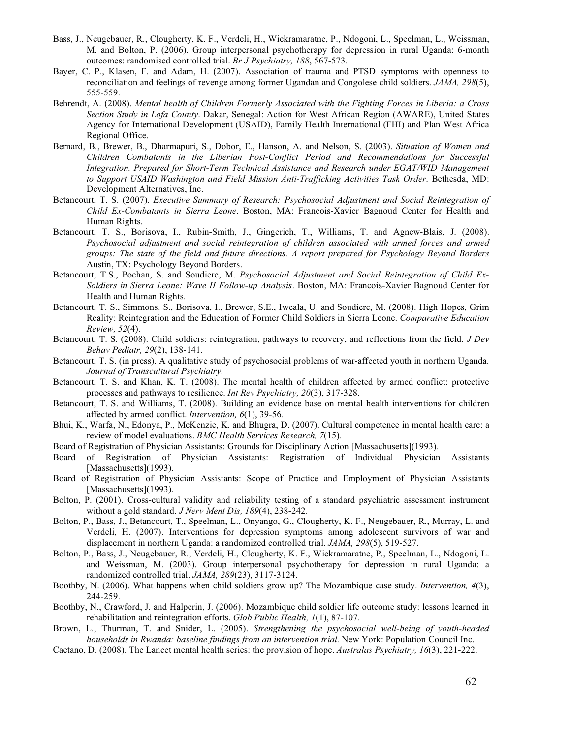Bass, J., Neugebauer, R., Clougherty, K. F., Verdeli, H., Wickramaratne, P., Ndogoni, L., Speelman, L., Weissman, M. and Bolton, P. (2006). Group interpersonal psychotherapy for depression in rural Uganda: 6-month outcomes: randomised controlled trial. *Br J Psychiatry, 188*, 567-573.

Bayer, C. P., Klasen, F. and Adam, H. (2007). Association of trauma and PTSD symptoms with openness to reconciliation and feelings of revenge among former Ugandan and Congolese child soldiers. *JAMA, 298*(5), 555-559.

Behrendt, A. (2008). *Mental health of Children Formerly Associated with the Fighting Forces in Liberia: a Cross Section Study in Lofa County*. Dakar, Senegal: Action for West African Region (AWARE), United States Agency for International Development (USAID), Family Health International (FHI) and Plan West Africa Regional Office.

Bernard, B., Brewer, B., Dharmapuri, S., Dobor, E., Hanson, A. and Nelson, S. (2003). *Situation of Women and Children Combatants in the Liberian Post-Conflict Period and Recommendations for Successful Integration. Prepared for Short-Term Technical Assistance and Research under EGAT/WID Management to Support USAID Washington and Field Mission Anti-Trafficking Activities Task Order*. Bethesda, MD: Development Alternatives, Inc.

Betancourt, T. S. (2007). *Executive Summary of Research: Psychosocial Adjustment and Social Reintegration of Child Ex-Combatants in Sierra Leone*. Boston, MA: Francois-Xavier Bagnoud Center for Health and Human Rights.

Betancourt, T. S., Borisova, I., Rubin-Smith, J., Gingerich, T., Williams, T. and Agnew-Blais, J. (2008). *Psychosocial adjustment and social reintegration of children associated with armed forces and armed groups: The state of the field and future directions. A report prepared for Psychology Beyond Borders* Austin, TX: Psychology Beyond Borders.

Betancourt, T.S., Pochan, S. and Soudiere, M. *Psychosocial Adjustment and Social Reintegration of Child Ex-Soldiers in Sierra Leone: Wave II Follow-up Analysis*. Boston, MA: Francois-Xavier Bagnoud Center for Health and Human Rights.

Betancourt, T. S., Simmons, S., Borisova, I., Brewer, S.E., Iweala, U. and Soudiere, M. (2008). High Hopes, Grim Reality: Reintegration and the Education of Former Child Soldiers in Sierra Leone. *Comparative Education Review, 52*(4).

Betancourt, T. S. (2008). Child soldiers: reintegration, pathways to recovery, and reflections from the field. *J Dev Behav Pediatr, 29*(2), 138-141.

Betancourt, T. S. (in press). A qualitative study of psychosocial problems of war-affected youth in northern Uganda. *Journal of Transcultural Psychiatry*.

Betancourt, T. S. and Khan, K. T. (2008). The mental health of children affected by armed conflict: protective processes and pathways to resilience. *Int Rev Psychiatry, 20*(3), 317-328.

Betancourt, T. S. and Williams, T. (2008). Building an evidence base on mental health interventions for children affected by armed conflict. *Intervention, 6*(1), 39-56.

Bhui, K., Warfa, N., Edonya, P., McKenzie, K. and Bhugra, D. (2007). Cultural competence in mental health care: a review of model evaluations. *BMC Health Services Research, 7*(15).

Board of Registration of Physician Assistants: Grounds for Disciplinary Action [Massachusetts](1993).

Board of Registration of Physician Assistants: Registration of Individual Physician Assistants [Massachusetts](1993).

Board of Registration of Physician Assistants: Scope of Practice and Employment of Physician Assistants [Massachusetts](1993).

Bolton, P. (2001). Cross-cultural validity and reliability testing of a standard psychiatric assessment instrument without a gold standard. *J Nerv Ment Dis, 189*(4), 238-242.

Bolton, P., Bass, J., Betancourt, T., Speelman, L., Onyango, G., Clougherty, K. F., Neugebauer, R., Murray, L. and Verdeli, H. (2007). Interventions for depression symptoms among adolescent survivors of war and displacement in northern Uganda: a randomized controlled trial. *JAMA, 298*(5), 519-527.

Bolton, P., Bass, J., Neugebauer, R., Verdeli, H., Clougherty, K. F., Wickramaratne, P., Speelman, L., Ndogoni, L. and Weissman, M. (2003). Group interpersonal psychotherapy for depression in rural Uganda: a randomized controlled trial. *JAMA, 289*(23), 3117-3124.

Boothby, N. (2006). What happens when child soldiers grow up? The Mozambique case study. *Intervention, 4*(3), 244-259.

Boothby, N., Crawford, J. and Halperin, J. (2006). Mozambique child soldier life outcome study: lessons learned in rehabilitation and reintegration efforts. *Glob Public Health, 1*(1), 87-107.

Brown, L., Thurman, T. and Snider, L. (2005). *Strengthening the psychosocial well-being of youth-headed households in Rwanda: baseline findings from an intervention trial*. New York: Population Council Inc.

Caetano, D. (2008). The Lancet mental health series: the provision of hope. *Australas Psychiatry, 16*(3), 221-222.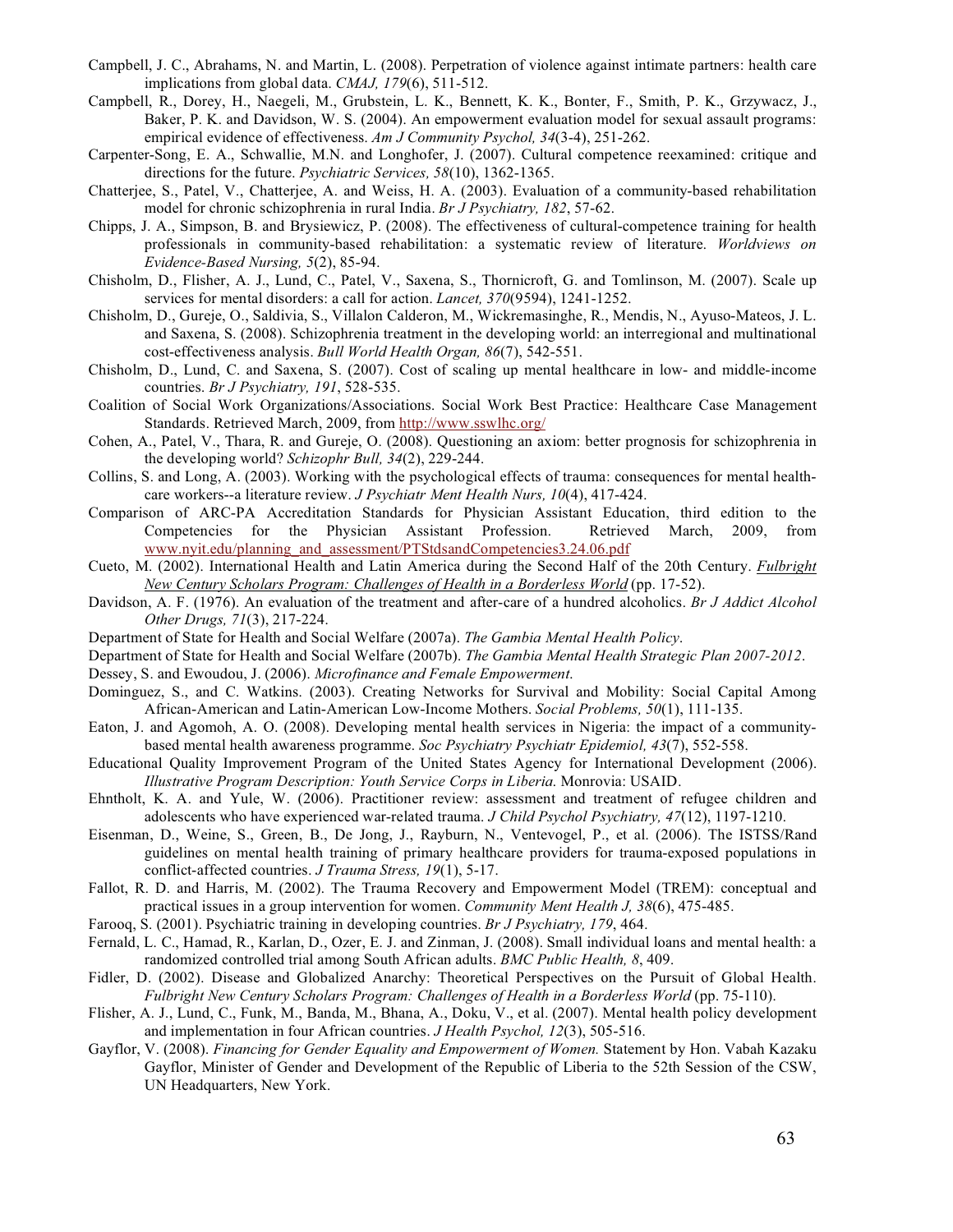Campbell, J. C., Abrahams, N. and Martin, L. (2008). Perpetration of violence against intimate partners: health care implications from global data. *CMAJ, 179*(6), 511-512.

Campbell, R., Dorey, H., Naegeli, M., Grubstein, L. K., Bennett, K. K., Bonter, F., Smith, P. K., Grzywacz, J., Baker, P. K. and Davidson, W. S. (2004). An empowerment evaluation model for sexual assault programs: empirical evidence of effectiveness. *Am J Community Psychol, 34*(3-4), 251-262.

Carpenter-Song, E. A., Schwallie, M.N. and Longhofer, J. (2007). Cultural competence reexamined: critique and directions for the future. *Psychiatric Services, 58*(10), 1362-1365.

Chatterjee, S., Patel, V., Chatterjee, A. and Weiss, H. A. (2003). Evaluation of a community-based rehabilitation model for chronic schizophrenia in rural India. *Br J Psychiatry, 182*, 57-62.

Chipps, J. A., Simpson, B. and Brysiewicz, P. (2008). The effectiveness of cultural-competence training for health professionals in community-based rehabilitation: a systematic review of literature. *Worldviews on Evidence-Based Nursing, 5*(2), 85-94.

Chisholm, D., Flisher, A. J., Lund, C., Patel, V., Saxena, S., Thornicroft, G. and Tomlinson, M. (2007). Scale up services for mental disorders: a call for action. *Lancet, 370*(9594), 1241-1252.

Chisholm, D., Gureje, O., Saldivia, S., Villalon Calderon, M., Wickremasinghe, R., Mendis, N., Ayuso-Mateos, J. L. and Saxena, S. (2008). Schizophrenia treatment in the developing world: an interregional and multinational cost-effectiveness analysis. *Bull World Health Organ, 86*(7), 542-551.

Chisholm, D., Lund, C. and Saxena, S. (2007). Cost of scaling up mental healthcare in low- and middle-income countries. *Br J Psychiatry, 191*, 528-535.

Coalition of Social Work Organizations/Associations. Social Work Best Practice: Healthcare Case Management Standards. Retrieved March, 2009, from http://www.sswlhc.org/

Cohen, A., Patel, V., Thara, R. and Gureje, O. (2008). Questioning an axiom: better prognosis for schizophrenia in the developing world? *Schizophr Bull, 34*(2), 229-244.

Collins, S. and Long, A. (2003). Working with the psychological effects of trauma: consequences for mental health-care workers--a literature review. *J Psychiatr Ment Health Nurs, 10*(4), 417-424.

Comparison of ARC-PA Accreditation Standards for Physician Assistant Education, third edition to the Competencies for the Physician Assistant Profession. Retrieved March, 2009, from www.nyit.edu/planning_and_assessment/PTStdsandCompetencies3.24.06.pdf

Cueto, M. (2002). International Health and Latin America during the Second Half of the 20th Century. *Fulbright New Century Scholars Program: Challenges of Health in a Borderless World* (pp. 17-52).

Davidson, A. F. (1976). An evaluation of the treatment and after-care of a hundred alcoholics. *Br J Addict Alcohol Other Drugs, 71*(3), 217-224.

Department of State for Health and Social Welfare (2007a). *The Gambia Mental Health Policy*.

Department of State for Health and Social Welfare (2007b). *The Gambia Mental Health Strategic Plan 2007-2012*.

Dessey, S. and Ewoudou, J. (2006). *Microfinance and Female Empowerment*.

Dominguez, S., and C. Watkins. (2003). Creating Networks for Survival and Mobility: Social Capital Among African-American and Latin-American Low-Income Mothers. *Social Problems, 50*(1), 111-135.

Eaton, J. and Agomoh, A. O. (2008). Developing mental health services in Nigeria: the impact of a community-based mental health awareness programme. *Soc Psychiatry Psychiatr Epidemiol, 43*(7), 552-558.

Educational Quality Improvement Program of the United States Agency for International Development (2006). *Illustrative Program Description: Youth Service Corps in Liberia*. Monrovia: USAID.

Ehntholt, K. A. and Yule, W. (2006). Practitioner review: assessment and treatment of refugee children and adolescents who have experienced war-related trauma. *J Child Psychol Psychiatry, 47*(12), 1197-1210.

Eisenman, D., Weine, S., Green, B., De Jong, J., Rayburn, N., Ventevogel, P., et al. (2006). The ISTSS/Rand guidelines on mental health training of primary healthcare providers for trauma-exposed populations in conflict-affected countries. *J Trauma Stress, 19*(1), 5-17.

Fallot, R. D. and Harris, M. (2002). The Trauma Recovery and Empowerment Model (TREM): conceptual and practical issues in a group intervention for women. *Community Ment Health J, 38*(6), 475-485.

Farooq, S. (2001). Psychiatric training in developing countries. *Br J Psychiatry, 179*, 464.

Fernald, L. C., Hamad, R., Karlan, D., Ozer, E. J. and Zinman, J. (2008). Small individual loans and mental health: a randomized controlled trial among South African adults. *BMC Public Health, 8*, 409.

Fidler, D. (2002). Disease and Globalized Anarchy: Theoretical Perspectives on the Pursuit of Global Health. *Fulbright New Century Scholars Program: Challenges of Health in a Borderless World* (pp. 75-110).

Flisher, A. J., Lund, C., Funk, M., Banda, M., Bhana, A., Doku, V., et al. (2007). Mental health policy development and implementation in four African countries. *J Health Psychol, 12*(3), 505-516.

Gayflor, V. (2008). *Financing for Gender Equality and Empowerment of Women.* Statement by Hon. Vabah Kazaku Gayflor, Minister of Gender and Development of the Republic of Liberia to the 52th Session of the CSW, UN Headquarters, New York.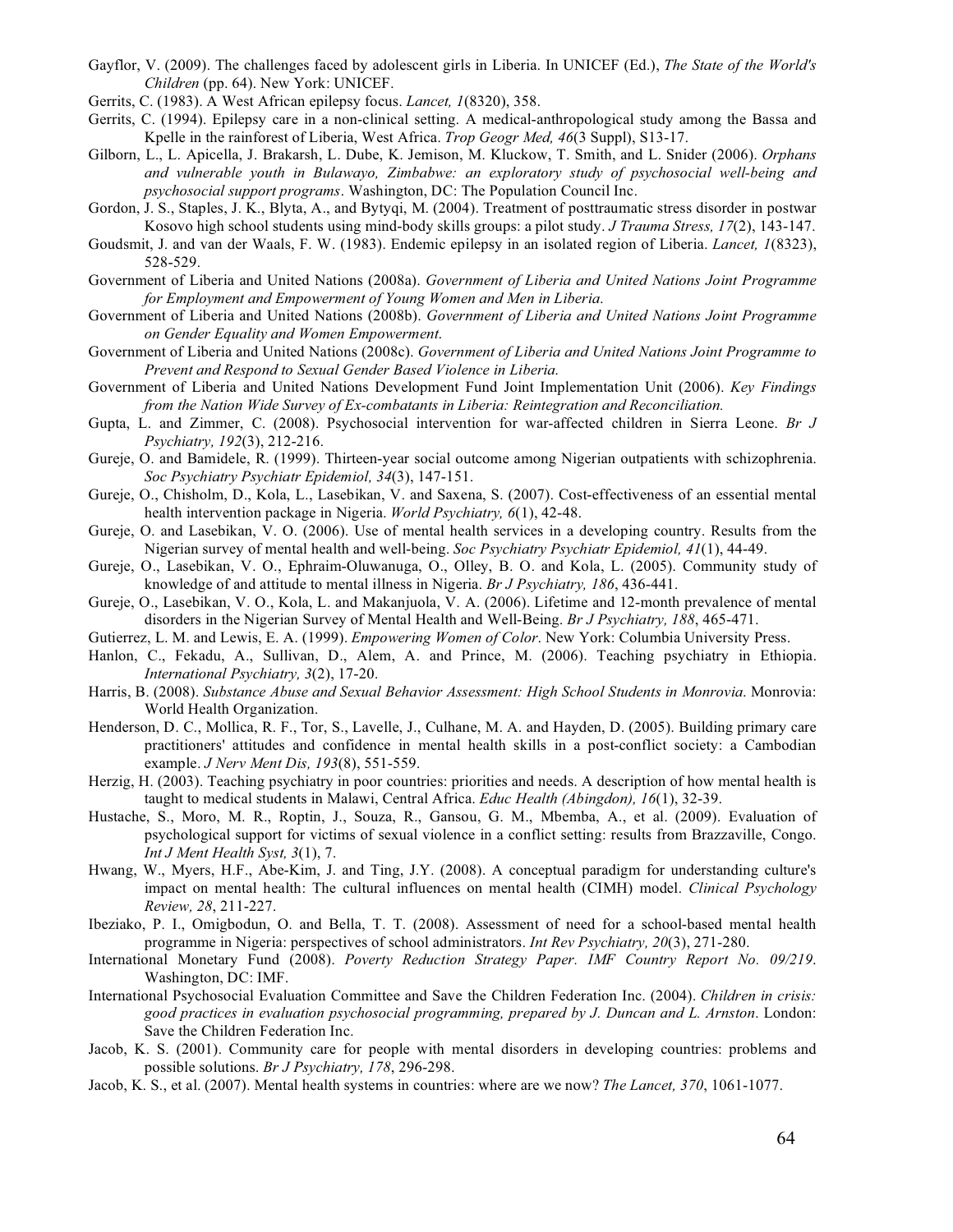Gayflor, V. (2009). The challenges faced by adolescent girls in Liberia. In UNICEF (Ed.), *The State of the World's Children* (pp. 64). New York: UNICEF.

Gerrits, C. (1983). A West African epilepsy focus. *Lancet, 1*(8320), 358.

Gerrits, C. (1994). Epilepsy care in a non-clinical setting. A medical-anthropological study among the Bassa and Kpelle in the rainforest of Liberia, West Africa. *Trop Geogr Med, 46*(3 Suppl), S13-17.

Gilborn, L., L. Apicella, J. Brakarsh, L. Dube, K. Jemison, M. Kluckow, T. Smith, and L. Snider (2006). *Orphans and vulnerable youth in Bulawayo, Zimbabwe: an exploratory study of psychosocial well-being and psychosocial support programs*. Washington, DC: The Population Council Inc.

Gordon, J. S., Staples, J. K., Blyta, A., and Bytyqi, M. (2004). Treatment of posttraumatic stress disorder in postwar Kosovo high school students using mind-body skills groups: a pilot study. *J Trauma Stress, 17*(2), 143-147.

Goudsmit, J. and van der Waals, F. W. (1983). Endemic epilepsy in an isolated region of Liberia. *Lancet, 1*(8323), 528-529.

Government of Liberia and United Nations (2008a). *Government of Liberia and United Nations Joint Programme for Employment and Empowerment of Young Women and Men in Liberia*.

Government of Liberia and United Nations (2008b). *Government of Liberia and United Nations Joint Programme on Gender Equality and Women Empowerment*.

Government of Liberia and United Nations (2008c). *Government of Liberia and United Nations Joint Programme to Prevent and Respond to Sexual Gender Based Violence in Liberia.*

Government of Liberia and United Nations Development Fund Joint Implementation Unit (2006). *Key Findings from the Nation Wide Survey of Ex-combatants in Liberia: Reintegration and Reconciliation.*

Gupta, L. and Zimmer, C. (2008). Psychosocial intervention for war-affected children in Sierra Leone. *Br J Psychiatry, 192*(3), 212-216.

Gureje, O. and Bamidele, R. (1999). Thirteen-year social outcome among Nigerian outpatients with schizophrenia. *Soc Psychiatry Psychiatr Epidemiol, 34*(3), 147-151.

Gureje, O., Chisholm, D., Kola, L., Lasebikan, V. and Saxena, S. (2007). Cost-effectiveness of an essential mental health intervention package in Nigeria. *World Psychiatry, 6*(1), 42-48.

Gureje, O. and Lasebikan, V. O. (2006). Use of mental health services in a developing country. Results from the Nigerian survey of mental health and well-being. *Soc Psychiatry Psychiatr Epidemiol, 41*(1), 44-49.

Gureje, O., Lasebikan, V. O., Ephraim-Oluwanuga, O., Olley, B. O. and Kola, L. (2005). Community study of knowledge of and attitude to mental illness in Nigeria. *Br J Psychiatry, 186*, 436-441.

Gureje, O., Lasebikan, V. O., Kola, L. and Makanjuola, V. A. (2006). Lifetime and 12-month prevalence of mental disorders in the Nigerian Survey of Mental Health and Well-Being. *Br J Psychiatry, 188*, 465-471.

Gutierrez, L. M. and Lewis, E. A. (1999). *Empowering Women of Color*. New York: Columbia University Press.

Hanlon, C., Fekadu, A., Sullivan, D., Alem, A. and Prince, M. (2006). Teaching psychiatry in Ethiopia. *International Psychiatry, 3*(2), 17-20.

Harris, B. (2008). *Substance Abuse and Sexual Behavior Assessment: High School Students in Monrovia*. Monrovia: World Health Organization.

Henderson, D. C., Mollica, R. F., Tor, S., Lavelle, J., Culhane, M. A. and Hayden, D. (2005). Building primary care practitioners' attitudes and confidence in mental health skills in a post-conflict society: a Cambodian example. *J Nerv Ment Dis, 193*(8), 551-559.

Herzig, H. (2003). Teaching psychiatry in poor countries: priorities and needs. A description of how mental health is taught to medical students in Malawi, Central Africa. *Educ Health (Abingdon), 16*(1), 32-39.

Hustache, S., Moro, M. R., Roptin, J., Souza, R., Gansou, G. M., Mbemba, A., et al. (2009). Evaluation of psychological support for victims of sexual violence in a conflict setting: results from Brazzaville, Congo. *Int J Ment Health Syst, 3*(1), 7.

Hwang, W., Myers, H.F., Abe-Kim, J. and Ting, J.Y. (2008). A conceptual paradigm for understanding culture's impact on mental health: The cultural influences on mental health (CIMH) model. *Clinical Psychology Review, 28*, 211-227.

Ibeziako, P. I., Omigbodun, O. and Bella, T. T. (2008). Assessment of need for a school-based mental health programme in Nigeria: perspectives of school administrators. *Int Rev Psychiatry, 20*(3), 271-280.

International Monetary Fund (2008). *Poverty Reduction Strategy Paper. IMF Country Report No. 09/219*. Washington, DC: IMF.

International Psychosocial Evaluation Committee and Save the Children Federation Inc. (2004). *Children in crisis: good practices in evaluation psychosocial programming, prepared by J. Duncan and L. Arnston*. London: Save the Children Federation Inc.

Jacob, K. S. (2001). Community care for people with mental disorders in developing countries: problems and possible solutions. *Br J Psychiatry, 178*, 296-298.

Jacob, K. S., et al. (2007). Mental health systems in countries: where are we now? *The Lancet, 370*, 1061-1077.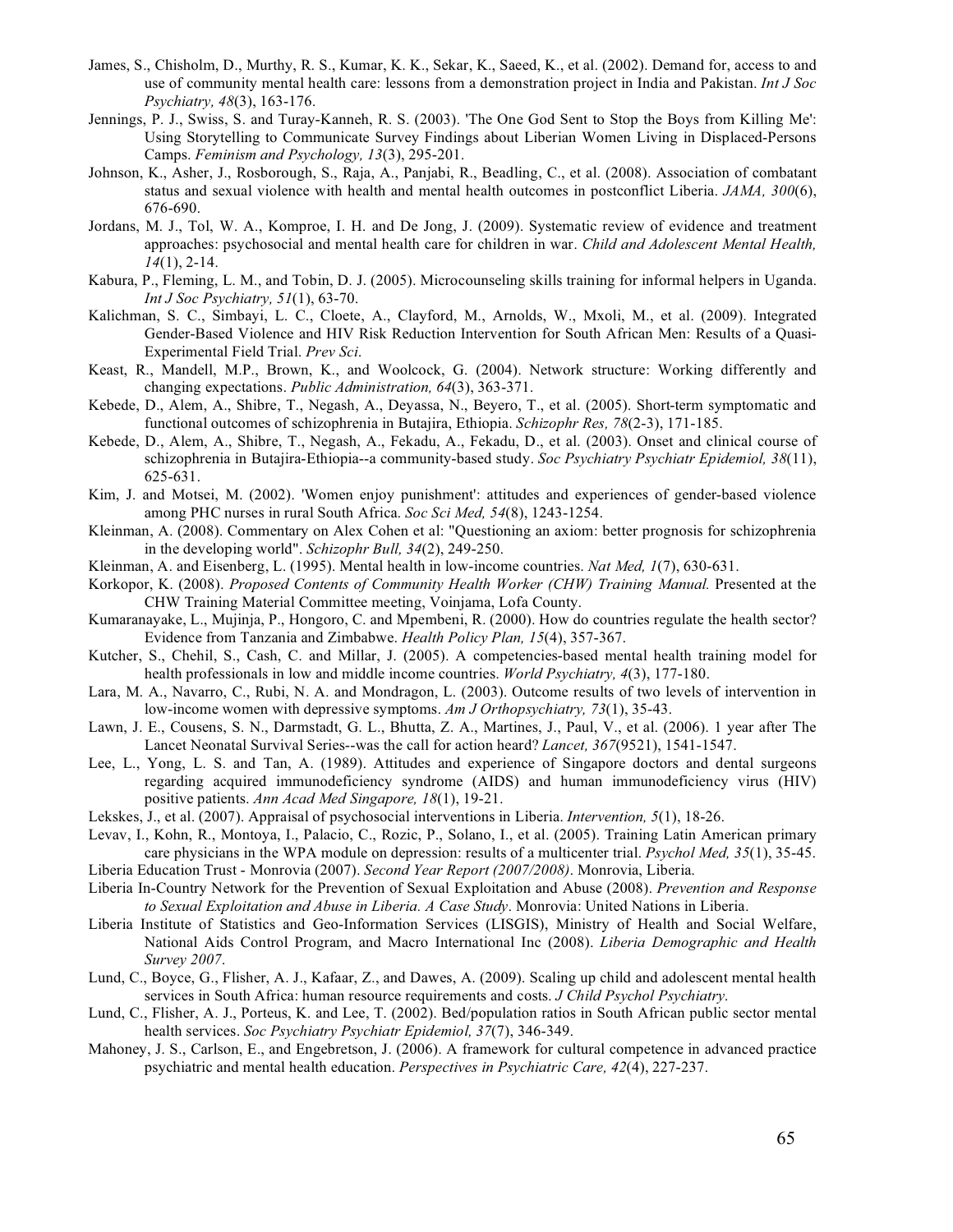James, S., Chisholm, D., Murthy, R. S., Kumar, K. K., Sekar, K., Saeed, K., et al. (2002). Demand for, access to and use of community mental health care: lessons from a demonstration project in India and Pakistan. *Int J Soc Psychiatry, 48*(3), 163-176.

Jennings, P. J., Swiss, S. and Turay-Kanneh, R. S. (2003). 'The One God Sent to Stop the Boys from Killing Me': Using Storytelling to Communicate Survey Findings about Liberian Women Living in Displaced-Persons Camps. *Feminism and Psychology, 13*(3), 295-201.

Johnson, K., Asher, J., Rosborough, S., Raja, A., Panjabi, R., Beadling, C., et al. (2008). Association of combatant status and sexual violence with health and mental health outcomes in postconflict Liberia. *JAMA, 300*(6), 676-690.

Jordans, M. J., Tol, W. A., Komproe, I. H. and De Jong, J. (2009). Systematic review of evidence and treatment approaches: psychosocial and mental health care for children in war. *Child and Adolescent Mental Health, 14*(1), 2-14.

Kabura, P., Fleming, L. M., and Tobin, D. J. (2005). Microcounseling skills training for informal helpers in Uganda. *Int J Soc Psychiatry, 51*(1), 63-70.

Kalichman, S. C., Simbayi, L. C., Cloete, A., Clayford, M., Arnolds, W., Mxoli, M., et al. (2009). Integrated Gender-Based Violence and HIV Risk Reduction Intervention for South African Men: Results of a Quasi-Experimental Field Trial. *Prev Sci*.

Keast, R., Mandell, M.P., Brown, K., and Woolcock, G. (2004). Network structure: Working differently and changing expectations. *Public Administration, 64*(3), 363-371.

Kebede, D., Alem, A., Shibre, T., Negash, A., Deyassa, N., Beyero, T., et al. (2005). Short-term symptomatic and functional outcomes of schizophrenia in Butajira, Ethiopia. *Schizophr Res, 78*(2-3), 171-185.

Kebede, D., Alem, A., Shibre, T., Negash, A., Fekadu, A., Fekadu, D., et al. (2003). Onset and clinical course of schizophrenia in Butajira-Ethiopia--a community-based study. *Soc Psychiatry Psychiatr Epidemiol, 38*(11), 625-631.

Kim, J. and Motsei, M. (2002). 'Women enjoy punishment': attitudes and experiences of gender-based violence among PHC nurses in rural South Africa. *Soc Sci Med, 54*(8), 1243-1254.

Kleinman, A. (2008). Commentary on Alex Cohen et al: "Questioning an axiom: better prognosis for schizophrenia in the developing world". *Schizophr Bull, 34*(2), 249-250.

Kleinman, A. and Eisenberg, L. (1995). Mental health in low-income countries. *Nat Med, 1*(7), 630-631.

Korkopor, K. (2008). *Proposed Contents of Community Health Worker (CHW) Training Manual.* Presented at the CHW Training Material Committee meeting, Voinjama, Lofa County.

Kumaranayake, L., Mujinja, P., Hongoro, C. and Mpembeni, R. (2000). How do countries regulate the health sector? Evidence from Tanzania and Zimbabwe. *Health Policy Plan, 15*(4), 357-367.

Kutcher, S., Chehil, S., Cash, C. and Millar, J. (2005). A competencies-based mental health training model for health professionals in low and middle income countries. *World Psychiatry, 4*(3), 177-180.

Lara, M. A., Navarro, C., Rubi, N. A. and Mondragon, L. (2003). Outcome results of two levels of intervention in low-income women with depressive symptoms. *Am J Orthopsychiatry, 73*(1), 35-43.

Lawn, J. E., Cousens, S. N., Darmstadt, G. L., Bhutta, Z. A., Martines, J., Paul, V., et al. (2006). 1 year after The Lancet Neonatal Survival Series--was the call for action heard? *Lancet, 367*(9521), 1541-1547.

Lee, L., Yong, L. S. and Tan, A. (1989). Attitudes and experience of Singapore doctors and dental surgeons regarding acquired immunodeficiency syndrome (AIDS) and human immunodeficiency virus (HIV) positive patients. *Ann Acad Med Singapore, 18*(1), 19-21.

Lekskes, J., et al. (2007). Appraisal of psychosocial interventions in Liberia. *Intervention, 5*(1), 18-26.

Levav, I., Kohn, R., Montoya, I., Palacio, C., Rozic, P., Solano, I., et al. (2005). Training Latin American primary care physicians in the WPA module on depression: results of a multicenter trial. *Psychol Med, 35*(1), 35-45.

Liberia Education Trust - Monrovia (2007). *Second Year Report (2007/2008)*. Monrovia, Liberia.

Liberia In-Country Network for the Prevention of Sexual Exploitation and Abuse (2008). *Prevention and Response to Sexual Exploitation and Abuse in Liberia. A Case Study*. Monrovia: United Nations in Liberia.

Liberia Institute of Statistics and Geo-Information Services (LISGIS), Ministry of Health and Social Welfare, National Aids Control Program, and Macro International Inc (2008). *Liberia Demographic and Health Survey 2007*.

Lund, C., Boyce, G., Flisher, A. J., Kafaar, Z., and Dawes, A. (2009). Scaling up child and adolescent mental health services in South Africa: human resource requirements and costs. *J Child Psychol Psychiatry*.

Lund, C., Flisher, A. J., Porteus, K. and Lee, T. (2002). Bed/population ratios in South African public sector mental health services. *Soc Psychiatry Psychiatr Epidemiol, 37*(7), 346-349.

Mahoney, J. S., Carlson, E., and Engebretson, J. (2006). A framework for cultural competence in advanced practice psychiatric and mental health education. *Perspectives in Psychiatric Care, 42*(4), 227-237.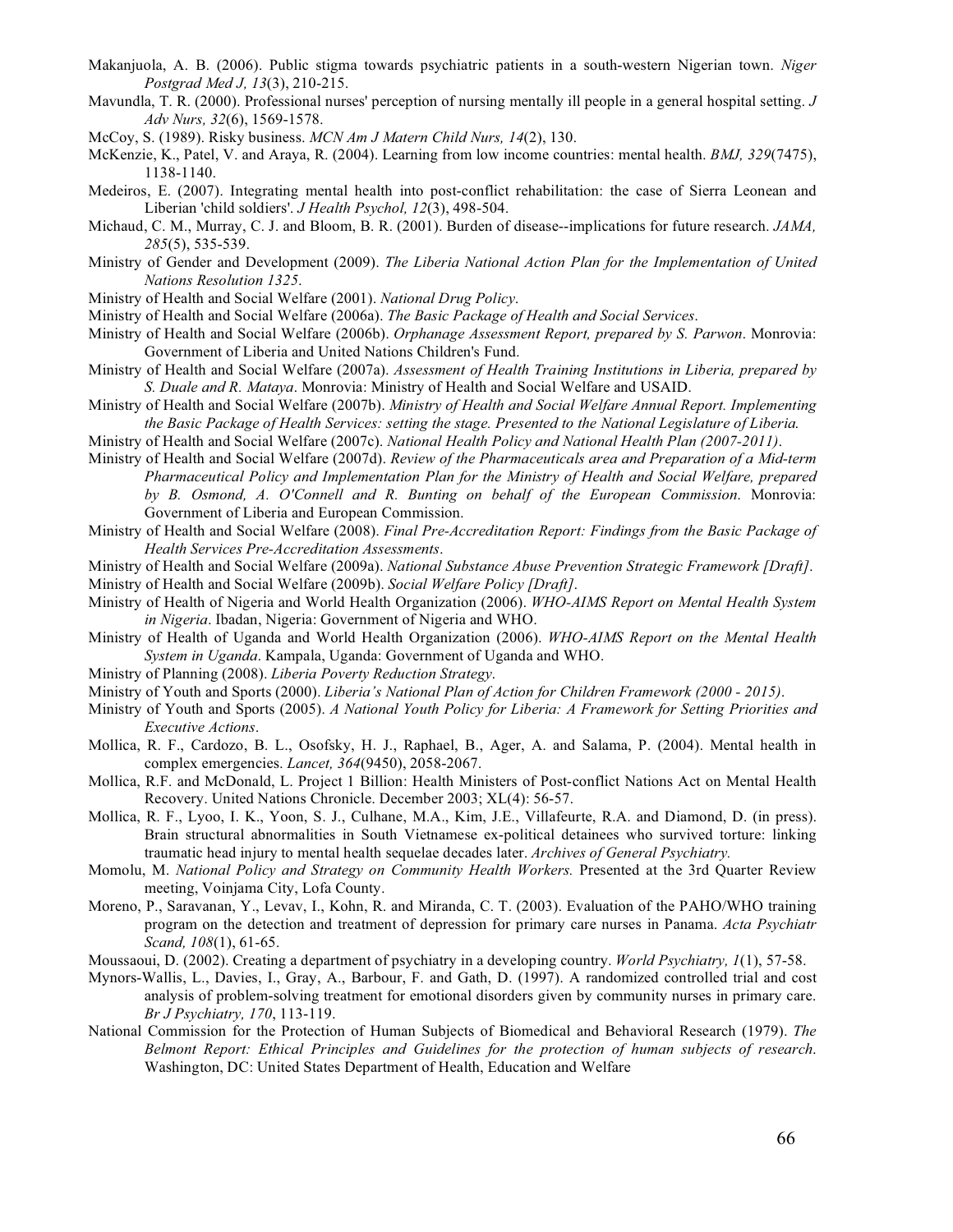Makanjuola, A. B. (2006). Public stigma towards psychiatric patients in a south-western Nigerian town. *Niger Postgrad Med J, 13*(3), 210-215.

Mavundla, T. R. (2000). Professional nurses' perception of nursing mentally ill people in a general hospital setting. *J Adv Nurs, 32*(6), 1569-1578.

McCoy, S. (1989). Risky business. *MCN Am J Matern Child Nurs, 14*(2), 130.

McKenzie, K., Patel, V. and Araya, R. (2004). Learning from low income countries: mental health. *BMJ, 329*(7475), 1138-1140.

Medeiros, E. (2007). Integrating mental health into post-conflict rehabilitation: the case of Sierra Leonean and Liberian 'child soldiers'. *J Health Psychol, 12*(3), 498-504.

Michaud, C. M., Murray, C. J. and Bloom, B. R. (2001). Burden of disease--implications for future research. *JAMA, 285*(5), 535-539.

Ministry of Gender and Development (2009). *The Liberia National Action Plan for the Implementation of United Nations Resolution 1325*.

Ministry of Health and Social Welfare (2001). *National Drug Policy*.

Ministry of Health and Social Welfare (2006a). *The Basic Package of Health and Social Services*.

Ministry of Health and Social Welfare (2006b). *Orphanage Assessment Report, prepared by S. Parwon*. Monrovia: Government of Liberia and United Nations Children's Fund.

Ministry of Health and Social Welfare (2007a). *Assessment of Health Training Institutions in Liberia, prepared by S. Duale and R. Mataya*. Monrovia: Ministry of Health and Social Welfare and USAID.

Ministry of Health and Social Welfare (2007b). *Ministry of Health and Social Welfare Annual Report. Implementing the Basic Package of Health Services: setting the stage. Presented to the National Legislature of Liberia.*

Ministry of Health and Social Welfare (2007c). *National Health Policy and National Health Plan (2007-2011)*.

Ministry of Health and Social Welfare (2007d). *Review of the Pharmaceuticals area and Preparation of a Mid-term Pharmaceutical Policy and Implementation Plan for the Ministry of Health and Social Welfare, prepared by B. Osmond, A. O'Connell and R. Bunting on behalf of the European Commission*. Monrovia: Government of Liberia and European Commission.

Ministry of Health and Social Welfare (2008). *Final Pre-Accreditation Report: Findings from the Basic Package of Health Services Pre-Accreditation Assessments*.

Ministry of Health and Social Welfare (2009a). *National Substance Abuse Prevention Strategic Framework [Draft]*.

Ministry of Health and Social Welfare (2009b). *Social Welfare Policy [Draft]*.

Ministry of Health of Nigeria and World Health Organization (2006). *WHO-AIMS Report on Mental Health System in Nigeria*. Ibadan, Nigeria: Government of Nigeria and WHO.

Ministry of Health of Uganda and World Health Organization (2006). *WHO-AIMS Report on the Mental Health System in Uganda*. Kampala, Uganda: Government of Uganda and WHO.

Ministry of Planning (2008). *Liberia Poverty Reduction Strategy*.

Ministry of Youth and Sports (2000). *Liberia's National Plan of Action for Children Framework (2000 - 2015)*.

Ministry of Youth and Sports (2005). *A National Youth Policy for Liberia: A Framework for Setting Priorities and Executive Actions*.

Mollica, R. F., Cardozo, B. L., Osofsky, H. J., Raphael, B., Ager, A. and Salama, P. (2004). Mental health in complex emergencies. *Lancet, 364*(9450), 2058-2067.

Mollica, R.F. and McDonald, L. Project 1 Billion: Health Ministers of Post-conflict Nations Act on Mental Health Recovery. United Nations Chronicle. December 2003; XL(4): 56-57.

Mollica, R. F., Lyoo, I. K., Yoon, S. J., Culhane, M.A., Kim, J.E., Villafeurte, R.A. and Diamond, D. (in press). Brain structural abnormalities in South Vietnamese ex-political detainees who survived torture: linking traumatic head injury to mental health sequelae decades later. *Archives of General Psychiatry.*

Momolu, M. *National Policy and Strategy on Community Health Workers.* Presented at the 3rd Quarter Review meeting, Voinjama City, Lofa County.

Moreno, P., Saravanan, Y., Levav, I., Kohn, R. and Miranda, C. T. (2003). Evaluation of the PAHO/WHO training program on the detection and treatment of depression for primary care nurses in Panama. *Acta Psychiatr Scand, 108*(1), 61-65.

Moussaoui, D. (2002). Creating a department of psychiatry in a developing country. *World Psychiatry, 1*(1), 57-58.

Mynors-Wallis, L., Davies, I., Gray, A., Barbour, F. and Gath, D. (1997). A randomized controlled trial and cost analysis of problem-solving treatment for emotional disorders given by community nurses in primary care. *Br J Psychiatry, 170*, 113-119.

National Commission for the Protection of Human Subjects of Biomedical and Behavioral Research (1979). *The Belmont Report: Ethical Principles and Guidelines for the protection of human subjects of research.* Washington, DC: United States Department of Health, Education and Welfare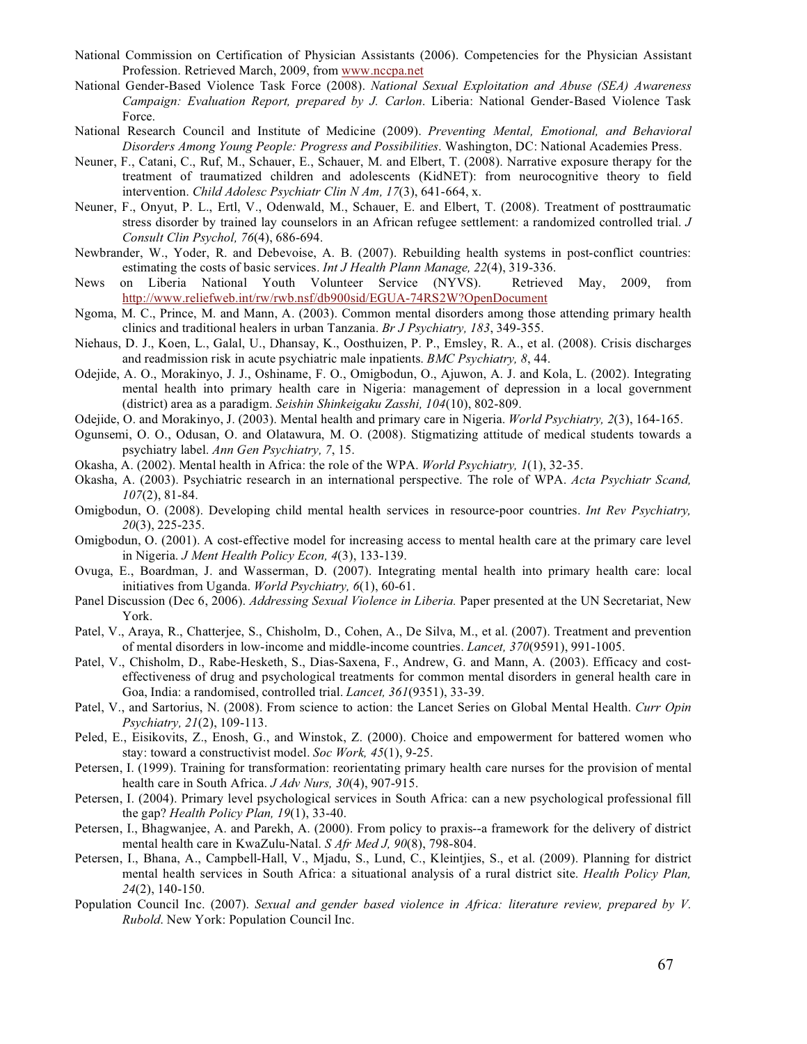National Commission on Certification of Physician Assistants (2006). Competencies for the Physician Assistant Profession. Retrieved March, 2009, from www.nccpa.net

National Gender-Based Violence Task Force (2008). *National Sexual Exploitation and Abuse (SEA) Awareness Campaign: Evaluation Report, prepared by J. Carlon*. Liberia: National Gender-Based Violence Task Force.

National Research Council and Institute of Medicine (2009). *Preventing Mental, Emotional, and Behavioral Disorders Among Young People: Progress and Possibilities*. Washington, DC: National Academies Press.

Neuner, F., Catani, C., Ruf, M., Schauer, E., Schauer, M. and Elbert, T. (2008). Narrative exposure therapy for the treatment of traumatized children and adolescents (KidNET): from neurocognitive theory to field intervention. *Child Adolesc Psychiatr Clin N Am, 17*(3), 641-664, x.

Neuner, F., Onyut, P. L., Ertl, V., Odenwald, M., Schauer, E. and Elbert, T. (2008). Treatment of posttraumatic stress disorder by trained lay counselors in an African refugee settlement: a randomized controlled trial. *J Consult Clin Psychol, 76*(4), 686-694.

Newbrander, W., Yoder, R. and Debevoise, A. B. (2007). Rebuilding health systems in post-conflict countries: estimating the costs of basic services. *Int J Health Plann Manage, 22*(4), 319-336.

News on Liberia National Youth Volunteer Service (NYVS). Retrieved May, 2009, from http://www.reliefweb.int/rw/rwb.nsf/db900sid/EGUA-74RS2W?OpenDocument

Ngoma, M. C., Prince, M. and Mann, A. (2003). Common mental disorders among those attending primary health clinics and traditional healers in urban Tanzania. *Br J Psychiatry, 183*, 349-355.

Niehaus, D. J., Koen, L., Galal, U., Dhansay, K., Oosthuizen, P. P., Emsley, R. A., et al. (2008). Crisis discharges and readmission risk in acute psychiatric male inpatients. *BMC Psychiatry, 8*, 44.

Odejide, A. O., Morakinyo, J. J., Oshiname, F. O., Omigbodun, O., Ajuwon, A. J. and Kola, L. (2002). Integrating mental health into primary health care in Nigeria: management of depression in a local government (district) area as a paradigm. *Seishin Shinkeigaku Zasshi, 104*(10), 802-809.

Odejide, O. and Morakinyo, J. (2003). Mental health and primary care in Nigeria. *World Psychiatry, 2*(3), 164-165.

Ogunsemi, O. O., Odusan, O. and Olatawura, M. O. (2008). Stigmatizing attitude of medical students towards a psychiatry label. *Ann Gen Psychiatry, 7*, 15.

Okasha, A. (2002). Mental health in Africa: the role of the WPA. *World Psychiatry, 1*(1), 32-35.

Okasha, A. (2003). Psychiatric research in an international perspective. The role of WPA. *Acta Psychiatr Scand, 107*(2), 81-84.

Omigbodun, O. (2008). Developing child mental health services in resource-poor countries. *Int Rev Psychiatry, 20*(3), 225-235.

Omigbodun, O. (2001). A cost-effective model for increasing access to mental health care at the primary care level in Nigeria. *J Ment Health Policy Econ, 4*(3), 133-139.

Ovuga, E., Boardman, J. and Wasserman, D. (2007). Integrating mental health into primary health care: local initiatives from Uganda. *World Psychiatry, 6*(1), 60-61.

Panel Discussion (Dec 6, 2006). *Addressing Sexual Violence in Liberia.* Paper presented at the UN Secretariat, New York.

Patel, V., Araya, R., Chatterjee, S., Chisholm, D., Cohen, A., De Silva, M., et al. (2007). Treatment and prevention of mental disorders in low-income and middle-income countries. *Lancet, 370*(9591), 991-1005.

Patel, V., Chisholm, D., Rabe-Hesketh, S., Dias-Saxena, F., Andrew, G. and Mann, A. (2003). Efficacy and cost-effectiveness of drug and psychological treatments for common mental disorders in general health care in Goa, India: a randomised, controlled trial. *Lancet, 361*(9351), 33-39.

Patel, V., and Sartorius, N. (2008). From science to action: the Lancet Series on Global Mental Health. *Curr Opin Psychiatry, 21*(2), 109-113.

Peled, E., Eisikovits, Z., Enosh, G., and Winstok, Z. (2000). Choice and empowerment for battered women who stay: toward a constructivist model. *Soc Work, 45*(1), 9-25.

Petersen, I. (1999). Training for transformation: reorientating primary health care nurses for the provision of mental health care in South Africa. *J Adv Nurs, 30*(4), 907-915.

Petersen, I. (2004). Primary level psychological services in South Africa: can a new psychological professional fill the gap? *Health Policy Plan, 19*(1), 33-40.

Petersen, I., Bhagwanjee, A. and Parekh, A. (2000). From policy to praxis--a framework for the delivery of district mental health care in KwaZulu-Natal. *S Afr Med J, 90*(8), 798-804.

Petersen, I., Bhana, A., Campbell-Hall, V., Mjadu, S., Lund, C., Kleintjies, S., et al. (2009). Planning for district mental health services in South Africa: a situational analysis of a rural district site. *Health Policy Plan, 24*(2), 140-150.

Population Council Inc. (2007). *Sexual and gender based violence in Africa: literature review, prepared by V. Rubold*. New York: Population Council Inc.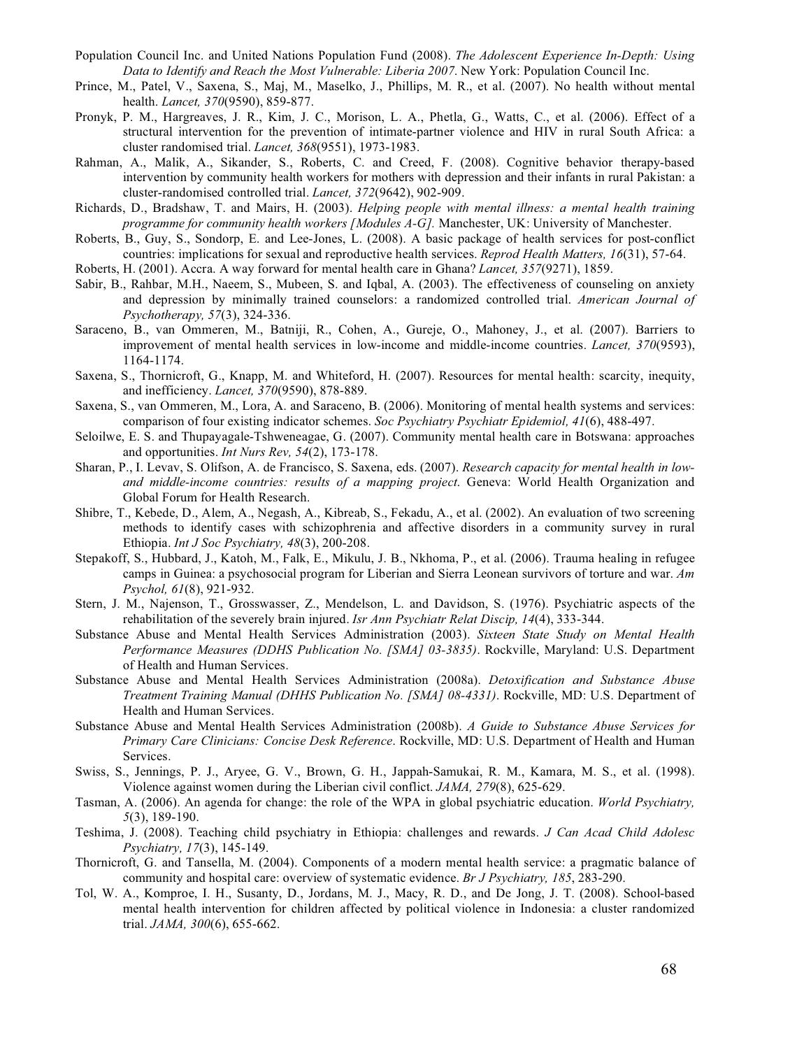Population Council Inc. and United Nations Population Fund (2008). *The Adolescent Experience In-Depth: Using Data to Identify and Reach the Most Vulnerable: Liberia 2007*. New York: Population Council Inc.

Prince, M., Patel, V., Saxena, S., Maj, M., Maselko, J., Phillips, M. R., et al. (2007). No health without mental health. *Lancet, 370*(9590), 859-877.

Pronyk, P. M., Hargreaves, J. R., Kim, J. C., Morison, L. A., Phetla, G., Watts, C., et al. (2006). Effect of a structural intervention for the prevention of intimate-partner violence and HIV in rural South Africa: a cluster randomised trial. *Lancet, 368*(9551), 1973-1983.

Rahman, A., Malik, A., Sikander, S., Roberts, C. and Creed, F. (2008). Cognitive behavior therapy-based intervention by community health workers for mothers with depression and their infants in rural Pakistan: a cluster-randomised controlled trial. *Lancet, 372*(9642), 902-909.

Richards, D., Bradshaw, T. and Mairs, H. (2003). *Helping people with mental illness: a mental health training programme for community health workers [Modules A-G].* Manchester, UK: University of Manchester.

Roberts, B., Guy, S., Sondorp, E. and Lee-Jones, L. (2008). A basic package of health services for post-conflict countries: implications for sexual and reproductive health services. *Reprod Health Matters, 16*(31), 57-64.

Roberts, H. (2001). Accra. A way forward for mental health care in Ghana? *Lancet, 357*(9271), 1859.

Sabir, B., Rahbar, M.H., Naeem, S., Mubeen, S. and Iqbal, A. (2003). The effectiveness of counseling on anxiety and depression by minimally trained counselors: a randomized controlled trial. *American Journal of Psychotherapy, 57*(3), 324-336.

Saraceno, B., van Ommeren, M., Batniji, R., Cohen, A., Gureje, O., Mahoney, J., et al. (2007). Barriers to improvement of mental health services in low-income and middle-income countries. *Lancet, 370*(9593), 1164-1174.

Saxena, S., Thornicroft, G., Knapp, M. and Whiteford, H. (2007). Resources for mental health: scarcity, inequity, and inefficiency. *Lancet, 370*(9590), 878-889.

Saxena, S., van Ommeren, M., Lora, A. and Saraceno, B. (2006). Monitoring of mental health systems and services: comparison of four existing indicator schemes. *Soc Psychiatry Psychiatr Epidemiol, 41*(6), 488-497.

Seloilwe, E. S. and Thupayagale-Tshweneagae, G. (2007). Community mental health care in Botswana: approaches and opportunities. *Int Nurs Rev, 54*(2), 173-178.

Sharan, P., I. Levav, S. Olifson, A. de Francisco, S. Saxena, eds. (2007). *Research capacity for mental health in low- and middle-income countries: results of a mapping project*. Geneva: World Health Organization and Global Forum for Health Research.

Shibre, T., Kebede, D., Alem, A., Negash, A., Kibreab, S., Fekadu, A., et al. (2002). An evaluation of two screening methods to identify cases with schizophrenia and affective disorders in a community survey in rural Ethiopia. *Int J Soc Psychiatry, 48*(3), 200-208.

Stepakoff, S., Hubbard, J., Katoh, M., Falk, E., Mikulu, J. B., Nkhoma, P., et al. (2006). Trauma healing in refugee camps in Guinea: a psychosocial program for Liberian and Sierra Leonean survivors of torture and war. *Am Psychol, 61*(8), 921-932.

Stern, J. M., Najenson, T., Grosswasser, Z., Mendelson, L. and Davidson, S. (1976). Psychiatric aspects of the rehabilitation of the severely brain injured. *Isr Ann Psychiatr Relat Discip, 14*(4), 333-344.

Substance Abuse and Mental Health Services Administration (2003). *Sixteen State Study on Mental Health Performance Measures (DDHS Publication No. [SMA] 03-3835)*. Rockville, Maryland: U.S. Department of Health and Human Services.

Substance Abuse and Mental Health Services Administration (2008a). *Detoxification and Substance Abuse Treatment Training Manual (DHHS Publication No. [SMA] 08-4331)*. Rockville, MD: U.S. Department of Health and Human Services.

Substance Abuse and Mental Health Services Administration (2008b). *A Guide to Substance Abuse Services for Primary Care Clinicians: Concise Desk Reference*. Rockville, MD: U.S. Department of Health and Human Services.

Swiss, S., Jennings, P. J., Aryee, G. V., Brown, G. H., Jappah-Samukai, R. M., Kamara, M. S., et al. (1998). Violence against women during the Liberian civil conflict. *JAMA, 279*(8), 625-629.

Tasman, A. (2006). An agenda for change: the role of the WPA in global psychiatric education. *World Psychiatry, 5*(3), 189-190.

Teshima, J. (2008). Teaching child psychiatry in Ethiopia: challenges and rewards. *J Can Acad Child Adolesc Psychiatry, 17*(3), 145-149.

Thornicroft, G. and Tansella, M. (2004). Components of a modern mental health service: a pragmatic balance of community and hospital care: overview of systematic evidence. *Br J Psychiatry, 185*, 283-290.

Tol, W. A., Komproe, I. H., Susanty, D., Jordans, M. J., Macy, R. D., and De Jong, J. T. (2008). School-based mental health intervention for children affected by political violence in Indonesia: a cluster randomized trial. *JAMA, 300*(6), 655-662.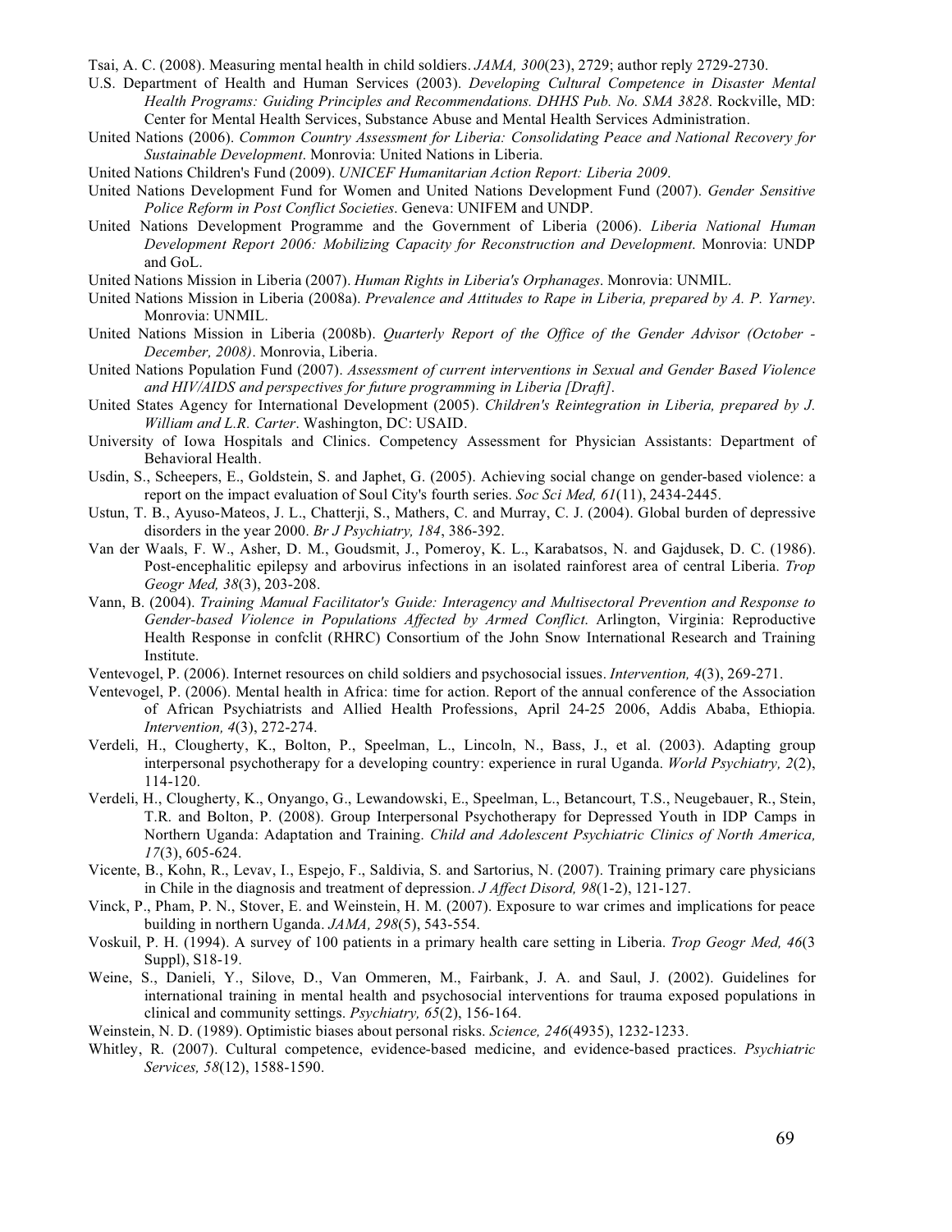Tsai, A. C. (2008). Measuring mental health in child soldiers. *JAMA, 300*(23), 2729; author reply 2729-2730.

U.S. Department of Health and Human Services (2003). *Developing Cultural Competence in Disaster Mental Health Programs: Guiding Principles and Recommendations. DHHS Pub. No. SMA 3828*. Rockville, MD: Center for Mental Health Services, Substance Abuse and Mental Health Services Administration.

United Nations (2006). *Common Country Assessment for Liberia: Consolidating Peace and National Recovery for Sustainable Development*. Monrovia: United Nations in Liberia.

United Nations Children's Fund (2009). *UNICEF Humanitarian Action Report: Liberia 2009*.

United Nations Development Fund for Women and United Nations Development Fund (2007). *Gender Sensitive Police Reform in Post Conflict Societies*. Geneva: UNIFEM and UNDP.

United Nations Development Programme and the Government of Liberia (2006). *Liberia National Human Development Report 2006: Mobilizing Capacity for Reconstruction and Development*. Monrovia: UNDP and GoL.

United Nations Mission in Liberia (2007). *Human Rights in Liberia's Orphanages*. Monrovia: UNMIL.

United Nations Mission in Liberia (2008a). *Prevalence and Attitudes to Rape in Liberia, prepared by A. P. Yarney*. Monrovia: UNMIL.

United Nations Mission in Liberia (2008b). *Quarterly Report of the Office of the Gender Advisor (October - December, 2008)*. Monrovia, Liberia.

United Nations Population Fund (2007). *Assessment of current interventions in Sexual and Gender Based Violence and HIV/AIDS and perspectives for future programming in Liberia [Draft]*.

United States Agency for International Development (2005). *Children's Reintegration in Liberia, prepared by J. William and L.R. Carter*. Washington, DC: USAID.

University of Iowa Hospitals and Clinics. Competency Assessment for Physician Assistants: Department of Behavioral Health.

Usdin, S., Scheepers, E., Goldstein, S. and Japhet, G. (2005). Achieving social change on gender-based violence: a report on the impact evaluation of Soul City's fourth series. *Soc Sci Med, 61*(11), 2434-2445.

Ustun, T. B., Ayuso-Mateos, J. L., Chatterji, S., Mathers, C. and Murray, C. J. (2004). Global burden of depressive disorders in the year 2000. *Br J Psychiatry, 184*, 386-392.

Van der Waals, F. W., Asher, D. M., Goudsmit, J., Pomeroy, K. L., Karabatsos, N. and Gajdusek, D. C. (1986). Post-encephalitic epilepsy and arbovirus infections in an isolated rainforest area of central Liberia. *Trop Geogr Med, 38*(3), 203-208.

Vann, B. (2004). *Training Manual Facilitator's Guide: Interagency and Multisectoral Prevention and Response to Gender-based Violence in Populations Affected by Armed Conflict*. Arlington, Virginia: Reproductive Health Response in confclit (RHRC) Consortium of the John Snow International Research and Training Institute.

Ventevogel, P. (2006). Internet resources on child soldiers and psychosocial issues. *Intervention, 4*(3), 269-271.

Ventevogel, P. (2006). Mental health in Africa: time for action. Report of the annual conference of the Association of African Psychiatrists and Allied Health Professions, April 24-25 2006, Addis Ababa, Ethiopia. *Intervention, 4*(3), 272-274.

Verdeli, H., Clougherty, K., Bolton, P., Speelman, L., Lincoln, N., Bass, J., et al. (2003). Adapting group interpersonal psychotherapy for a developing country: experience in rural Uganda. *World Psychiatry, 2*(2), 114-120.

Verdeli, H., Clougherty, K., Onyango, G., Lewandowski, E., Speelman, L., Betancourt, T.S., Neugebauer, R., Stein, T.R. and Bolton, P. (2008). Group Interpersonal Psychotherapy for Depressed Youth in IDP Camps in Northern Uganda: Adaptation and Training. *Child and Adolescent Psychiatric Clinics of North America, 17*(3), 605-624.

Vicente, B., Kohn, R., Levav, I., Espejo, F., Saldivia, S. and Sartorius, N. (2007). Training primary care physicians in Chile in the diagnosis and treatment of depression. *J Affect Disord, 98*(1-2), 121-127.

Vinck, P., Pham, P. N., Stover, E. and Weinstein, H. M. (2007). Exposure to war crimes and implications for peace building in northern Uganda. *JAMA, 298*(5), 543-554.

Voskuil, P. H. (1994). A survey of 100 patients in a primary health care setting in Liberia. *Trop Geogr Med, 46*(3 Suppl), S18-19.

Weine, S., Danieli, Y., Silove, D., Van Ommeren, M., Fairbank, J. A. and Saul, J. (2002). Guidelines for international training in mental health and psychosocial interventions for trauma exposed populations in clinical and community settings. *Psychiatry, 65*(2), 156-164.

Weinstein, N. D. (1989). Optimistic biases about personal risks. *Science, 246*(4935), 1232-1233.

Whitley, R. (2007). Cultural competence, evidence-based medicine, and evidence-based practices. *Psychiatric Services, 58*(12), 1588-1590.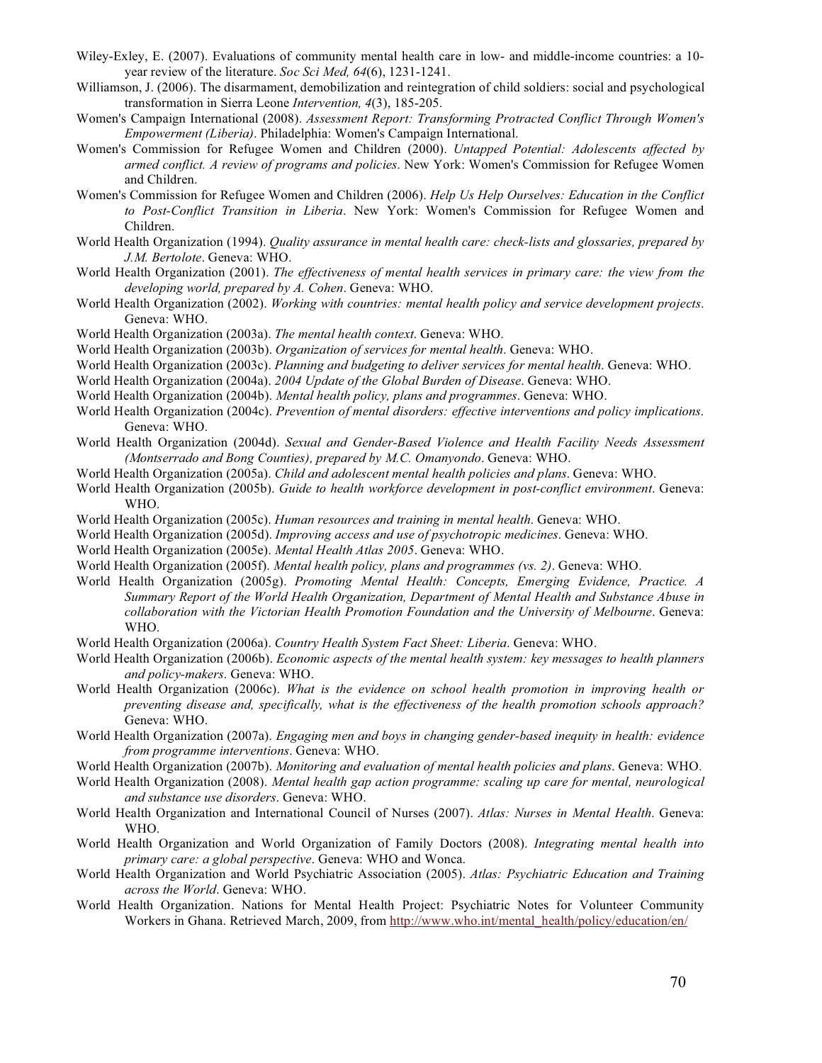Wiley-Exley, E. (2007). Evaluations of community mental health care in low- and middle-income countries: a 10-year review of the literature. *Soc Sci Med, 64*(6), 1231-1241.

Williamson, J. (2006). The disarmament, demobilization and reintegration of child soldiers: social and psychological transformation in Sierra Leone *Intervention, 4*(3), 185-205.

Women's Campaign International (2008). *Assessment Report: Transforming Protracted Conflict Through Women's Empowerment (Liberia)*. Philadelphia: Women's Campaign International.

Women's Commission for Refugee Women and Children (2000). *Untapped Potential: Adolescents affected by armed conflict. A review of programs and policies*. New York: Women's Commission for Refugee Women and Children.

Women's Commission for Refugee Women and Children (2006). *Help Us Help Ourselves: Education in the Conflict to Post-Conflict Transition in Liberia*. New York: Women's Commission for Refugee Women and Children.

World Health Organization (1994). *Quality assurance in mental health care: check-lists and glossaries, prepared by J.M. Bertolote*. Geneva: WHO.

World Health Organization (2001). *The effectiveness of mental health services in primary care: the view from the developing world, prepared by A. Cohen*. Geneva: WHO.

World Health Organization (2002). *Working with countries: mental health policy and service development projects*. Geneva: WHO.

World Health Organization (2003a). *The mental health context*. Geneva: WHO.

World Health Organization (2003b). *Organization of services for mental health*. Geneva: WHO.

World Health Organization (2003c). *Planning and budgeting to deliver services for mental health*. Geneva: WHO.

World Health Organization (2004a). *2004 Update of the Global Burden of Disease*. Geneva: WHO.

World Health Organization (2004b). *Mental health policy, plans and programmes*. Geneva: WHO.

World Health Organization (2004c). *Prevention of mental disorders: effective interventions and policy implications*. Geneva: WHO.

World Health Organization (2004d). *Sexual and Gender-Based Violence and Health Facility Needs Assessment (Montserrado and Bong Counties), prepared by M.C. Omanyondo*. Geneva: WHO.

World Health Organization (2005a). *Child and adolescent mental health policies and plans*. Geneva: WHO.

World Health Organization (2005b). *Guide to health workforce development in post-conflict environment*. Geneva: WHO.

World Health Organization (2005c). *Human resources and training in mental health*. Geneva: WHO.

World Health Organization (2005d). *Improving access and use of psychotropic medicines*. Geneva: WHO.

World Health Organization (2005e). *Mental Health Atlas 2005*. Geneva: WHO.

World Health Organization (2005f). *Mental health policy, plans and programmes (vs. 2)*. Geneva: WHO.

World Health Organization (2005g). *Promoting Mental Health: Concepts, Emerging Evidence, Practice. A Summary Report of the World Health Organization, Department of Mental Health and Substance Abuse in collaboration with the Victorian Health Promotion Foundation and the University of Melbourne*. Geneva: WHO.

World Health Organization (2006a). *Country Health System Fact Sheet: Liberia*. Geneva: WHO.

World Health Organization (2006b). *Economic aspects of the mental health system: key messages to health planners and policy-makers*. Geneva: WHO.

World Health Organization (2006c). *What is the evidence on school health promotion in improving health or preventing disease and, specifically, what is the effectiveness of the health promotion schools approach?* Geneva: WHO.

World Health Organization (2007a). *Engaging men and boys in changing gender-based inequity in health: evidence from programme interventions*. Geneva: WHO.

World Health Organization (2007b). *Monitoring and evaluation of mental health policies and plans*. Geneva: WHO.

World Health Organization (2008). *Mental health gap action programme: scaling up care for mental, neurological and substance use disorders*. Geneva: WHO.

World Health Organization and International Council of Nurses (2007). *Atlas: Nurses in Mental Health*. Geneva: WHO.

World Health Organization and World Organization of Family Doctors (2008). *Integrating mental health into primary care: a global perspective*. Geneva: WHO and Wonca.

World Health Organization and World Psychiatric Association (2005). *Atlas: Psychiatric Education and Training across the World*. Geneva: WHO.

World Health Organization. Nations for Mental Health Project: Psychiatric Notes for Volunteer Community Workers in Ghana. Retrieved March, 2009, from http://www.who.int/mental_health/policy/education/en/